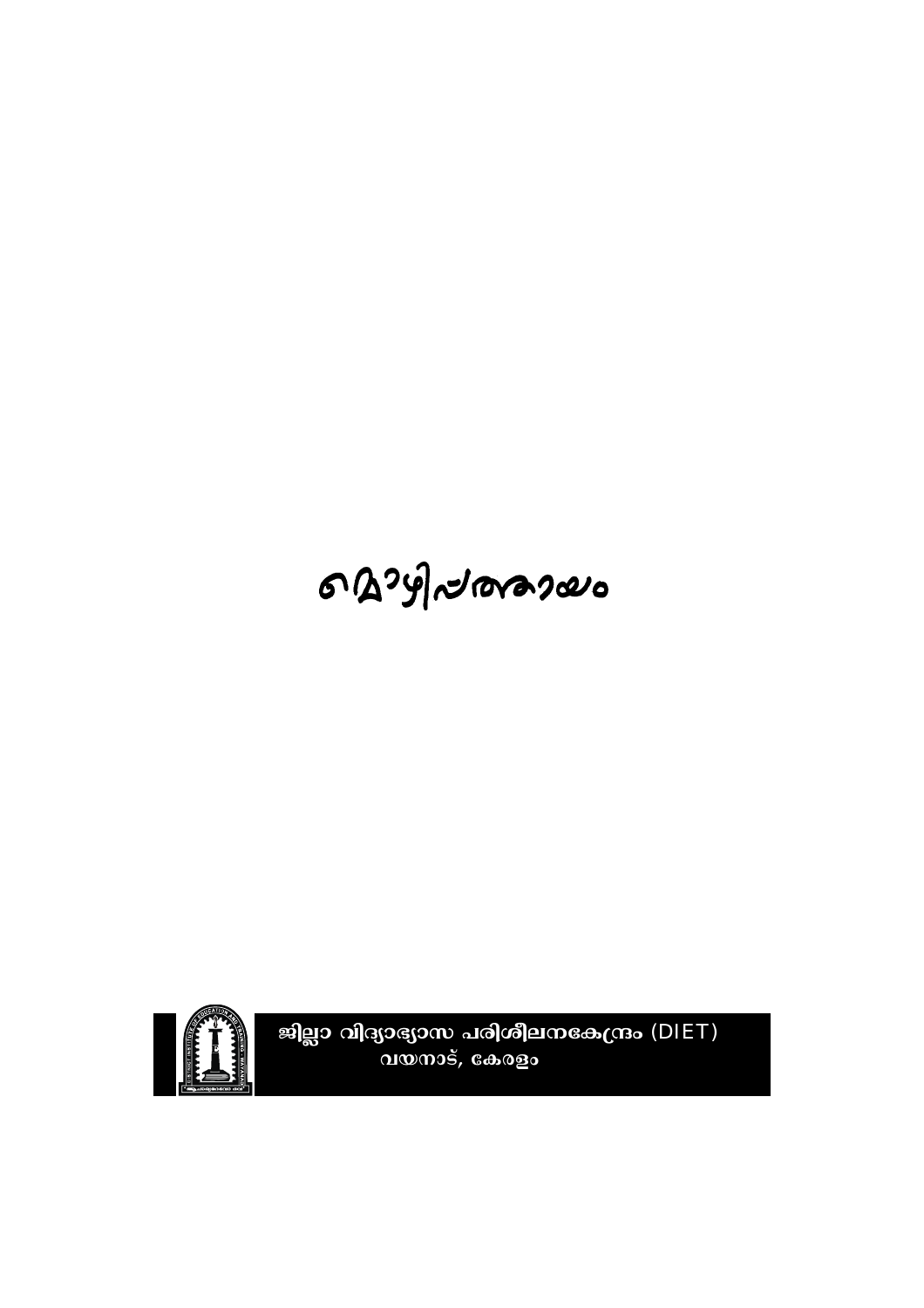# മൊഴിപ്പത്തായം

ജില്ലാ വിദ്യാഭ്യാസ പരിശീലനകേന്ദ്രം (DIET)
വയനാട്, കേരളം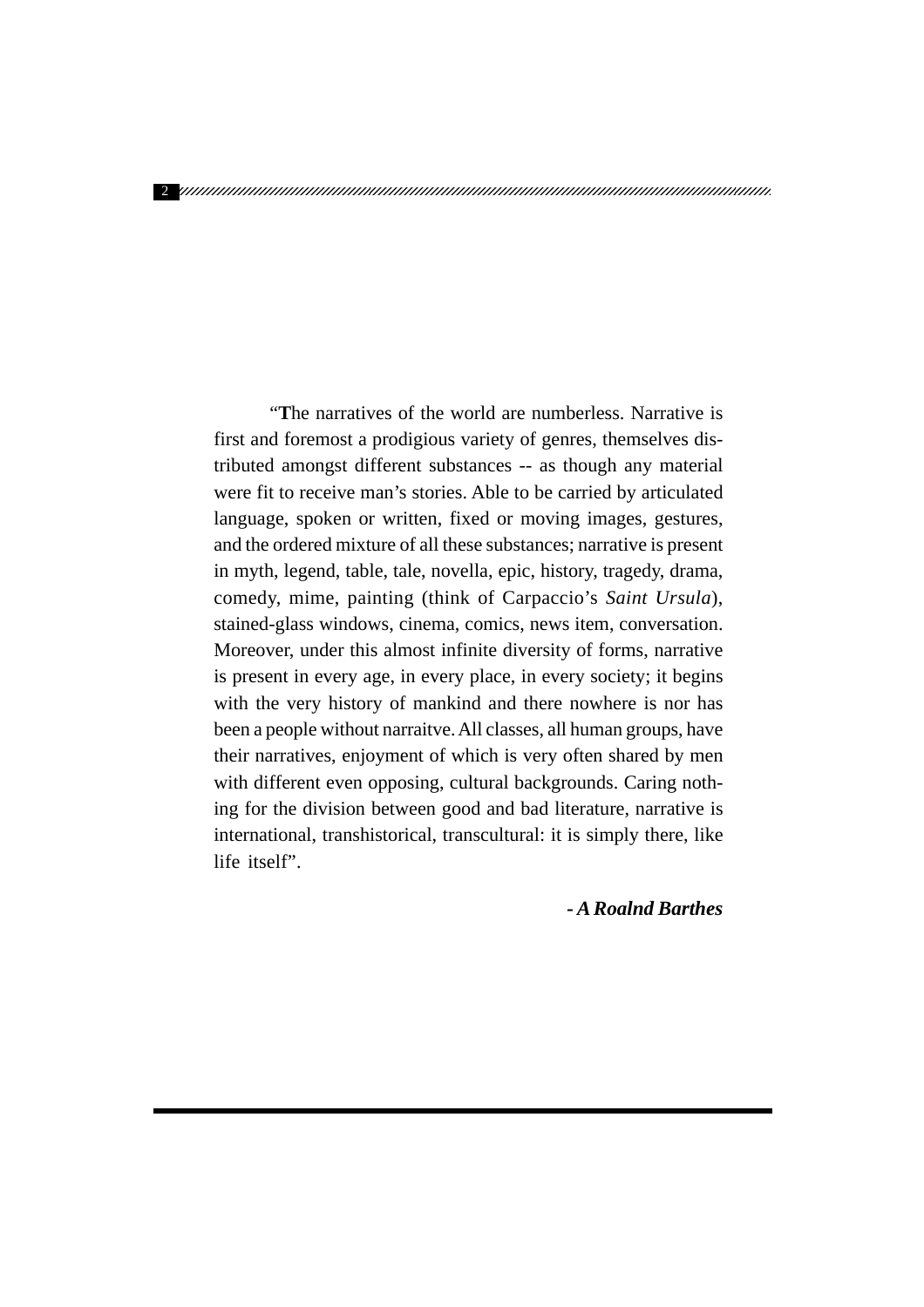"**T**he narratives of the world are numberless. Narrative is first and foremost a prodigious variety of genres, themselves distributed amongst different substances -- as though any material were fit to receive man's stories. Able to be carried by articulated language, spoken or written, fixed or moving images, gestures, and the ordered mixture of all these substances; narrative is present in myth, legend, table, tale, novella, epic, history, tragedy, drama, comedy, mime, painting (think of Carpaccio's *Saint Ursula*), stained-glass windows, cinema, comics, news item, conversation. Moreover, under this almost infinite diversity of forms, narrative is present in every age, in every place, in every society; it begins with the very history of mankind and there nowhere is nor has been a people without narraitve. All classes, all human groups, have their narratives, enjoyment of which is very often shared by men with different even opposing, cultural backgrounds. Caring nothing for the division between good and bad literature, narrative is international, transhistorical, transcultural: it is simply there, like life itself".

***- A Roalnd Barthes***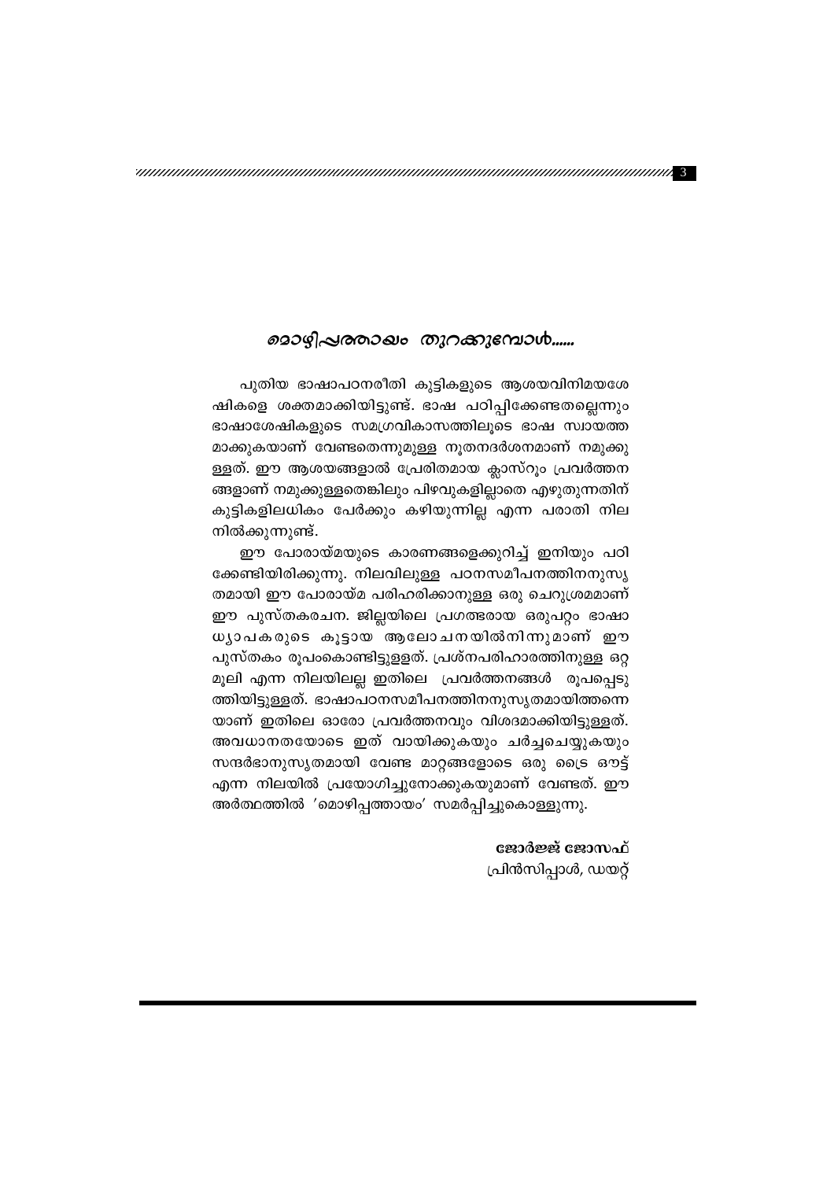## മൊഴിപ്പത്തായം തുറക്കുമ്പോൾ......

പുതിയ ഭാഷാപഠനരീതി കുട്ടികളുടെ ആശയവിനിമയശേഷികളെ ശക്തമാക്കിയിട്ടുണ്ട്. ഭാഷ പഠിപ്പിക്കേണ്ടതല്ലെന്നും ഭാഷാശേഷികളുടെ സമഗ്രവികാസത്തിലൂടെ ഭാഷ സ്വായത്തമാക്കുകയാണ് വേണ്ടതെന്നുമുള്ള നൂതനദർശനമാണ് നമുക്കുള്ളത്. ഈ ആശയങ്ങളാൽ പ്രേരിതമായ ക്ലാസ്റൂം പ്രവർത്തനങ്ങളാണ് നമുക്കുള്ളതെങ്കിലും പിഴവുകളില്ലാതെ എഴുതുന്നതിന് കുട്ടികളിലധികം പേർക്കും കഴിയുന്നില്ല എന്ന പരാതി നിലനിൽക്കുന്നുണ്ട്.

ഈ പോരായ്മയുടെ കാരണങ്ങളെക്കുറിച്ച് ഇനിയും പഠിക്കേണ്ടിയിരിക്കുന്നു. നിലവിലുള്ള പഠനസമീപനത്തിനനുസൃതമായി ഈ പോരായ്മ പരിഹരിക്കാനുള്ള ഒരു ചെറുശ്രമമാണ് ഈ പുസ്തകരചന. ജില്ലയിലെ പ്രഗത്ഭരായ ഒരുപറ്റം ഭാഷാധ്യാപകരുടെ കൂട്ടായ ആലോചനയിൽനിന്നുമാണ് ഈ പുസ്തകം രൂപംകൊണ്ടിട്ടുള്ളത്. പ്രശ്നപരിഹാരത്തിനുള്ള ഒറ്റമൂലി എന്ന നിലയിലല്ല ഇതിലെ പ്രവർത്തനങ്ങൾ രൂപപ്പെടുത്തിയിട്ടുള്ളത്. ഭാഷാപഠനസമീപനത്തിനനുസൃതമായിത്തന്നെയാണ് ഇതിലെ ഓരോ പ്രവർത്തനവും വിശദമാക്കിയിട്ടുള്ളത്. അവധാനതയോടെ ഇത് വായിക്കുകയും ചർച്ചചെയ്യുകയും സന്ദർഭാനുസൃതമായി വേണ്ട മാറ്റങ്ങളോടെ ഒരു ട്രൈ ഔട്ട് എന്ന നിലയിൽ പ്രയോഗിച്ചുനോക്കുകയുമാണ് വേണ്ടത്. ഈ അർത്ഥത്തിൽ 'മൊഴിപ്പത്തായം' സമർപ്പിച്ചുകൊള്ളുന്നു.

**ജോർജ്ജ് ജോസഫ്**
പ്രിൻസിപ്പാൾ, ഡയറ്റ്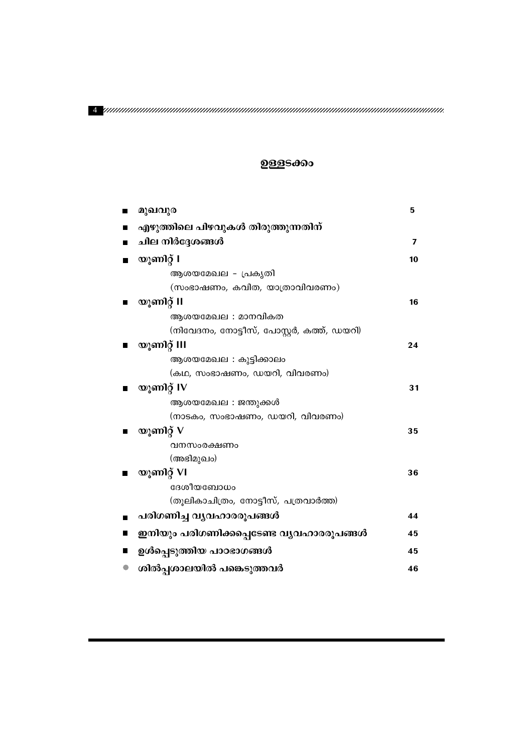# ഉള്ളടക്കം

- മുഖവുര — 5
- എഴുത്തിലെ പിഴവുകൾ തിരുത്തുന്നതിന്
- ചില നിർദ്ദേശങ്ങൾ — 7
- യൂണിറ്റ് I — 10
  - ആശയമേഖല – പ്രകൃതി
  - (സംഭാഷണം, കവിത, യാത്രാവിവരണം)
- യൂണിറ്റ് II — 16
  - ആശയമേഖല : മാനവികത
  - (നിവേദനം, നോട്ടീസ്, പോസ്റ്റർ, കത്ത്, ഡയറി)
- യൂണിറ്റ് III — 24
  - ആശയമേഖല : കുട്ടിക്കാലം
  - (കഥ, സംഭാഷണം, ഡയറി, വിവരണം)
- യൂണിറ്റ് IV — 31
  - ആശയമേഖല : ജന്തുക്കൾ
  - (നാടകം, സംഭാഷണം, ഡയറി, വിവരണം)
- യൂണിറ്റ് V — 35
  - വനസംരക്ഷണം
  - (അഭിമുഖം)
- യൂണിറ്റ് VI — 36
  - ദേശീയബോധം
  - (തൂലികാചിത്രം, നോട്ടീസ്, പത്രവാർത്ത)
- പരിഗണിച്ച വ്യവഹാരരൂപങ്ങൾ — 44
- ഇനിയും പരിഗണിക്കപ്പെടേണ്ട വ്യവഹാരരൂപങ്ങൾ — 45
- ഉൾപ്പെടുത്തിയ പാഠഭാഗങ്ങൾ — 45
- ശിൽപ്പശാലയിൽ പങ്കെടുത്തവർ — 46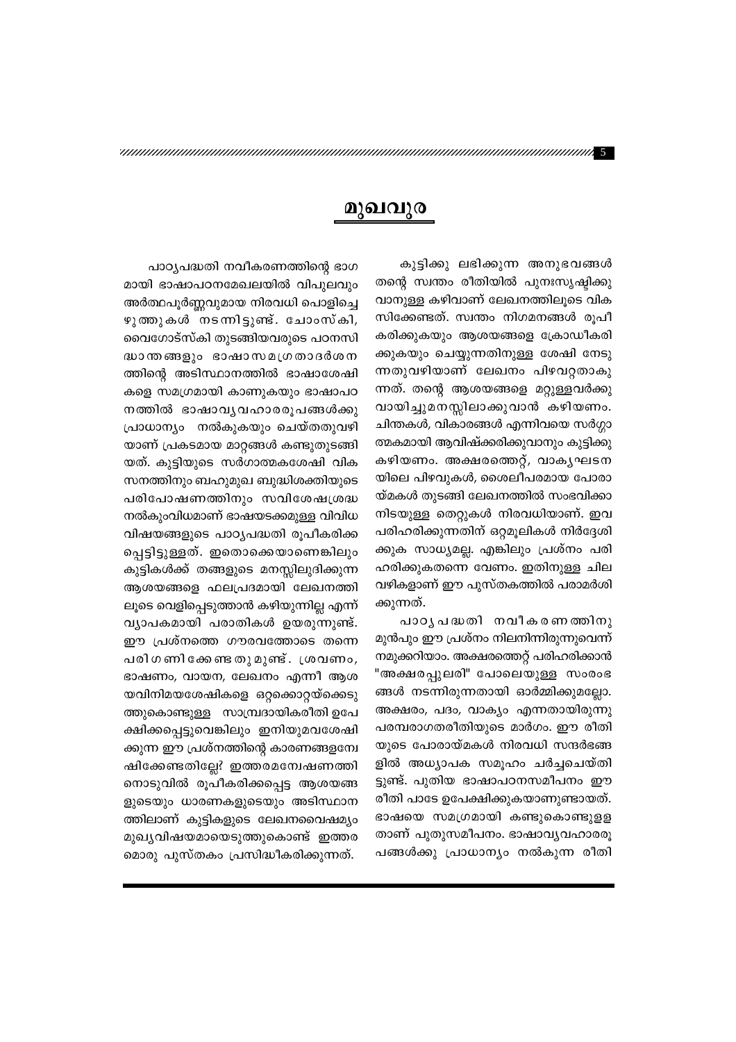# മുഖവുര

പാഠ്യപദ്ധതി നവീകരണത്തിന്റെ ഭാഗമായി ഭാഷാപഠനമേഖലയിൽ വിപുലവും അർത്ഥപൂർണ്ണവുമായ നിരവധി പൊളിച്ചെഴുത്തുകൾ നടന്നിട്ടുണ്ട്. ചോംസ്കി, വൈഗോട്സ്കി തുടങ്ങിയവരുടെ പഠനസിദ്ധാന്തങ്ങളും ഭാഷാസമഗ്രതാദർശനത്തിന്റെ അടിസ്ഥാനത്തിൽ ഭാഷാശേഷികളെ സമഗ്രമായി കാണുകയും ഭാഷാപഠനത്തിൽ ഭാഷാവ്യവഹാരരൂപങ്ങൾക്കു പ്രാധാന്യം നൽകുകയും ചെയ്തതുവഴിയാണ് പ്രകടമായ മാറ്റങ്ങൾ കണ്ടുതുടങ്ങിയത്. കുട്ടിയുടെ സർഗാത്മകശേഷി വികസനത്തിനും ബഹുമുഖ ബുദ്ധിശക്തിയുടെ പരിപോഷണത്തിനും സവിശേഷശ്രദ്ധ നൽകുംവിധമാണ് ഭാഷയടക്കമുള്ള വിവിധ വിഷയങ്ങളുടെ പാഠ്യപദ്ധതി രൂപീകരിക്കപ്പെട്ടിട്ടുള്ളത്. ഇതൊക്കെയാണെങ്കിലും കുട്ടികൾക്ക് തങ്ങളുടെ മനസ്സിലുദിക്കുന്ന ആശയങ്ങളെ ഫലപ്രദമായി ലേഖനത്തിലൂടെ വെളിപ്പെടുത്താൻ കഴിയുന്നില്ല എന്ന് വ്യാപകമായി പരാതികൾ ഉയരുന്നുണ്ട്. ഈ പ്രശ്നത്തെ ഗൗരവത്തോടെ തന്നെ പരിഗണിക്കേണ്ടതുമുണ്ട്. ശ്രവണം, ഭാഷണം, വായന, ലേഖനം എന്നീ ആശയവിനിമയശേഷികളെ ഒറ്റക്കൊറ്റയ്ക്കെടുത്തുകൊണ്ടുള്ള സാമ്പ്രദായികരീതി ഉപേക്ഷിക്കപ്പെട്ടുവെങ്കിലും ഇനിയുമവശേഷിക്കുന്ന ഈ പ്രശ്നത്തിന്റെ കാരണങ്ങളന്വേഷിക്കേണ്ടതില്ലേ? ഇത്തരമന്വേഷണത്തിനൊടുവിൽ രൂപീകരിക്കപ്പെട്ട ആശയങ്ങളുടെയും ധാരണകളുടെയും അടിസ്ഥാനത്തിലാണ് കുട്ടികളുടെ ലേഖനവൈഷമ്യം മുഖ്യവിഷയമായെടുത്തുകൊണ്ട് ഇത്തരമൊരു പുസ്തകം പ്രസിദ്ധീകരിക്കുന്നത്.

കുട്ടിക്കു ലഭിക്കുന്ന അനുഭവങ്ങൾ തന്റെ സ്വന്തം രീതിയിൽ പുനഃസൃഷ്ടിക്കുവാനുള്ള കഴിവാണ് ലേഖനത്തിലൂടെ വികസിക്കേണ്ടത്. സ്വന്തം നിഗമനങ്ങൾ രൂപീകരിക്കുകയും ആശയങ്ങളെ ക്രോഡീകരിക്കുകയും ചെയ്യുന്നതിനുള്ള ശേഷി നേടുന്നതുവഴിയാണ് ലേഖനം പിഴവറ്റതാകുന്നത്. തന്റെ ആശയങ്ങളെ മറ്റുള്ളവർക്കു വായിച്ചുമനസ്സിലാക്കുവാൻ കഴിയണം. ചിന്തകൾ, വികാരങ്ങൾ എന്നിവയെ സർഗ്ഗാത്മകമായി ആവിഷ്ക്കരിക്കുവാനും കുട്ടിക്കു കഴിയണം. അക്ഷരത്തെറ്റ്, വാകൃഘടനയിലെ പിഴവുകൾ, ശൈലീപരമായ പോരായ്മകൾ തുടങ്ങി ലേഖനത്തിൽ സംഭവിക്കാനിടയുള്ള തെറ്റുകൾ നിരവധിയാണ്. ഇവ പരിഹരിക്കുന്നതിന് ഒറ്റമൂലികൾ നിർദ്ദേശിക്കുക സാധ്യമല്ല. എങ്കിലും പ്രശ്നം പരിഹരിക്കുകതന്നെ വേണം. ഇതിനുള്ള ചില വഴികളാണ് ഈ പുസ്തകത്തിൽ പരാമർശിക്കുന്നത്.

പാഠ്യപദ്ധതി നവീകരണത്തിനു മുൻപും ഈ പ്രശ്നം നിലനിന്നിരുന്നുവെന്ന് നമുക്കറിയാം. അക്ഷരത്തെറ്റ് പരിഹരിക്കാൻ "അക്ഷരപ്പുലരി" പോലെയുള്ള സംരംഭങ്ങൾ നടന്നിരുന്നതായി ഓർമ്മിക്കുമല്ലോ. അക്ഷരം, പദം, വാക്യം എന്നതായിരുന്നു പരമ്പരാഗതരീതിയുടെ മാർഗം. ഈ രീതിയുടെ പോരായ്മകൾ നിരവധി സന്ദർഭങ്ങളിൽ അധ്യാപക സമൂഹം ചർച്ചചെയ്തിട്ടുണ്ട്. പുതിയ ഭാഷാപഠനസമീപനം ഈ രീതി പാടേ ഉപേക്ഷിക്കുകയാണുണ്ടായത്. ഭാഷയെ സമഗ്രമായി കണ്ടുകൊണ്ടുള്ളതാണ് പുതുസമീപനം. ഭാഷാവ്യവഹാരരൂപങ്ങൾക്കു പ്രാധാന്യം നൽകുന്ന രീതി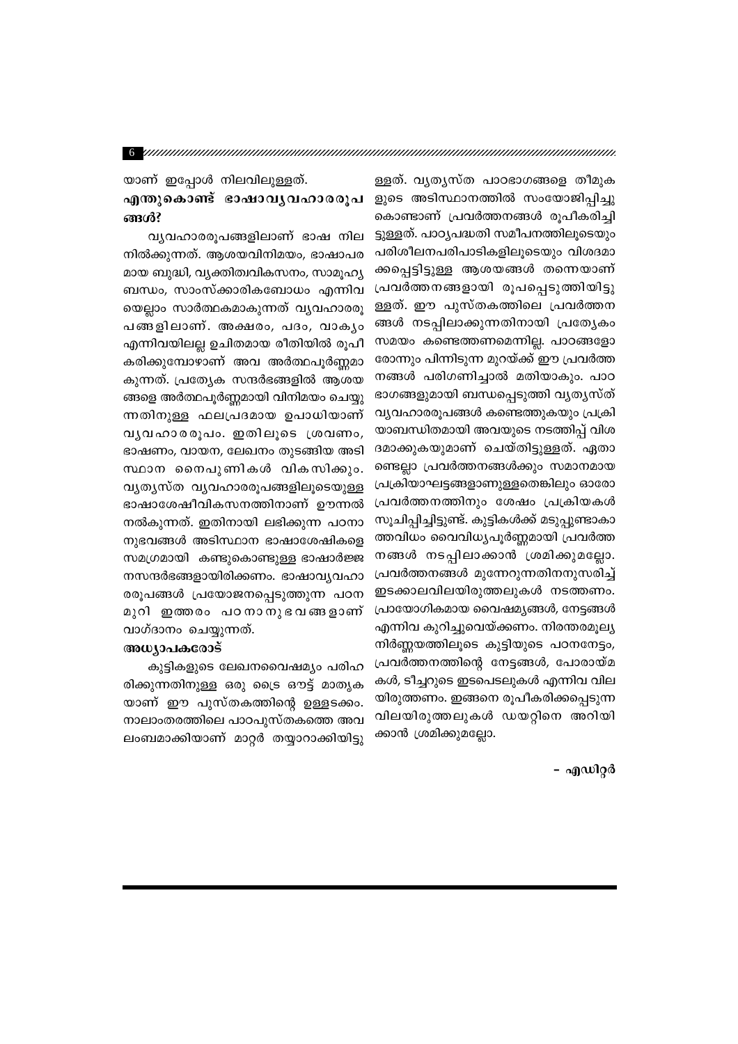യാണ് ഇപ്പോൾ നിലവിലുള്ളത്.

## എന്തുകൊണ്ട് ഭാഷാവ്യവഹാരരൂപങ്ങൾ?

വ്യവഹാരരൂപങ്ങളിലാണ് ഭാഷ നിലനിൽക്കുന്നത്. ആശയവിനിമയം, ഭാഷാപരമായ ബുദ്ധി, വ്യക്തിത്വവികസനം, സാമൂഹ്യബന്ധം, സാംസ്ക്കാരികബോധം എന്നിവയെല്ലാം സാർത്ഥകമാകുന്നത് വ്യവഹാരരൂപങ്ങളിലാണ്. അക്ഷരം, പദം, വാക്യം എന്നിവയിലല്ല ഉചിതമായ രീതിയിൽ രൂപീകരിക്കുമ്പോഴാണ് അവ അർത്ഥപൂർണ്ണമാകുന്നത്. പ്രത്യേക സന്ദർഭങ്ങളിൽ ആശയങ്ങളെ അർത്ഥപൂർണ്ണമായി വിനിമയം ചെയ്യുന്നതിനുള്ള ഫലപ്രദമായ ഉപാധിയാണ് വ്യവഹാരരൂപം. ഇതിലൂടെ ശ്രവണം, ഭാഷണം, വായന, ലേഖനം തുടങ്ങിയ അടിസ്ഥാന നൈപുണികൾ വികസിക്കും. വ്യത്യസ്ത വ്യവഹാരരൂപങ്ങളിലൂടെയുള്ള ഭാഷാശേഷീവികസനത്തിനാണ് ഊന്നൽ നൽകുന്നത്. ഇതിനായി ലഭിക്കുന്ന പഠനാനുഭവങ്ങൾ അടിസ്ഥാന ഭാഷാശേഷികളെ സമഗ്രമായി കണ്ടുകൊണ്ടുള്ള ഭാഷാർജ്ജനസന്ദർഭങ്ങളായിരിക്കണം. ഭാഷാവ്യവഹാരരൂപങ്ങൾ പ്രയോജനപ്പെടുത്തുന്ന പഠനമുറി ഇത്തരം പഠനാനുഭവങ്ങളാണ് വാഗ്ദാനം ചെയ്യുന്നത്.

### അധ്യാപകരോട്

കുട്ടികളുടെ ലേഖനവൈഷമ്യം പരിഹരിക്കുന്നതിനുള്ള ഒരു ട്രൈ ഔട്ട് മാതൃകയാണ് ഈ പുസ്തകത്തിന്റെ ഉള്ളടക്കം. നാലാംതരത്തിലെ പാഠപുസ്തകത്തെ അവലംബമാക്കിയാണ് മാറ്റർ തയ്യാറാക്കിയിട്ടുള്ളത്. വ്യത്യസ്ത പാഠഭാഗങ്ങളെ തീമുകളുടെ അടിസ്ഥാനത്തിൽ സംയോജിപ്പിച്ചുകൊണ്ടാണ് പ്രവർത്തനങ്ങൾ രൂപീകരിച്ചിട്ടുള്ളത്. പാഠ്യപദ്ധതി സമീപനത്തിലൂടെയും പരിശീലനപരിപാടികളിലൂടെയും വിശദമാക്കപ്പെട്ടിട്ടുള്ള ആശയങ്ങൾ തന്നെയാണ് പ്രവർത്തനങ്ങളായി രൂപപ്പെടുത്തിയിട്ടുള്ളത്. ഈ പുസ്തകത്തിലെ പ്രവർത്തനങ്ങൾ നടപ്പിലാക്കുന്നതിനായി പ്രത്യേകം സമയം കണ്ടെത്തണമെന്നില്ല. പാഠങ്ങളോരോന്നും പിന്നിടുന്ന മുറയ്ക്ക് ഈ പ്രവർത്തനങ്ങൾ പരിഗണിച്ചാൽ മതിയാകും. പാഠഭാഗങ്ങളുമായി ബന്ധപ്പെടുത്തി വ്യത്യസ്ത് വ്യവഹാരരൂപങ്ങൾ കണ്ടെത്തുകയും പ്രക്രിയാബന്ധിതമായി അവയുടെ നടത്തിപ്പ് വിശദമാക്കുകയുമാണ് ചെയ്തിട്ടുള്ളത്. ഏതാണ്ടെല്ലാ പ്രവർത്തനങ്ങൾക്കും സമാനമായ പ്രക്രിയാഘട്ടങ്ങളാണുള്ളതെങ്കിലും ഓരോ പ്രവർത്തനത്തിനും ശേഷം പ്രക്രിയകൾ സൂചിപ്പിച്ചിട്ടുണ്ട്. കുട്ടികൾക്ക് മടുപ്പുണ്ടാകാത്തവിധം വൈവിധ്യപൂർണ്ണമായി പ്രവർത്തനങ്ങൾ നടപ്പിലാക്കാൻ ശ്രമിക്കുമല്ലോ. പ്രവർത്തനങ്ങൾ മുന്നേറുന്നതിനനുസരിച്ച് ഇടക്കാലവിലയിരുത്തലുകൾ നടത്തണം. പ്രായോഗികമായ വൈഷമ്യങ്ങൾ, നേട്ടങ്ങൾ എന്നിവ കുറിച്ചുവെയ്ക്കണം. നിരന്തരമൂല്യനിർണ്ണയത്തിലൂടെ കുട്ടിയുടെ പഠനനേട്ടം, പ്രവർത്തനത്തിന്റെ നേട്ടങ്ങൾ, പോരായ്മകൾ, ടീച്ചറുടെ ഇടപെടലുകൾ എന്നിവ വിലയിരുത്തണം. ഇങ്ങനെ രൂപീകരിക്കപ്പെടുന്ന വിലയിരുത്തലുകൾ ഡയറ്റിനെ അറിയിക്കാൻ ശ്രമിക്കുമല്ലോ.

– എഡിറ്റർ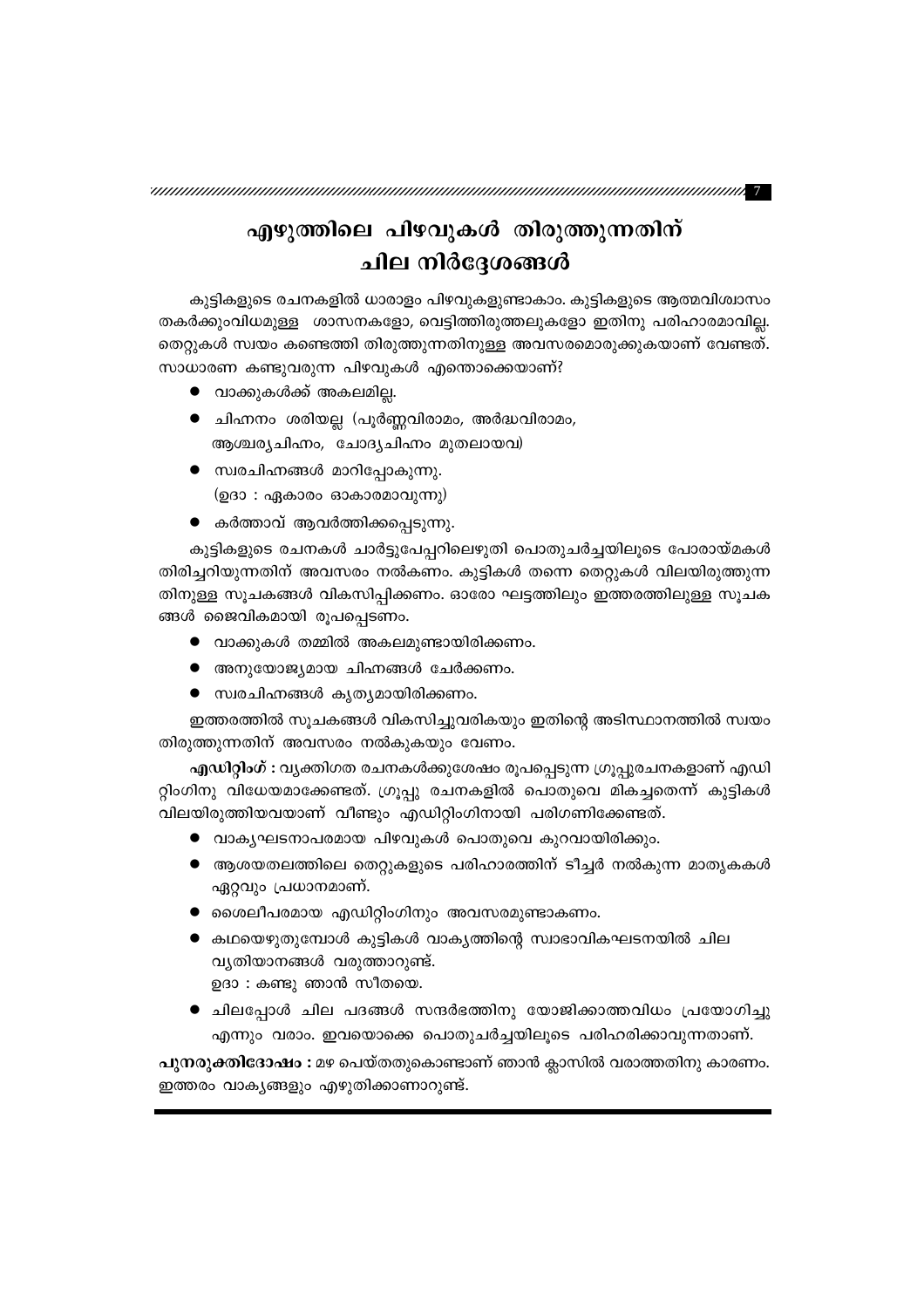# എഴുത്തിലെ പിഴവുകൾ തിരുത്തുന്നതിന് ചില നിർദ്ദേശങ്ങൾ

കുട്ടികളുടെ രചനകളിൽ ധാരാളം പിഴവുകളുണ്ടാകാം. കുട്ടികളുടെ ആത്മവിശ്വാസം തകർക്കുംവിധമുള്ള ശാസനകളോ, വെട്ടിത്തിരുത്തലുകളോ ഇതിനു പരിഹാരമാവില്ല. തെറ്റുകൾ സ്വയം കണ്ടെത്തി തിരുത്തുന്നതിനുള്ള അവസരമൊരുക്കുകയാണ് വേണ്ടത്. സാധാരണ കണ്ടുവരുന്ന പിഴവുകൾ എന്തൊക്കെയാണ്?

- വാക്കുകൾക്ക് അകലമില്ല.
- ചിഹ്നനം ശരിയല്ല (പൂർണ്ണവിരാമം, അർദ്ധവിരാമം, ആശ്ചര്യചിഹ്നം, ചോദ്യചിഹ്നം മുതലായവ)
- സ്വരചിഹ്നങ്ങൾ മാറിപ്പോകുന്നു.
  (ഉദാ : ഏകാരം ഓകാരമാവുന്നു)
- കർത്താവ് ആവർത്തിക്കപ്പെടുന്നു.

കുട്ടികളുടെ രചനകൾ ചാർട്ടുപേപ്പറിലെഴുതി പൊതുചർച്ചയിലൂടെ പോരായ്മകൾ തിരിച്ചറിയുന്നതിന് അവസരം നൽകണം. കുട്ടികൾ തന്നെ തെറ്റുകൾ വിലയിരുത്തുന്ന തിനുള്ള സൂചകങ്ങൾ വികസിപ്പിക്കണം. ഓരോ ഘട്ടത്തിലും ഇത്തരത്തിലുള്ള സൂചക ങ്ങൾ ജൈവികമായി രൂപപ്പെടണം.

- വാക്കുകൾ തമ്മിൽ അകലമുണ്ടായിരിക്കണം.
- അനുയോജ്യമായ ചിഹ്നങ്ങൾ ചേർക്കണം.
- സ്വരചിഹ്നങ്ങൾ കൃത്യമായിരിക്കണം.

ഇത്തരത്തിൽ സൂചകങ്ങൾ വികസിച്ചുവരികയും ഇതിന്റെ അടിസ്ഥാനത്തിൽ സ്വയം തിരുത്തുന്നതിന് അവസരം നൽകുകയും വേണം.

***എഡിറ്റിംഗ് :*** വ്യക്തിഗത രചനകൾക്കുശേഷം രൂപപ്പെടുന്ന ഗ്രൂപ്പുരചനകളാണ് എഡി റ്റിംഗിനു വിധേയമാക്കേണ്ടത്. ഗ്രൂപ്പു രചനകളിൽ പൊതുവെ മികച്ചതെന്ന് കുട്ടികൾ വിലയിരുത്തിയവയാണ് വീണ്ടും എഡിറ്റിംഗിനായി പരിഗണിക്കേണ്ടത്.

- വാക്യഘടനാപരമായ പിഴവുകൾ പൊതുവെ കുറവായിരിക്കും.
- ആശയതലത്തിലെ തെറ്റുകളുടെ പരിഹാരത്തിന് ടീച്ചർ നൽകുന്ന മാതൃകകൾ ഏറ്റവും പ്രധാനമാണ്.
- ശൈലീപരമായ എഡിറ്റിംഗിനും അവസരമുണ്ടാകണം.
- കഥയെഴുതുമ്പോൾ കുട്ടികൾ വാക്യത്തിന്റെ സ്വാഭാവികഘടനയിൽ ചില വ്യതിയാനങ്ങൾ വരുത്താറുണ്ട്.
  ഉദാ : കണ്ടു ഞാൻ സീതയെ.
- ചിലപ്പോൾ ചില പദങ്ങൾ സന്ദർഭത്തിനു യോജിക്കാത്തവിധം പ്രയോഗിച്ചു എന്നും വരാം. ഇവയൊക്കെ പൊതുചർച്ചയിലൂടെ പരിഹരിക്കാവുന്നതാണ്.

**പുനരുക്തിദോഷം :** മഴ പെയ്തതുകൊണ്ടാണ് ഞാൻ ക്ലാസിൽ വരാത്തതിനു കാരണം. ഇത്തരം വാക്യങ്ങളും എഴുതിക്കാണാറുണ്ട്.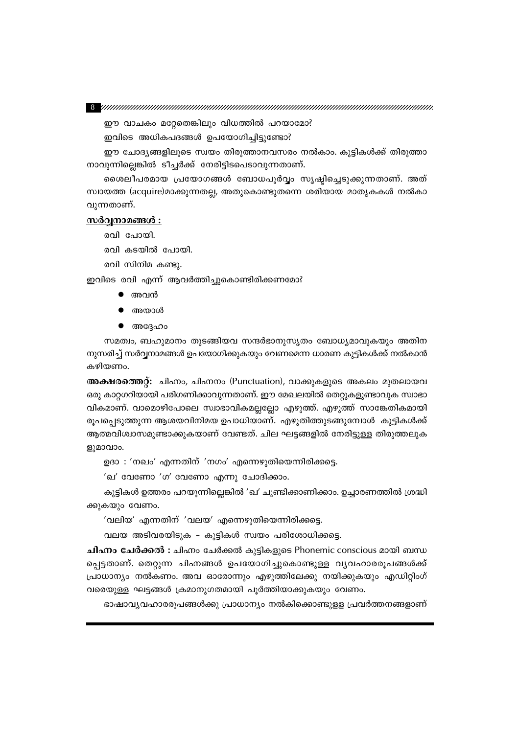ഈ വാചകം മറ്റേതെങ്കിലും വിധത്തിൽ പറയാമോ?

ഇവിടെ അധികപദങ്ങൾ ഉപയോഗിച്ചിട്ടുണ്ടോ?

ഈ ചോദ്യങ്ങളിലൂടെ സ്വയം തിരുത്താനവസരം നൽകാം. കുട്ടികൾക്ക് തിരുത്താനാവുന്നില്ലെങ്കിൽ ടീച്ചർക്ക് നേരിട്ടിടപെടാവുന്നതാണ്.

ശൈലീപരമായ പ്രയോഗങ്ങൾ ബോധപൂർവ്വം സൃഷ്ടിച്ചെടുക്കുന്നതാണ്. അത് സ്വായത്ത (acquire)മാക്കുന്നതല്ല, അതുകൊണ്ടുതന്നെ ശരിയായ മാതൃകകൾ നൽകാവുന്നതാണ്.

**<u>സർവ്വനാമങ്ങൾ :</u>**

രവി പോയി.

രവി കടയിൽ പോയി.

രവി സിനിമ കണ്ടു.

ഇവിടെ രവി എന്ന് ആവർത്തിച്ചുകൊണ്ടിരിക്കണമോ?

- അവൻ
- അയാൾ
- അദ്ദേഹം

സമത്വം, ബഹുമാനം തുടങ്ങിയവ സന്ദർഭാനുസൃതം ബോധ്യമാവുകയും അതിനനുസരിച്ച് സർവ്വനാമങ്ങൾ ഉപയോഗിക്കുകയും വേണമെന്ന ധാരണ കുട്ടികൾക്ക് നൽകാൻ കഴിയണം.

**അക്ഷരത്തെറ്റ്:** ചിഹ്നം, ചിഹ്നനം (Punctuation), വാക്കുകളുടെ അകലം മുതലായവ ഒരു കാറ്റഗറിയായി പരിഗണിക്കാവുന്നതാണ്. ഈ മേഖലയിൽ തെറ്റുകളുണ്ടാവുക സ്വാഭാവികമാണ്. വാമൊഴിപോലെ സ്വാഭാവികമല്ലല്ലോ എഴുത്ത്. എഴുത്ത് സാങ്കേതികമായി രൂപപ്പെടുത്തുന്ന ആശയവിനിമയ ഉപാധിയാണ്. എഴുതിത്തുടങ്ങുമ്പോൾ കുട്ടികൾക്ക് ആത്മവിശ്വാസമുണ്ടാക്കുകയാണ് വേണ്ടത്. ചില ഘട്ടങ്ങളിൽ നേരിട്ടുള്ള തിരുത്തലുകളുമാവാം.

ഉദാ : 'നഖം' എന്നതിന് 'നഗം' എന്നെഴുതിയെന്നിരിക്കട്ടെ.

'ഖ' വേണോ 'ഗ' വേണോ എന്നു ചോദിക്കാം.

കുട്ടികൾ ഉത്തരം പറയുന്നില്ലെങ്കിൽ 'ഖ' ചൂണ്ടിക്കാണിക്കാം. ഉച്ചാരണത്തിൽ ശ്രദ്ധിക്കുകയും വേണം.

'വലിയ' എന്നതിന് 'വലയ' എന്നെഴുതിയെന്നിരിക്കട്ടെ.

വലയ അടിവരയിടുക - കുട്ടികൾ സ്വയം പരിശോധിക്കട്ടെ.

**ചിഹ്നം ചേർക്കൽ :** ചിഹ്നം ചേർക്കൽ കുട്ടികളുടെ Phonemic conscious മായി ബന്ധപ്പെട്ടതാണ്. തെറ്റുന്ന ചിഹ്നങ്ങൾ ഉപയോഗിച്ചുകൊണ്ടുള്ള വ്യവഹാരരൂപങ്ങൾക്ക് പ്രാധാന്യം നൽകണം. അവ ഓരോന്നും എഴുത്തിലേക്കു നയിക്കുകയും എഡിറ്റിംഗ് വരെയുള്ള ഘട്ടങ്ങൾ ക്രമാനുഗതമായി പൂർത്തിയാക്കുകയും വേണം.

ഭാഷാവ്യവഹാരരൂപങ്ങൾക്കു പ്രാധാന്യം നൽകിക്കൊണ്ടുള്ള പ്രവർത്തനങ്ങളാണ്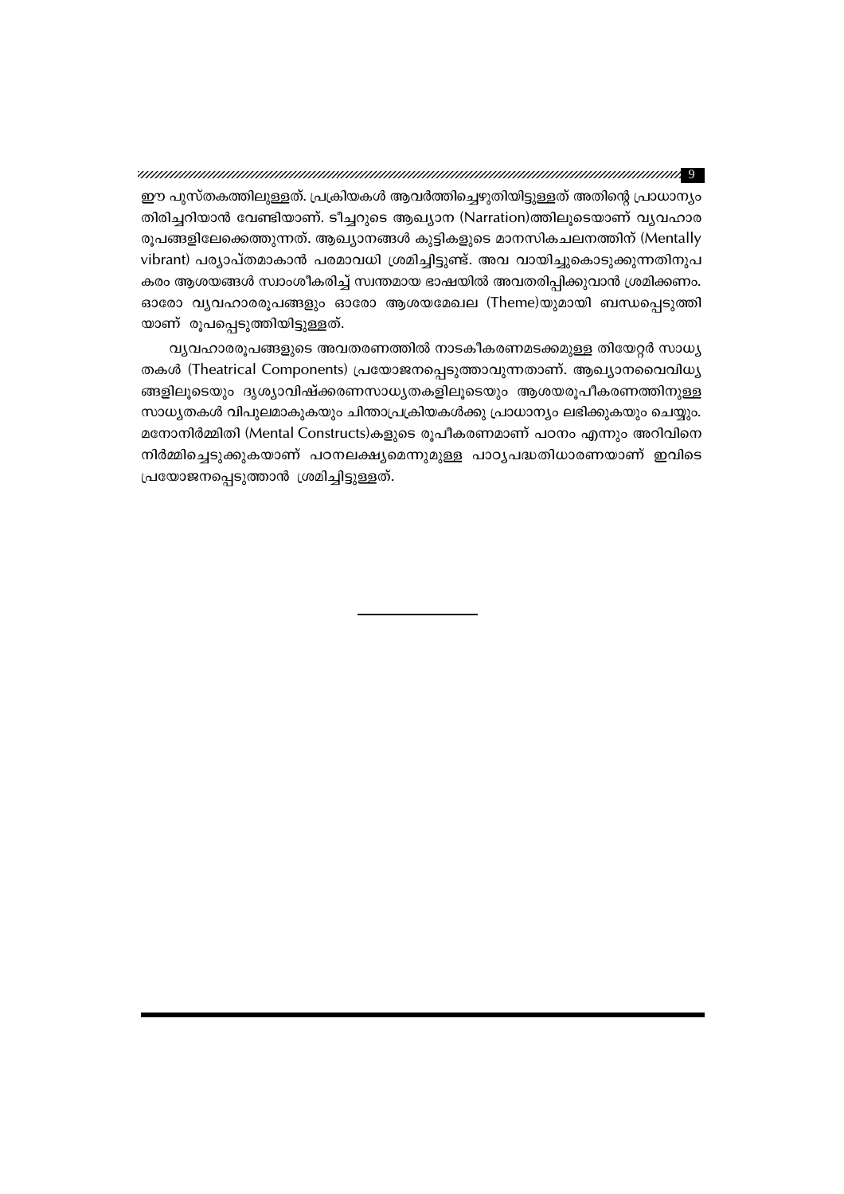ഈ പുസ്തകത്തിലുള്ളത്. പ്രക്രിയകൾ ആവർത്തിച്ചെഴുതിയിട്ടുള്ളത് അതിന്റെ പ്രാധാന്യം തിരിച്ചറിയാൻ വേണ്ടിയാണ്. ടീച്ചറുടെ ആഖ്യാന (Narration)ത്തിലൂടെയാണ് വ്യവഹാര രൂപങ്ങളിലേക്കെത്തുന്നത്. ആഖ്യാനങ്ങൾ കുട്ടികളുടെ മാനസികചലനത്തിന് (Mentally vibrant) പര്യാപ്തമാകാൻ പരമാവധി ശ്രമിച്ചിട്ടുണ്ട്. അവ വായിച്ചുകൊടുക്കുന്നതിനുപകരം ആശയങ്ങൾ സ്വാംശീകരിച്ച് സ്വന്തമായ ഭാഷയിൽ അവതരിപ്പിക്കുവാൻ ശ്രമിക്കണം. ഓരോ വ്യവഹാരരൂപങ്ങളും ഓരോ ആശയമേഖല (Theme)യുമായി ബന്ധപ്പെടുത്തിയാണ് രൂപപ്പെടുത്തിയിട്ടുള്ളത്.

വ്യവഹാരരൂപങ്ങളുടെ അവതരണത്തിൽ നാടകീകരണമടക്കമുള്ള തിയേറ്റർ സാധ്യതകൾ (Theatrical Components) പ്രയോജനപ്പെടുത്താവുന്നതാണ്. ആഖ്യാനവൈവിധ്യങ്ങളിലൂടെയും ദൃശ്യാവിഷ്ക്കരണസാധ്യതകളിലൂടെയും ആശയരൂപീകരണത്തിനുള്ള സാധ്യതകൾ വിപുലമാകുകയും ചിന്താപ്രക്രിയകൾക്കു പ്രാധാന്യം ലഭിക്കുകയും ചെയ്യും. മനോനിർമ്മിതി (Mental Constructs)കളുടെ രൂപീകരണമാണ് പഠനം എന്നും അറിവിനെ നിർമ്മിച്ചെടുക്കുകയാണ് പഠനലക്ഷ്യമെന്നുമുള്ള പാഠ്യപദ്ധതിധാരണയാണ് ഇവിടെ പ്രയോജനപ്പെടുത്താൻ ശ്രമിച്ചിട്ടുള്ളത്.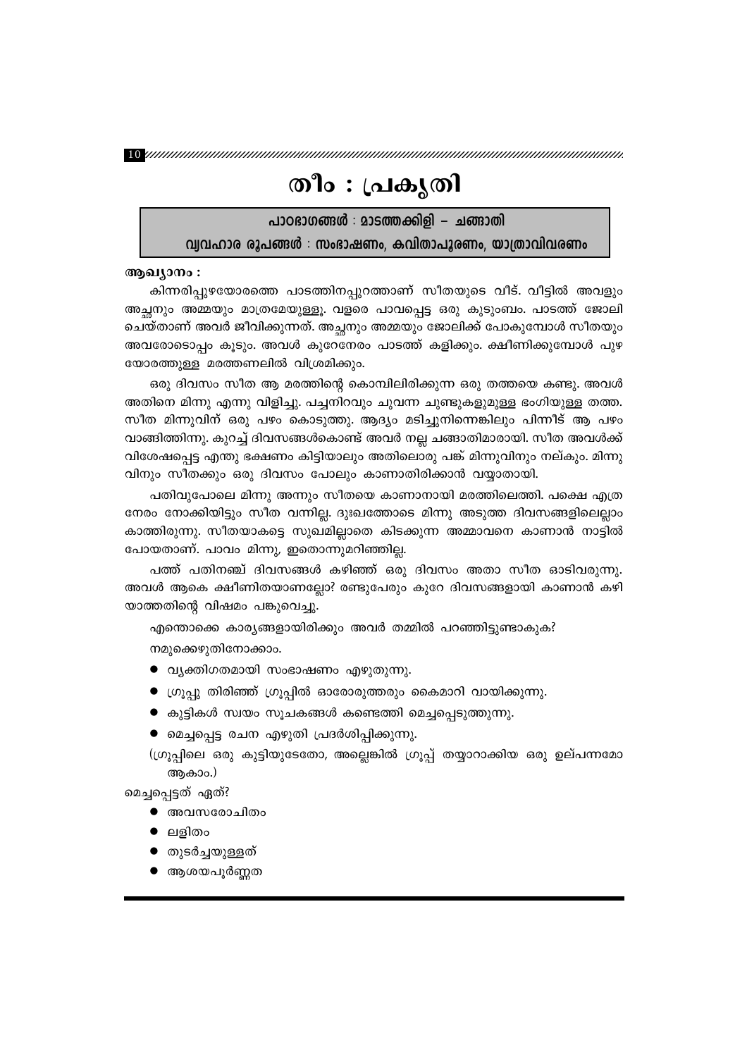# തീം : പ്രകൃതി

**പാഠഭാഗങ്ങൾ : മാടത്തക്കിളി – ചങ്ങാതി**

**വ്യവഹാര രൂപങ്ങൾ : സംഭാഷണം, കവിതാപൂരണം, യാത്രാവിവരണം**

**ആഖ്യാനം :**

കിന്നരിപ്പുഴയോരത്തെ പാടത്തിനപ്പുറത്താണ് സീതയുടെ വീട്. വീട്ടിൽ അവളും അച്ഛനും അമ്മയും മാത്രമേയുള്ളൂ. വളരെ പാവപ്പെട്ട ഒരു കുടുംബം. പാടത്ത് ജോലി ചെയ്താണ് അവർ ജീവിക്കുന്നത്. അച്ഛനും അമ്മയും ജോലിക്ക് പോകുമ്പോൾ സീതയും അവരോടൊപ്പം കൂടും. അവൾ കുറേനേരം പാടത്ത് കളിക്കും. ക്ഷീണിക്കുമ്പോൾ പുഴ യോരത്തുള്ള മരത്തണലിൽ വിശ്രമിക്കും.

ഒരു ദിവസം സീത ആ മരത്തിന്റെ കൊമ്പിലിരിക്കുന്ന ഒരു തത്തയെ കണ്ടു. അവൾ അതിനെ മിന്നു എന്നു വിളിച്ചു. പച്ചനിറവും ചുവന്ന ചുണ്ടുകളുമുള്ള ഭംഗിയുള്ള തത്ത. സീത മിന്നുവിന് ഒരു പഴം കൊടുത്തു. ആദ്യം മടിച്ചുനിന്നെങ്കിലും പിന്നീട് ആ പഴം വാങ്ങിത്തിന്നു. കുറച്ച് ദിവസങ്ങൾകൊണ്ട് അവർ നല്ല ചങ്ങാതിമാരായി. സീത അവൾക്ക് വിശേഷപ്പെട്ട എന്തു ഭക്ഷണം കിട്ടിയാലും അതിലൊരു പങ്ക് മിന്നുവിനും നല്കും. മിന്നു വിനും സീതക്കും ഒരു ദിവസം പോലും കാണാതിരിക്കാൻ വയ്യാതായി.

പതിവുപോലെ മിന്നു അന്നും സീതയെ കാണാനായി മരത്തിലെത്തി. പക്ഷെ എത്ര നേരം നോക്കിയിട്ടും സീത വന്നില്ല. ദുഃഖത്തോടെ മിന്നു അടുത്ത ദിവസങ്ങളിലെല്ലാം കാത്തിരുന്നു. സീതയാകട്ടെ സുഖമില്ലാതെ കിടക്കുന്ന അമ്മാവനെ കാണാൻ നാട്ടിൽ പോയതാണ്. പാവം മിന്നു, ഇതൊന്നുമറിഞ്ഞില്ല.

പത്ത് പതിനഞ്ച് ദിവസങ്ങൾ കഴിഞ്ഞ് ഒരു ദിവസം അതാ സീത ഓടിവരുന്നു. അവൾ ആകെ ക്ഷീണിതയാണല്ലോ? രണ്ടുപേരും കുറേ ദിവസങ്ങളായി കാണാൻ കഴി യാത്തതിന്റെ വിഷമം പങ്കുവെച്ചു.

എന്തൊക്കെ കാര്യങ്ങളായിരിക്കും അവർ തമ്മിൽ പറഞ്ഞിട്ടുണ്ടാകുക?

നമുക്കെഴുതിനോക്കാം.

- വ്യക്തിഗതമായി സംഭാഷണം എഴുതുന്നു.
- ഗ്രൂപ്പു തിരിഞ്ഞ് ഗ്രൂപ്പിൽ ഓരോരുത്തരും കൈമാറി വായിക്കുന്നു.
- കുട്ടികൾ സ്വയം സൂചകങ്ങൾ കണ്ടെത്തി മെച്ചപ്പെടുത്തുന്നു.
- മെച്ചപ്പെട്ട രചന എഴുതി പ്രദർശിപ്പിക്കുന്നു.

(ഗ്രൂപ്പിലെ ഒരു കുട്ടിയുടേതോ, അല്ലെങ്കിൽ ഗ്രൂപ്പ് തയ്യാറാക്കിയ ഒരു ഉല്പന്നമോ ആകാം.)

മെച്ചപ്പെട്ടത് ഏത്?

- അവസരോചിതം
- ലളിതം
- തുടർച്ചയുള്ളത്
- ആശയപൂർണ്ണത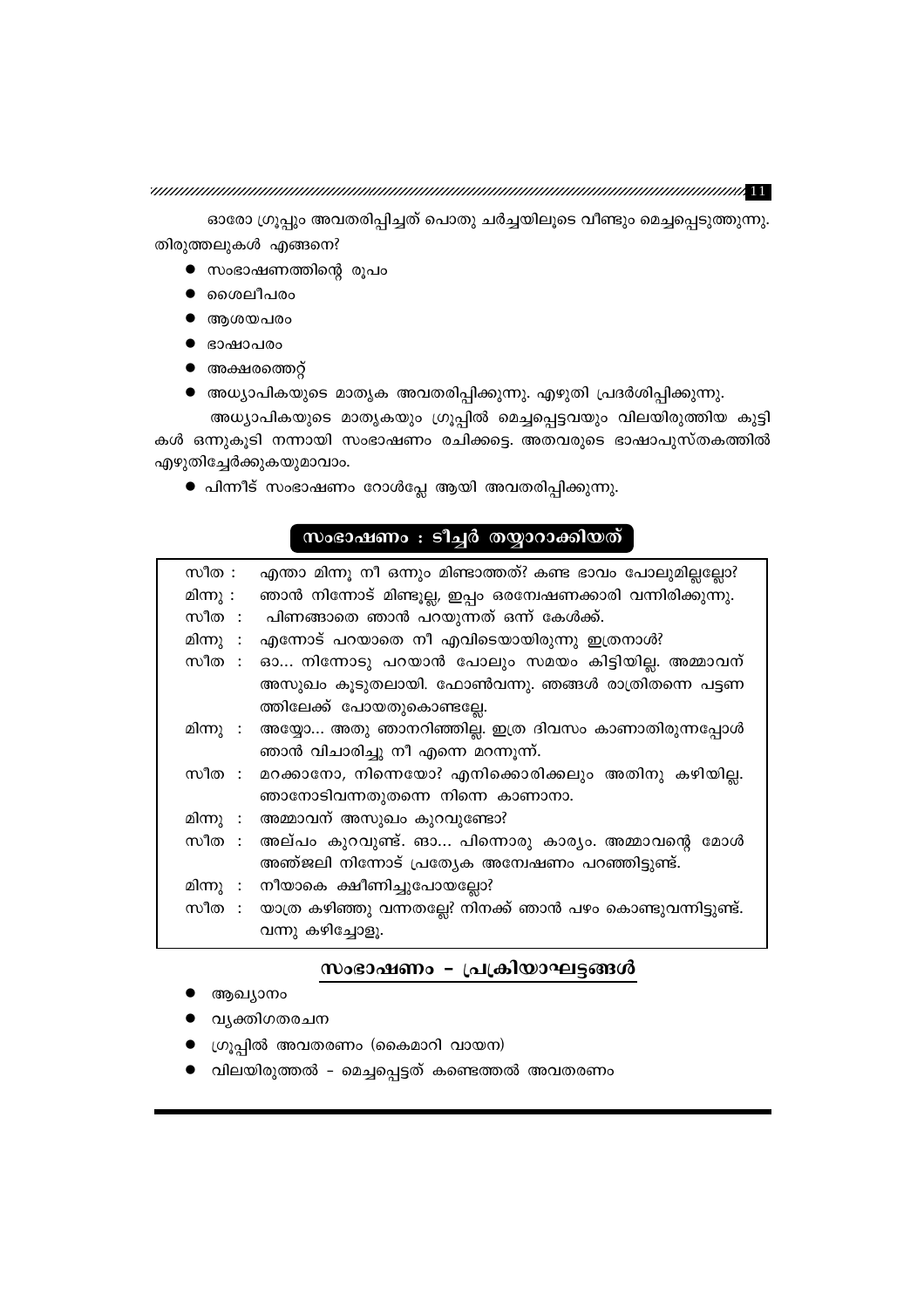ഓരോ ഗ്രൂപ്പും അവതരിപ്പിച്ചത് പൊതു ചർച്ചയിലൂടെ വീണ്ടും മെച്ചപ്പെടുത്തുന്നു.

തിരുത്തലുകൾ എങ്ങനെ?

- സംഭാഷണത്തിന്റെ രൂപം
- ശൈലീപരം
- ആശയപരം
- ഭാഷാപരം
- അക്ഷരത്തെറ്റ്
- അധ്യാപികയുടെ മാതൃക അവതരിപ്പിക്കുന്നു. എഴുതി പ്രദർശിപ്പിക്കുന്നു.

അധ്യാപികയുടെ മാതൃകയും ഗ്രൂപ്പിൽ മെച്ചപ്പെട്ടവയും വിലയിരുത്തിയ കുട്ടികൾ ഒന്നുകൂടി നന്നായി സംഭാഷണം രചിക്കട്ടെ. അതവരുടെ ഭാഷാപുസ്തകത്തിൽ എഴുതിച്ചേർക്കുകയുമാവാം.

- പിന്നീട് സംഭാഷണം റോൾപ്ലേ ആയി അവതരിപ്പിക്കുന്നു.

## സംഭാഷണം : ടീച്ചർ തയ്യാറാക്കിയത്

സീത : എന്താ മിന്നൂ നീ ഒന്നും മിണ്ടാത്തത്? കണ്ട ഭാവം പോലുമില്ലല്ലോ?

മിന്നു : ഞാൻ നിന്നോട് മിണ്ടൂല്ല, ഇപ്പം ഒരന്വേഷണക്കാരി വന്നിരിക്കുന്നു.

സീത : പിണങ്ങാതെ ഞാൻ പറയുന്നത് ഒന്ന് കേൾക്ക്.

മിന്നു : എന്നോട് പറയാതെ നീ എവിടെയായിരുന്നു ഇത്രനാൾ?

സീത : ഓ... നിന്നോടു പറയാൻ പോലും സമയം കിട്ടിയില്ല. അമ്മാവന് അസുഖം കൂടുതലായി. ഫോൺവന്നു. ഞങ്ങൾ രാത്രിതന്നെ പട്ടണത്തിലേക്ക് പോയതുകൊണ്ടല്ലേ.

മിന്നു : അയ്യോ... അതു ഞാനറിഞ്ഞില്ല. ഇത്ര ദിവസം കാണാതിരുന്നപ്പോൾ ഞാൻ വിചാരിച്ചു നീ എന്നെ മറന്നൂന്ന്.

സീത : മറക്കാനോ, നിന്നെയോ? എനിക്കൊരിക്കലും അതിനു കഴിയില്ല. ഞാനോടിവന്നതുതന്നെ നിന്നെ കാണാനാ.

മിന്നു : അമ്മാവന് അസുഖം കുറവുണ്ടോ?

സീത : അല്പം കുറവുണ്ട്. ങാ... പിന്നൊരു കാര്യം. അമ്മാവന്റെ മോൾ അഞ്ജലി നിന്നോട് പ്രത്യേക അന്വേഷണം പറഞ്ഞിട്ടുണ്ട്.

മിന്നു : നീയാകെ ക്ഷീണിച്ചുപോയല്ലോ?

സീത : യാത്ര കഴിഞ്ഞു വന്നതല്ലേ? നിനക്ക് ഞാൻ പഴം കൊണ്ടുവന്നിട്ടുണ്ട്. വന്നു കഴിച്ചോളൂ.

## സംഭാഷണം – പ്രക്രിയാഘട്ടങ്ങൾ

- ആഖ്യാനം
- വ്യക്തിഗതരചന
- ഗ്രൂപ്പിൽ അവതരണം (കൈമാറി വായന)
- വിലയിരുത്തൽ – മെച്ചപ്പെട്ടത് കണ്ടെത്തൽ അവതരണം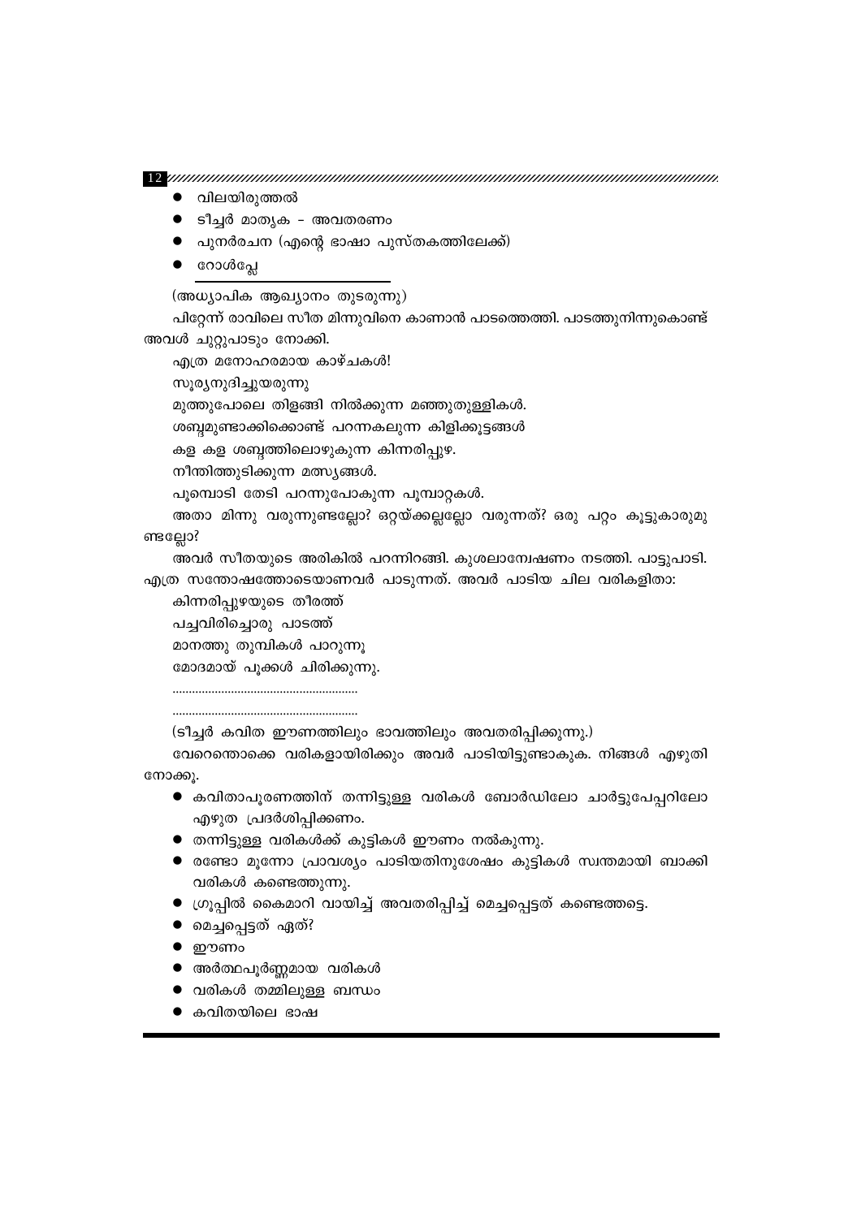- വിലയിരുത്തൽ
- ടീച്ചർ മാതൃക – അവതരണം
- പുനർരചന (എന്റെ ഭാഷാ പുസ്തകത്തിലേക്ക്)
- റോൾപ്ലേ

(അധ്യാപിക ആഖ്യാനം തുടരുന്നു)

പിറ്റേന്ന് രാവിലെ സീത മിന്നുവിനെ കാണാൻ പാടത്തെത്തി. പാടത്തുനിന്നുകൊണ്ട് അവൾ ചുറ്റുപാടും നോക്കി.

എത്ര മനോഹരമായ കാഴ്ചകൾ!

സൂര്യനുദിച്ചുയരുന്നു

മുത്തുപോലെ തിളങ്ങി നിൽക്കുന്ന മഞ്ഞുതുള്ളികൾ.

ശബ്ദമുണ്ടാക്കിക്കൊണ്ട് പറന്നകലുന്ന കിളിക്കൂട്ടങ്ങൾ

കള കള ശബ്ദത്തിലൊഴുകുന്ന കിന്നരിപ്പുഴ.

നീന്തിത്തുടിക്കുന്ന മത്സ്യങ്ങൾ.

പൂമ്പൊടി തേടി പറന്നുപോകുന്ന പൂമ്പാറ്റകൾ.

അതാ മിന്നു വരുന്നുണ്ടല്ലോ? ഒറ്റയ്ക്കല്ലല്ലോ വരുന്നത്? ഒരു പറ്റം കൂട്ടുകാരുമുണ്ടല്ലോ?

അവർ സീതയുടെ അരികിൽ പറന്നിറങ്ങി. കുശലാന്വേഷണം നടത്തി. പാട്ടുപാടി. എത്ര സന്തോഷത്തോടെയാണവർ പാടുന്നത്. അവർ പാടിയ ചില വരികളിതാ:

കിന്നരിപ്പുഴയുടെ തീരത്ത്

പച്ചവിരിച്ചൊരു പാടത്ത്

മാനത്തു തുമ്പികൾ പാറുന്നൂ

മോദമായ് പൂക്കൾ ചിരിക്കുന്നു.

.........................................................

.........................................................

(ടീച്ചർ കവിത ഈണത്തിലും ഭാവത്തിലും അവതരിപ്പിക്കുന്നു.)

വേറെന്തൊക്കെ വരികളായിരിക്കും അവർ പാടിയിട്ടുണ്ടാകുക. നിങ്ങൾ എഴുതി നോക്കൂ.

- കവിതാപൂരണത്തിന് തന്നിട്ടുള്ള വരികൾ ബോർഡിലോ ചാർട്ടുപേപ്പറിലോ എഴുതി പ്രദർശിപ്പിക്കണം.
- തന്നിട്ടുള്ള വരികൾക്ക് കുട്ടികൾ ഈണം നൽകുന്നു.
- രണ്ടോ മൂന്നോ പ്രാവശ്യം പാടിയതിനുശേഷം കുട്ടികൾ സ്വന്തമായി ബാക്കി വരികൾ കണ്ടെത്തുന്നു.
- ഗ്രൂപ്പിൽ കൈമാറി വായിച്ച് അവതരിപ്പിച്ച് മെച്ചപ്പെട്ടത് കണ്ടെത്തട്ടെ.
- മെച്ചപ്പെട്ടത് ഏത്?
- ഈണം
- അർത്ഥപൂർണ്ണമായ വരികൾ
- വരികൾ തമ്മിലുള്ള ബന്ധം
- കവിതയിലെ ഭാഷ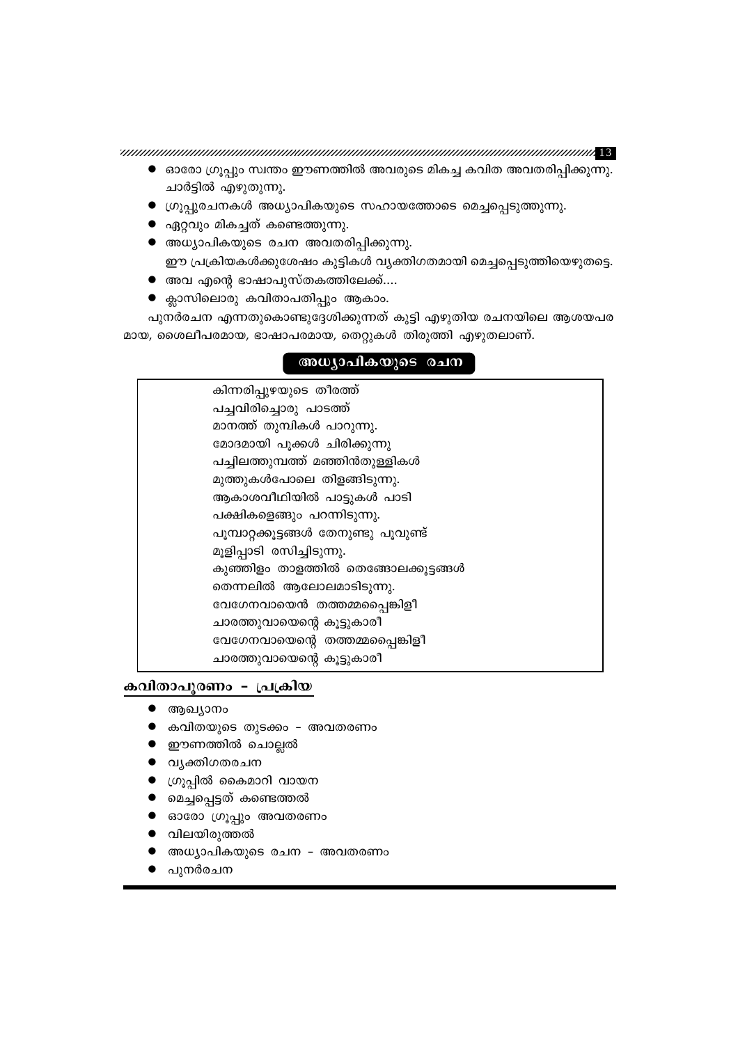- ഓരോ ഗ്രൂപ്പും സ്വന്തം ഈണത്തിൽ അവരുടെ മികച്ച കവിത അവതരിപ്പിക്കുന്നു. ചാർട്ടിൽ എഴുതുന്നു.
- ഗ്രൂപ്പുരചനകൾ അധ്യാപികയുടെ സഹായത്തോടെ മെച്ചപ്പെടുത്തുന്നു.
- ഏറ്റവും മികച്ചത് കണ്ടെത്തുന്നു.
- അധ്യാപികയുടെ രചന അവതരിപ്പിക്കുന്നു.
  ഈ പ്രക്രിയകൾക്കുശേഷം കുട്ടികൾ വ്യക്തിഗതമായി മെച്ചപ്പെടുത്തിയെഴുതട്ടെ.
- അവ എന്റെ ഭാഷാപുസ്തകത്തിലേക്ക്....
- ക്ലാസിലൊരു കവിതാപതിപ്പും ആകാം.

പുനർരചന എന്നതുകൊണ്ടുദ്ദേശിക്കുന്നത് കുട്ടി എഴുതിയ രചനയിലെ ആശയപരമായ, ശൈലീപരമായ, ഭാഷാപരമായ, തെറ്റുകൾ തിരുത്തി എഴുതലാണ്.

## അധ്യാപികയുടെ രചന

കിന്നരിപ്പുഴയുടെ തീരത്ത്
പച്ചവിരിച്ചൊരു പാടത്ത്
മാനത്ത് തുമ്പികൾ പാറുന്നു.
മോദമായി പൂക്കൾ ചിരിക്കുന്നു
പച്ചിലത്തുമ്പത്ത് മഞ്ഞിൻതുള്ളികൾ
മുത്തുകൾപോലെ തിളങ്ങിടുന്നു.
ആകാശവീഥിയിൽ പാട്ടുകൾ പാടി
പക്ഷികളെങ്ങും പറന്നിടുന്നു.
പൂമ്പാറ്റക്കൂട്ടങ്ങൾ തേനുണ്ടു പൂവുണ്ട്
മൂളിപ്പാടി രസിച്ചിടുന്നു.
കുഞ്ഞിളം താളത്തിൽ തെങ്ങോലക്കൂട്ടങ്ങൾ
തെന്നലിൽ ആലോലമാടിടുന്നു.
വേഗേനവായെൻ തത്തമ്മപ്പൈങ്കിളീ
ചാരത്തുവായെന്റെ കൂട്ടുകാരീ
വേഗേനവായെന്റെ തത്തമ്മപ്പൈങ്കിളീ
ചാരത്തുവായെന്റെ കൂട്ടുകാരീ

## കവിതാപൂരണം - പ്രക്രിയ

- ആഖ്യാനം
- കവിതയുടെ തുടക്കം - അവതരണം
- ഈണത്തിൽ ചൊല്ലൽ
- വ്യക്തിഗതരചന
- ഗ്രൂപ്പിൽ കൈമാറി വായന
- മെച്ചപ്പെട്ടത് കണ്ടെത്തൽ
- ഓരോ ഗ്രൂപ്പും അവതരണം
- വിലയിരുത്തൽ
- അധ്യാപികയുടെ രചന - അവതരണം
- പുനർരചന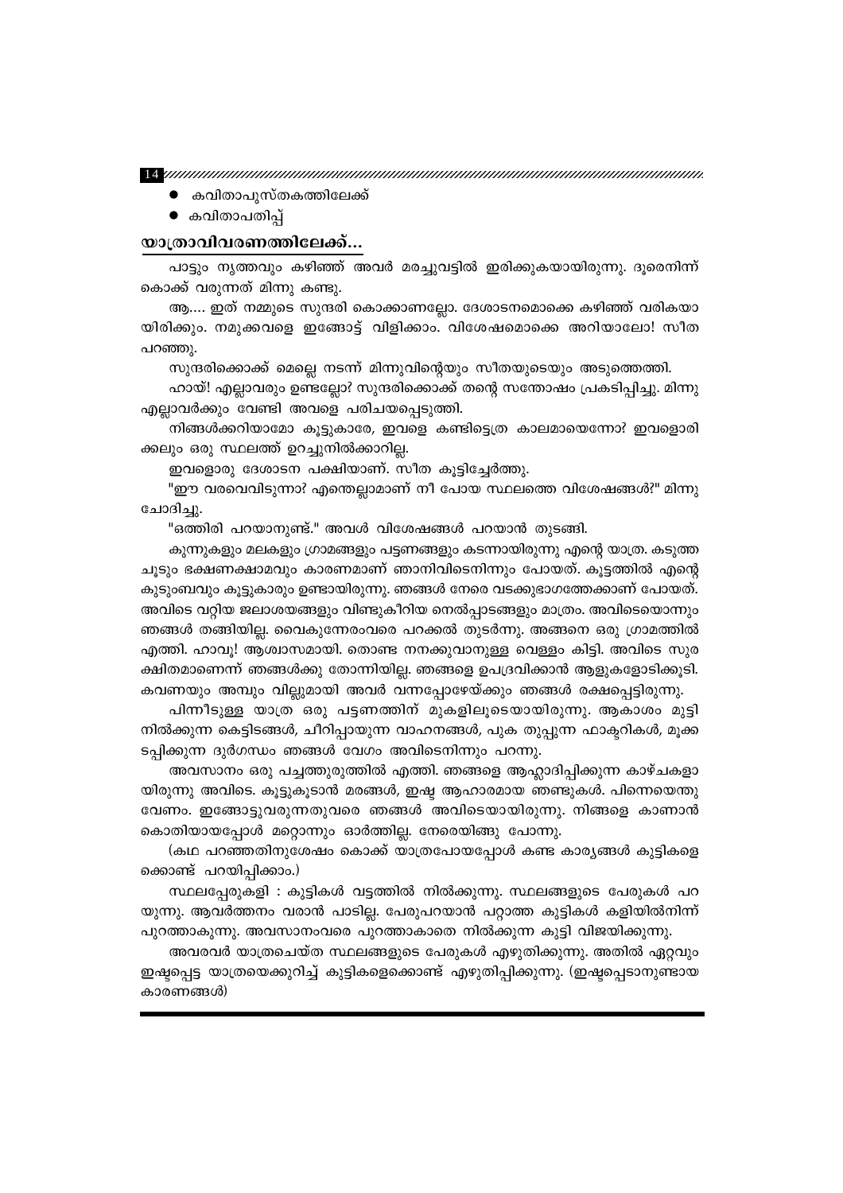- കവിതാപുസ്തകത്തിലേക്ക്
- കവിതാപതിപ്പ്

## യാത്രാവിവരണത്തിലേക്ക്...

പാട്ടും നൃത്തവും കഴിഞ്ഞ് അവർ മരച്ചുവട്ടിൽ ഇരിക്കുകയായിരുന്നു. ദൂരെനിന്ന് കൊക്ക് വരുന്നത് മിന്നു കണ്ടു.

ആ.... ഇത് നമ്മുടെ സുന്ദരി കൊക്കാണല്ലോ. ദേശാടനമൊക്കെ കഴിഞ്ഞ് വരികയായിരിക്കും. നമുക്കവളെ ഇങ്ങോട്ട് വിളിക്കാം. വിശേഷമൊക്കെ അറിയാലോ! സീത പറഞ്ഞു.

സുന്ദരിക്കൊക്ക് മെല്ലെ നടന്ന് മിന്നുവിന്റെയും സീതയുടെയും അടുത്തെത്തി.

ഹായ്! എല്ലാവരും ഉണ്ടല്ലോ? സുന്ദരിക്കൊക്ക് തന്റെ സന്തോഷം പ്രകടിപ്പിച്ചു. മിന്നു എല്ലാവർക്കും വേണ്ടി അവളെ പരിചയപ്പെടുത്തി.

നിങ്ങൾക്കറിയാമോ കൂട്ടുകാരേ, ഇവളെ കണ്ടിട്ടെത്ര കാലമായെന്നോ? ഇവളൊരിക്കലും ഒരു സ്ഥലത്ത് ഉറച്ചുനിൽക്കാറില്ല.

ഇവളൊരു ദേശാടന പക്ഷിയാണ്. സീത കൂട്ടിച്ചേർത്തു.

"ഈ വരവെവിടുന്നാ? എന്തെല്ലാമാണ് നീ പോയ സ്ഥലത്തെ വിശേഷങ്ങൾ?" മിന്നു ചോദിച്ചു.

"ഒത്തിരി പറയാനുണ്ട്." അവൾ വിശേഷങ്ങൾ പറയാൻ തുടങ്ങി.

കുന്നുകളും മലകളും ഗ്രാമങ്ങളും പട്ടണങ്ങളും കടന്നായിരുന്നു എന്റെ യാത്ര. കടുത്ത ചൂടും ഭക്ഷണക്ഷാമവും കാരണമാണ് ഞാനിവിടെനിന്നും പോയത്. കൂട്ടത്തിൽ എന്റെ കുടുംബവും കൂട്ടുകാരും ഉണ്ടായിരുന്നു. ഞങ്ങൾ നേരെ വടക്കുഭാഗത്തേക്കാണ് പോയത്. അവിടെ വറ്റിയ ജലാശയങ്ങളും വിണ്ടുകീറിയ നെൽപ്പാടങ്ങളും മാത്രം. അവിടെയൊന്നും ഞങ്ങൾ തങ്ങിയില്ല. വൈകുന്നേരംവരെ പറക്കൽ തുടർന്നു. അങ്ങനെ ഒരു ഗ്രാമത്തിൽ എത്തി. ഹാവൂ! ആശ്വാസമായി. തൊണ്ട നനക്കുവാനുള്ള വെള്ളം കിട്ടി. അവിടെ സുരക്ഷിതമാണെന്ന് ഞങ്ങൾക്കു തോന്നിയില്ല. ഞങ്ങളെ ഉപദ്രവിക്കാൻ ആളുകളോടിക്കൂടി. കവണയും അമ്പും വില്ലുമായി അവർ വന്നപ്പോഴേയ്ക്കും ഞങ്ങൾ രക്ഷപ്പെട്ടിരുന്നു.

പിന്നീടുള്ള യാത്ര ഒരു പട്ടണത്തിന് മുകളിലൂടെയായിരുന്നു. ആകാശം മുട്ടിനിൽക്കുന്ന കെട്ടിടങ്ങൾ, ചീറിപ്പായുന്ന വാഹനങ്ങൾ, പുക തുപ്പുന്ന ഫാക്ടറികൾ, മൂക്കടപ്പിക്കുന്ന ദുർഗന്ധം ഞങ്ങൾ വേഗം അവിടെനിന്നും പറന്നു.

അവസാനം ഒരു പച്ചത്തുരുത്തിൽ എത്തി. ഞങ്ങളെ ആഹ്ലാദിപ്പിക്കുന്ന കാഴ്ചകളായിരുന്നു അവിടെ. കൂട്ടുകൂടാൻ മരങ്ങൾ, ഇഷ്ട ആഹാരമായ ഞണ്ടുകൾ. പിന്നെയെന്തു വേണം. ഇങ്ങോട്ടുവരുന്നതുവരെ ഞങ്ങൾ അവിടെയായിരുന്നു. നിങ്ങളെ കാണാൻ കൊതിയായപ്പോൾ മറ്റൊന്നും ഓർത്തില്ല. നേരെയിങ്ങു പോന്നു.

(കഥ പറഞ്ഞതിനുശേഷം കൊക്ക് യാത്രപോയപ്പോൾ കണ്ട കാര്യങ്ങൾ കുട്ടികളെക്കൊണ്ട് പറയിപ്പിക്കാം.)

സ്ഥലപ്പേരുകളി : കുട്ടികൾ വട്ടത്തിൽ നിൽക്കുന്നു. സ്ഥലങ്ങളുടെ പേരുകൾ പറയുന്നു. ആവർത്തനം വരാൻ പാടില്ല. പേരുപറയാൻ പറ്റാത്ത കുട്ടികൾ കളിയിൽനിന്ന് പുറത്താകുന്നു. അവസാനംവരെ പുറത്താകാതെ നിൽക്കുന്ന കുട്ടി വിജയിക്കുന്നു.

അവരവർ യാത്രചെയ്ത സ്ഥലങ്ങളുടെ പേരുകൾ എഴുതിക്കുന്നു. അതിൽ ഏറ്റവും ഇഷ്ടപ്പെട്ട യാത്രയെക്കുറിച്ച് കുട്ടികളെക്കൊണ്ട് എഴുതിപ്പിക്കുന്നു. (ഇഷ്ടപ്പെടാനുണ്ടായ കാരണങ്ങൾ)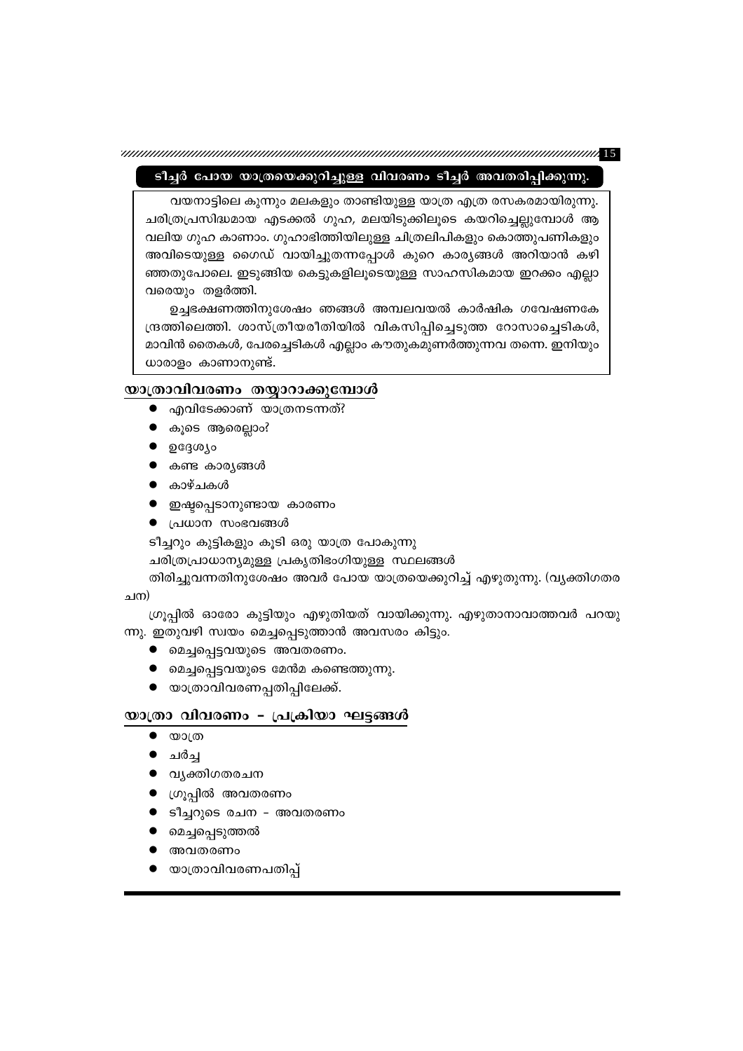**ടീച്ചർ പോയ യാത്രയെക്കുറിച്ചുള്ള വിവരണം ടീച്ചർ അവതരിപ്പിക്കുന്നു.**

വയനാട്ടിലെ കുന്നും മലകളും താണ്ടിയുള്ള യാത്ര എത്ര രസകരമായിരുന്നു. ചരിത്രപ്രസിദ്ധമായ എടക്കൽ ഗുഹ, മലയിടുക്കിലൂടെ കയറിച്ചെല്ലുമ്പോൾ ആ വലിയ ഗുഹ കാണാം. ഗുഹാഭിത്തിയിലുള്ള ചിത്രലിപികളും കൊത്തുപണികളും അവിടെയുള്ള ഗൈഡ് വായിച്ചുതന്നപ്പോൾ കുറെ കാര്യങ്ങൾ അറിയാൻ കഴിഞ്ഞതുപോലെ. ഇടുങ്ങിയ കെട്ടുകളിലൂടെയുള്ള സാഹസികമായ ഇറക്കം എല്ലാവരെയും തളർത്തി.

ഉച്ചഭക്ഷണത്തിനുശേഷം ഞങ്ങൾ അമ്പലവയൽ കാർഷിക ഗവേഷണകേന്ദ്രത്തിലെത്തി. ശാസ്ത്രീയരീതിയിൽ വികസിപ്പിച്ചെടുത്ത റോസാച്ചെടികൾ, മാവിൻ തൈകൾ, പേരച്ചെടികൾ എല്ലാം കൗതുകമുണർത്തുന്നവ തന്നെ. ഇനിയും ധാരാളം കാണാനുണ്ട്.

## യാത്രാവിവരണം തയ്യാറാക്കുമ്പോൾ

- എവിടേക്കാണ് യാത്രനടന്നത്?
- കൂടെ ആരെല്ലാം?
- ഉദ്ദേശ്യം
- കണ്ട കാര്യങ്ങൾ
- കാഴ്ചകൾ
- ഇഷ്ടപ്പെടാനുണ്ടായ കാരണം
- പ്രധാന സംഭവങ്ങൾ

ടീച്ചറും കുട്ടികളും കൂടി ഒരു യാത്ര പോകുന്നു

ചരിത്രപ്രാധാന്യമുള്ള പ്രകൃതിഭംഗിയുള്ള സ്ഥലങ്ങൾ

തിരിച്ചുവന്നതിനുശേഷം അവർ പോയ യാത്രയെക്കുറിച്ച് എഴുതുന്നു. (വ്യക്തിഗതരചന)

ഗ്രൂപ്പിൽ ഓരോ കുട്ടിയും എഴുതിയത് വായിക്കുന്നു. എഴുതാനാവാത്തവർ പറയുന്നു. ഇതുവഴി സ്വയം മെച്ചപ്പെടുത്താൻ അവസരം കിട്ടും.

- മെച്ചപ്പെട്ടവയുടെ അവതരണം.
- മെച്ചപ്പെട്ടവയുടെ മേൻമ കണ്ടെത്തുന്നു.
- യാത്രാവിവരണപ്പതിപ്പിലേക്ക്.

## യാത്രാ വിവരണം – പ്രക്രിയാ ഘട്ടങ്ങൾ

- യാത്ര
- ചർച്ച
- വ്യക്തിഗതരചന
- ഗ്രൂപ്പിൽ അവതരണം
- ടീച്ചറുടെ രചന – അവതരണം
- മെച്ചപ്പെടുത്തൽ
- അവതരണം
- യാത്രാവിവരണപതിപ്പ്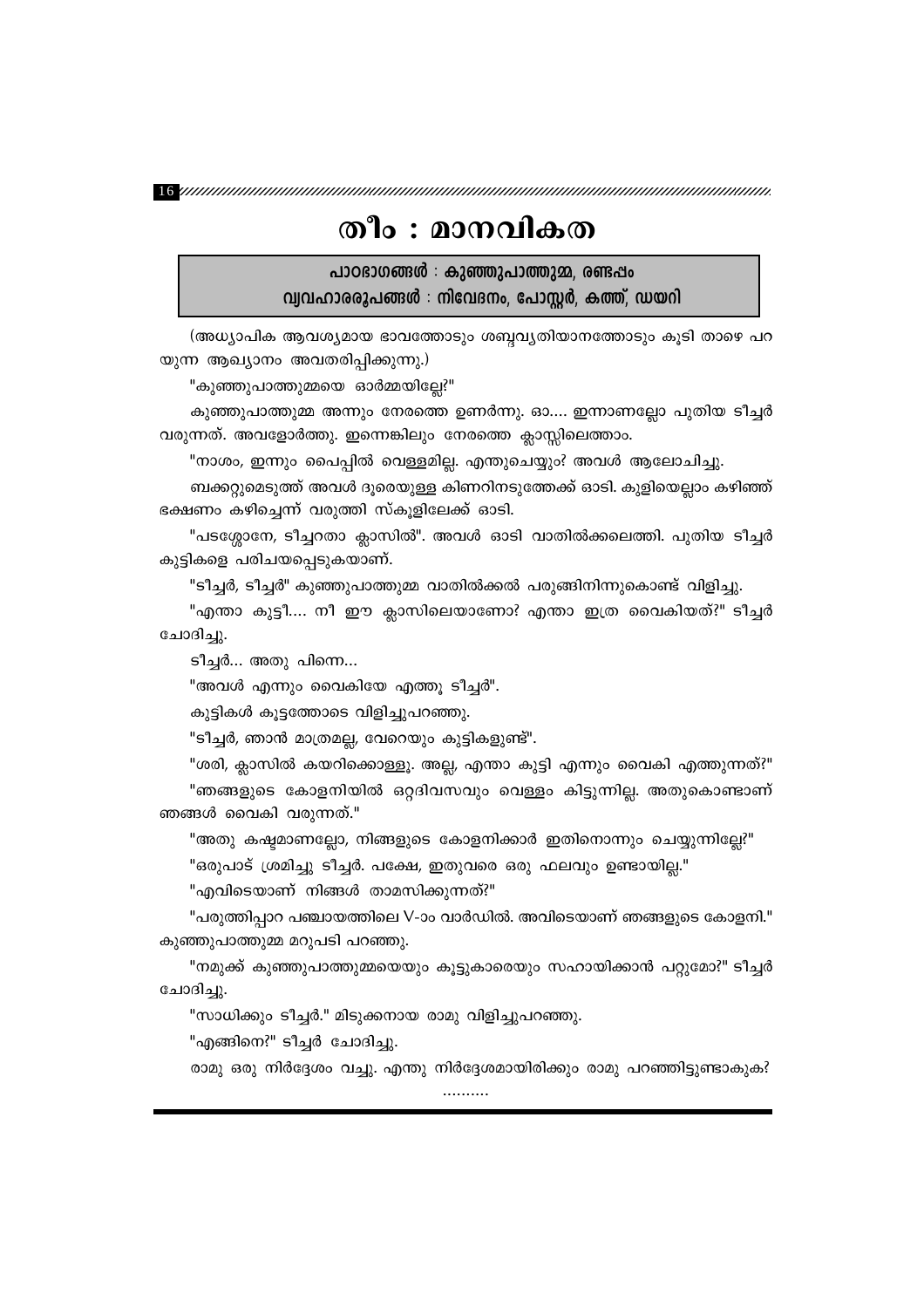# തീം : മാനവികത

**പാഠഭാഗങ്ങൾ : കുഞ്ഞുപാത്തുമ്മ, രണ്ടപ്പം**
**വ്യവഹാരരൂപങ്ങൾ : നിവേദനം, പോസ്റ്റർ, കത്ത്, ഡയറി**

(അധ്യാപിക ആവശ്യമായ ഭാവത്തോടും ശബ്ദവ്യതിയാനത്തോടും കൂടി താഴെ പറയുന്ന ആഖ്യാനം അവതരിപ്പിക്കുന്നു.)

"കുഞ്ഞുപാത്തുമ്മയെ ഓർമ്മയില്ലേ?"

കുഞ്ഞുപാത്തുമ്മ അന്നും നേരത്തെ ഉണർന്നു. ഓ.... ഇന്നാണല്ലോ പുതിയ ടീച്ചർ വരുന്നത്. അവളോർത്തു. ഇന്നെങ്കിലും നേരത്തെ ക്ലാസ്സിലെത്താം.

"നാശം, ഇന്നും പൈപ്പിൽ വെള്ളമില്ല. എന്തുചെയ്യും? അവൾ ആലോചിച്ചു.

ബക്കറ്റുമെടുത്ത് അവൾ ദൂരെയുള്ള കിണറിനടുത്തേക്ക് ഓടി. കുളിയെല്ലാം കഴിഞ്ഞ് ഭക്ഷണം കഴിച്ചെന്ന് വരുത്തി സ്കൂളിലേക്ക് ഓടി.

"പടച്ചോനേ, ടീച്ചറതാ ക്ലാസിൽ". അവൾ ഓടി വാതിൽക്കലെത്തി. പുതിയ ടീച്ചർ കുട്ടികളെ പരിചയപ്പെടുകയാണ്.

"ടീച്ചർ, ടീച്ചർ" കുഞ്ഞുപാത്തുമ്മ വാതിൽക്കൽ പരുങ്ങിനിന്നുകൊണ്ട് വിളിച്ചു.

"എന്താ കുട്ടീ.... നീ ഈ ക്ലാസിലെയാണോ? എന്താ ഇത്ര വൈകിയത്?" ടീച്ചർ ചോദിച്ചു.

ടീച്ചർ... അതു പിന്നെ...

"അവൾ എന്നും വൈകിയേ എത്തൂ ടീച്ചർ".

കുട്ടികൾ കൂട്ടത്തോടെ വിളിച്ചുപറഞ്ഞു.

"ടീച്ചർ, ഞാൻ മാത്രമല്ല, വേറെയും കുട്ടികളുണ്ട്".

"ശരി, ക്ലാസിൽ കയറിക്കൊള്ളൂ. അല്ല, എന്താ കുട്ടി എന്നും വൈകി എത്തുന്നത്?"

"ഞങ്ങളുടെ കോളനിയിൽ ഒറ്റദിവസവും വെള്ളം കിട്ടുന്നില്ല. അതുകൊണ്ടാണ് ഞങ്ങൾ വൈകി വരുന്നത്."

"അതു കഷ്ടമാണല്ലോ, നിങ്ങളുടെ കോളനിക്കാർ ഇതിനൊന്നും ചെയ്യുന്നില്ലേ?"

"ഒരുപാട് ശ്രമിച്ചു ടീച്ചർ. പക്ഷേ, ഇതുവരെ ഒരു ഫലവും ഉണ്ടായില്ല."

"എവിടെയാണ് നിങ്ങൾ താമസിക്കുന്നത്?"

"പരുത്തിപ്പാറ പഞ്ചായത്തിലെ V-ാം വാർഡിൽ. അവിടെയാണ് ഞങ്ങളുടെ കോളനി." കുഞ്ഞുപാത്തുമ്മ മറുപടി പറഞ്ഞു.

"നമുക്ക് കുഞ്ഞുപാത്തുമ്മയെയും കൂട്ടുകാരെയും സഹായിക്കാൻ പറ്റുമോ?" ടീച്ചർ ചോദിച്ചു.

"സാധിക്കും ടീച്ചർ." മിടുക്കനായ രാമു വിളിച്ചുപറഞ്ഞു.

"എങ്ങിനെ?" ടീച്ചർ ചോദിച്ചു.

രാമു ഒരു നിർദ്ദേശം വച്ചു. എന്തു നിർദ്ദേശമായിരിക്കും രാമു പറഞ്ഞിട്ടുണ്ടാകുക?

..........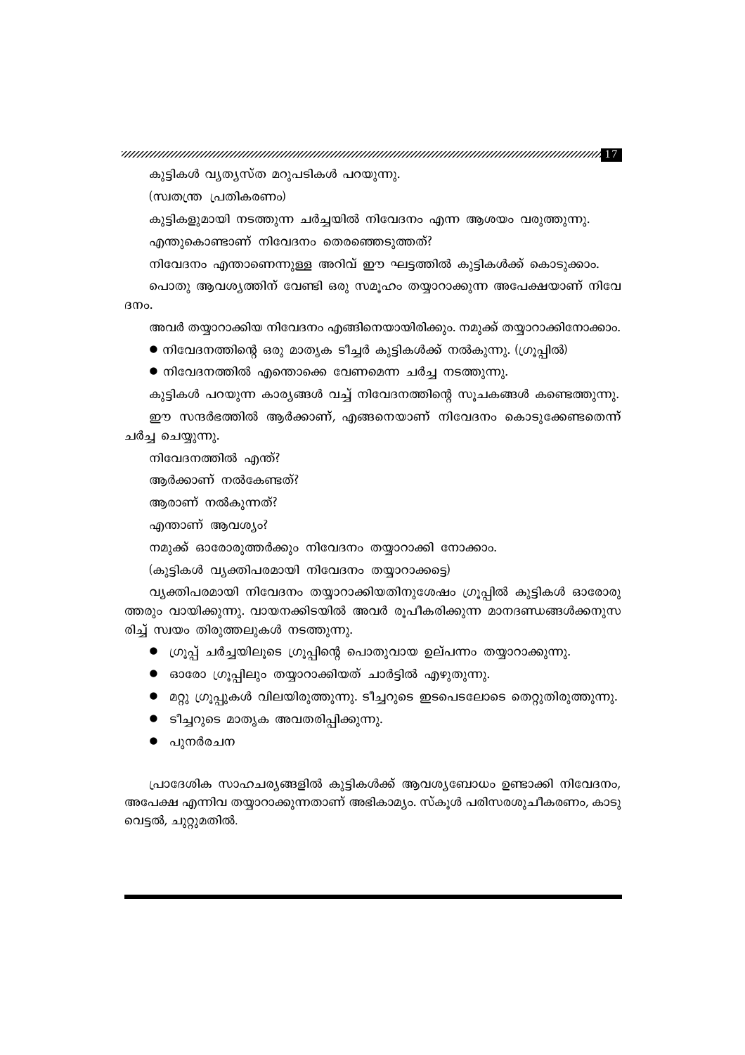കുട്ടികൾ വ്യത്യസ്ത മറുപടികൾ പറയുന്നു.

(സ്വതന്ത്ര പ്രതികരണം)

കുട്ടികളുമായി നടത്തുന്ന ചർച്ചയിൽ നിവേദനം എന്ന ആശയം വരുത്തുന്നു.

എന്തുകൊണ്ടാണ് നിവേദനം തെരഞ്ഞെടുത്തത്?

നിവേദനം എന്താണെന്നുള്ള അറിവ് ഈ ഘട്ടത്തിൽ കുട്ടികൾക്ക് കൊടുക്കാം.

പൊതു ആവശ്യത്തിന് വേണ്ടി ഒരു സമൂഹം തയ്യാറാക്കുന്ന അപേക്ഷയാണ് നിവേദനം.

അവർ തയ്യാറാക്കിയ നിവേദനം എങ്ങിനെയായിരിക്കും. നമുക്ക് തയ്യാറാക്കിനോക്കാം.

- നിവേദനത്തിന്റെ ഒരു മാതൃക ടീച്ചർ കുട്ടികൾക്ക് നൽകുന്നു. (ഗ്രൂപ്പിൽ)
- നിവേദനത്തിൽ എന്തൊക്കെ വേണമെന്ന ചർച്ച നടത്തുന്നു.

കുട്ടികൾ പറയുന്ന കാര്യങ്ങൾ വച്ച് നിവേദനത്തിന്റെ സൂചകങ്ങൾ കണ്ടെത്തുന്നു.

ഈ സന്ദർഭത്തിൽ ആർക്കാണ്, എങ്ങനെയാണ് നിവേദനം കൊടുക്കേണ്ടതെന്ന് ചർച്ച ചെയ്യുന്നു.

നിവേദനത്തിൽ എന്ത്?

ആർക്കാണ് നൽകേണ്ടത്?

ആരാണ് നൽകുന്നത്?

എന്താണ് ആവശ്യം?

നമുക്ക് ഓരോരുത്തർക്കും നിവേദനം തയ്യാറാക്കി നോക്കാം.

(കുട്ടികൾ വ്യക്തിപരമായി നിവേദനം തയ്യാറാക്കട്ടെ)

വ്യക്തിപരമായി നിവേദനം തയ്യാറാക്കിയതിനുശേഷം ഗ്രൂപ്പിൽ കുട്ടികൾ ഓരോരുത്തരും വായിക്കുന്നു. വായനക്കിടയിൽ അവർ രൂപീകരിക്കുന്ന മാനദണ്ഡങ്ങൾക്കനുസരിച്ച് സ്വയം തിരുത്തലുകൾ നടത്തുന്നു.

- ഗ്രൂപ്പ് ചർച്ചയിലൂടെ ഗ്രൂപ്പിന്റെ പൊതുവായ ഉല്പന്നം തയ്യാറാക്കുന്നു.
- ഓരോ ഗ്രൂപ്പിലും തയ്യാറാക്കിയത് ചാർട്ടിൽ എഴുതുന്നു.
- മറ്റു ഗ്രൂപ്പുകൾ വിലയിരുത്തുന്നു. ടീച്ചറുടെ ഇടപെടലോടെ തെറ്റുതിരുത്തുന്നു.
- ടീച്ചറുടെ മാതൃക അവതരിപ്പിക്കുന്നു.
- പുനർരചന

പ്രാദേശിക സാഹചര്യങ്ങളിൽ കുട്ടികൾക്ക് ആവശ്യബോധം ഉണ്ടാക്കി നിവേദനം, അപേക്ഷ എന്നിവ തയ്യാറാക്കുന്നതാണ് അഭികാമ്യം. സ്കൂൾ പരിസരശുചീകരണം, കാടുവെട്ടൽ, ചുറ്റുമതിൽ.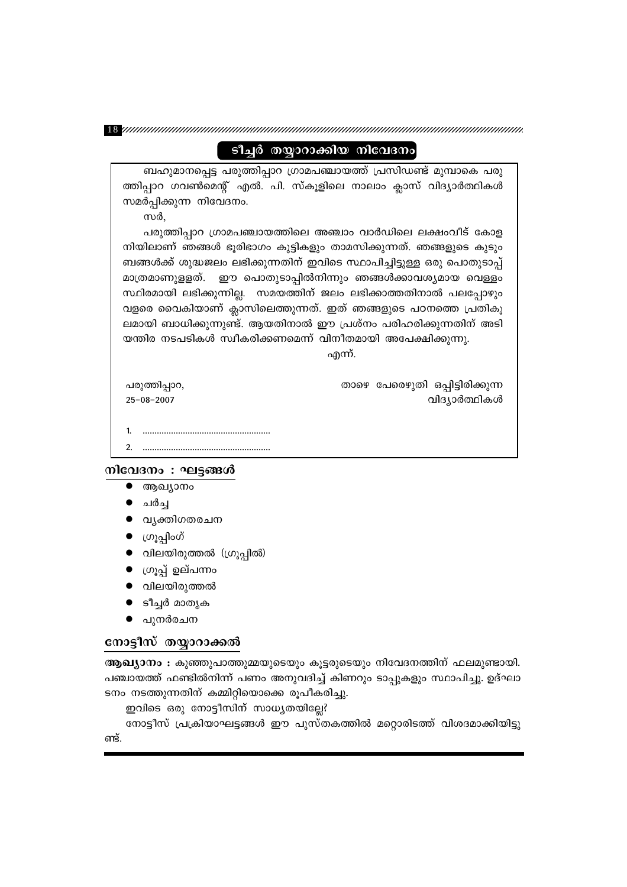## ടീച്ചർ തയ്യാറാക്കിയ നിവേദനം

ബഹുമാനപ്പെട്ട പരുത്തിപ്പാറ ഗ്രാമപഞ്ചായത്ത് പ്രസിഡണ്ട് മുമ്പാകെ പരുത്തിപ്പാറ ഗവൺമെന്റ് എൽ. പി. സ്കൂളിലെ നാലാം ക്ലാസ് വിദ്യാർത്ഥികൾ സമർപ്പിക്കുന്ന നിവേദനം.

സർ,

പരുത്തിപ്പാറ ഗ്രാമപഞ്ചായത്തിലെ അഞ്ചാം വാർഡിലെ ലക്ഷംവീട് കോളനിയിലാണ് ഞങ്ങളിൽ ഭൂരിഭാഗം കുട്ടികളും താമസിക്കുന്നത്. ഞങ്ങളുടെ കുടുംബങ്ങൾക്ക് ശുദ്ധജലം ലഭിക്കുന്നതിന് ഇവിടെ സ്ഥാപിച്ചിട്ടുള്ള ഒരു പൊതുടാപ്പ് മാത്രമാണുള്ളത്. ഈ പൊതുടാപ്പിൽനിന്നും ഞങ്ങൾക്കാവശ്യമായ വെള്ളം സ്ഥിരമായി ലഭിക്കുന്നില്ല. സമയത്തിന് ജലം ലഭിക്കാത്തതിനാൽ പലപ്പോഴും വളരെ വൈകിയാണ് ക്ലാസിലെത്തുന്നത്. ഇത് ഞങ്ങളുടെ പഠനത്തെ പ്രതികൂലമായി ബാധിക്കുന്നുണ്ട്. ആയതിനാൽ ഈ പ്രശ്നം പരിഹരിക്കുന്നതിന് അടിയന്തിര നടപടികൾ സ്വീകരിക്കണമെന്ന് വിനീതമായി അപേക്ഷിക്കുന്നു.

എന്ന്.

പരുത്തിപ്പാറ,
25-08-2007

താഴെ പേരെഴുതി ഒപ്പിട്ടിരിക്കുന്ന
വിദ്യാർത്ഥികൾ

1. ....................................................
2. ....................................................

### നിവേദനം : ഘട്ടങ്ങൾ

- ആഖ്യാനം
- ചർച്ച
- വ്യക്തിഗതരചന
- ഗ്രൂപ്പിംഗ്
- വിലയിരുത്തൽ (ഗ്രൂപ്പിൽ)
- ഗ്രൂപ്പ് ഉല്പന്നം
- വിലയിരുത്തൽ
- ടീച്ചർ മാതൃക
- പുനർരചന

### നോട്ടീസ് തയ്യാറാക്കൽ

**ആഖ്യാനം :** കുഞ്ഞുപാത്തുമ്മയുടെയും കൂട്ടരുടെയും നിവേദനത്തിന് ഫലമുണ്ടായി. പഞ്ചായത്ത് ഫണ്ടിൽനിന്ന് പണം അനുവദിച്ച് കിണറും ടാപ്പുകളും സ്ഥാപിച്ചു. ഉദ്ഘാടനം നടത്തുന്നതിന് കമ്മിറ്റിയൊക്കെ രൂപീകരിച്ചു.

ഇവിടെ ഒരു നോട്ടീസിന് സാധ്യതയില്ലേ?

നോട്ടീസ് പ്രക്രിയാഘട്ടങ്ങൾ ഈ പുസ്തകത്തിൽ മറ്റൊരിടത്ത് വിശദമാക്കിയിട്ടുണ്ട്.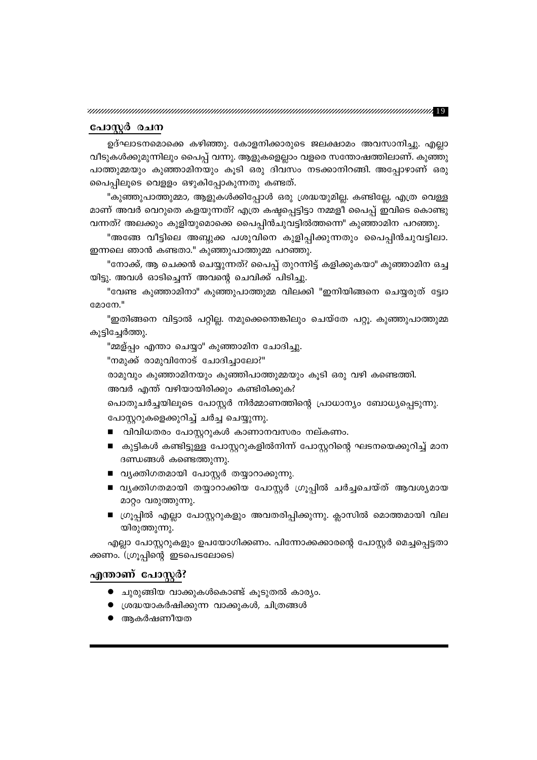## പോസ്റ്റർ രചന

ഉദ്ഘാടനമൊക്കെ കഴിഞ്ഞു. കോളനിക്കാരുടെ ജലക്ഷാമം അവസാനിച്ചു. എല്ലാ വീടുകൾക്കുമുന്നിലും പൈപ്പ് വന്നു. ആളുകളെല്ലാം വളരെ സന്തോഷത്തിലാണ്. കുഞ്ഞുപാത്തുമ്മയും കുഞ്ഞാമിനയും കൂടി ഒരു ദിവസം നടക്കാനിറങ്ങി. അപ്പോഴാണ് ഒരു പൈപ്പിലൂടെ വെള്ളം ഒഴുകിപ്പോകുന്നതു കണ്ടത്.

"കുഞ്ഞുപാത്തുമ്മാ, ആളുകൾക്കിപ്പോൾ ഒരു ശ്രദ്ധയുമില്ല. കണ്ടില്ലേ, എത്ര വെള്ളമാണ് അവർ വെറുതെ കളയുന്നത്? എത്ര കഷ്ടപ്പെട്ടിട്ടാ നമ്മളീ പൈപ്പ് ഇവിടെ കൊണ്ടുവന്നത്? അലക്കും കുളിയുമൊക്കെ പൈപ്പിൻചുവട്ടിൽത്തന്നെ" കുഞ്ഞാമിന പറഞ്ഞു.

"അങ്ങേ വീട്ടിലെ അബ്ദുക്ക പശുവിനെ കുളിപ്പിക്കുന്നതും പൈപ്പിൻചുവട്ടിലാ. ഇന്നലെ ഞാൻ കണ്ടതാ." കുഞ്ഞുപാത്തുമ്മ പറഞ്ഞു.

"നോക്ക്, ആ ചെക്കൻ ചെയ്യുന്നത്? പൈപ്പ് തുറന്നിട്ട് കളിക്കുകയാ" കുഞ്ഞാമിന ഒച്ചയിട്ടു. അവൾ ഓടിച്ചെന്ന് അവന്റെ ചെവിക്ക് പിടിച്ചു.

"വേണ്ട കുഞ്ഞാമിനാ" കുഞ്ഞുപാത്തുമ്മ വിലക്കി "ഇനിയിങ്ങനെ ചെയ്യരുത് ട്ടോ മോനേ."

"ഇതിങ്ങനെ വിട്ടാൽ പറ്റില്ല. നമുക്കെന്തെങ്കിലും ചെയ്തേ പറ്റൂ. കുഞ്ഞുപാത്തുമ്മ കൂട്ടിച്ചേർത്തു.

"മ്മള്പ്പം എന്താ ചെയ്യാ" കുഞ്ഞാമിന ചോദിച്ചു.

"നമുക്ക് രാമുവിനോട് ചോദിച്ചാലോ?"

രാമുവും കുഞ്ഞാമിനയും കുഞ്ഞിപാത്തുമ്മയും കൂടി ഒരു വഴി കണ്ടെത്തി.

അവർ എന്ത് വഴിയായിരിക്കും കണ്ടിരിക്കുക?

പൊതുചർച്ചയിലൂടെ പോസ്റ്റർ നിർമ്മാണത്തിന്റെ പ്രാധാന്യം ബോധ്യപ്പെടുന്നു.

പോസ്റ്ററുകളെക്കുറിച്ച് ചർച്ച ചെയ്യുന്നു.

- വിവിധതരം പോസ്റ്ററുകൾ കാണാനവസരം നല്കണം.
- കുട്ടികൾ കണ്ടിട്ടുള്ള പോസ്റ്ററുകളിൽനിന്ന് പോസ്റ്ററിന്റെ ഘടനയെക്കുറിച്ച് മാനദണ്ഡങ്ങൾ കണ്ടെത്തുന്നു.
- വ്യക്തിഗതമായി പോസ്റ്റർ തയ്യാറാക്കുന്നു.
- വ്യക്തിഗതമായി തയ്യാറാക്കിയ പോസ്റ്റർ ഗ്രൂപ്പിൽ ചർച്ചചെയ്ത് ആവശ്യമായ മാറ്റം വരുത്തുന്നു.
- ഗ്രൂപ്പിൽ എല്ലാ പോസ്റ്ററുകളും അവതരിപ്പിക്കുന്നു. ക്ലാസിൽ മൊത്തമായി വിലയിരുത്തുന്നു.

എല്ലാ പോസ്റ്ററുകളും ഉപയോഗിക്കണം. പിന്നോക്കക്കാരന്റെ പോസ്റ്റർ മെച്ചപ്പെട്ടതാക്കണം. (ഗ്രൂപ്പിന്റെ ഇടപെടലോടെ)

## എന്താണ് പോസ്റ്റർ?

- ചുരുങ്ങിയ വാക്കുകൾകൊണ്ട് കൂടുതൽ കാര്യം.
- ശ്രദ്ധയാകർഷിക്കുന്ന വാക്കുകൾ, ചിത്രങ്ങൾ
- ആകർഷണീയത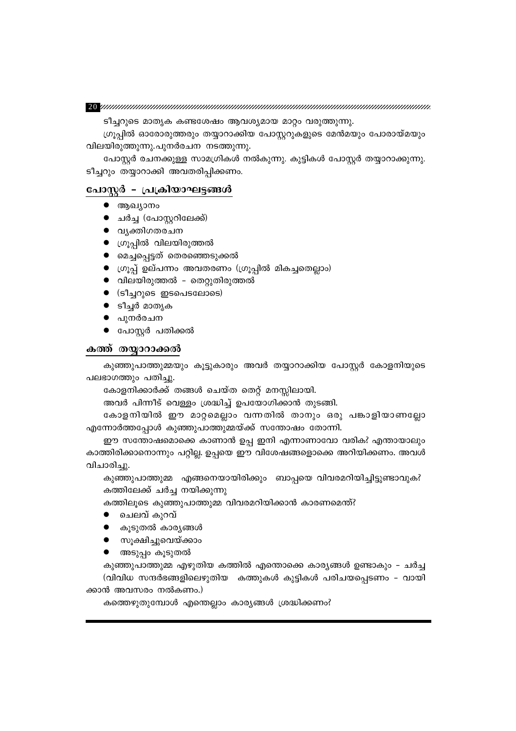ടീച്ചറുടെ മാതൃക കണ്ടശേഷം ആവശ്യമായ മാറ്റം വരുത്തുന്നു.

ഗ്രൂപ്പിൽ ഓരോരുത്തരും തയ്യാറാക്കിയ പോസ്റ്ററുകളുടെ മേൻമയും പോരായ്മയും വിലയിരുത്തുന്നു.പുനർരചന നടത്തുന്നു.

പോസ്റ്റർ രചനക്കുള്ള സാമഗ്രികൾ നൽകുന്നു. കുട്ടികൾ പോസ്റ്റർ തയ്യാറാക്കുന്നു. ടീച്ചറും തയ്യാറാക്കി അവതരിപ്പിക്കണം.

## പോസ്റ്റർ - പ്രക്രിയാഘട്ടങ്ങൾ

- ആഖ്യാനം
- ചർച്ച (പോസ്റ്ററിലേക്ക്)
- വ്യക്തിഗതരചന
- ഗ്രൂപ്പിൽ വിലയിരുത്തൽ
- മെച്ചപ്പെട്ടത് തെരഞ്ഞെടുക്കൽ
- ഗ്രൂപ്പ് ഉല്പന്നം അവതരണം (ഗ്രൂപ്പിൽ മികച്ചതെല്ലാം)
- വിലയിരുത്തൽ - തെറ്റുതിരുത്തൽ
- (ടീച്ചറുടെ ഇടപെടലോടെ)
- ടീച്ചർ മാതൃക
- പുനർരചന
- പോസ്റ്റർ പതിക്കൽ

## കത്ത് തയ്യാറാക്കൽ

കുഞ്ഞുപാത്തുമ്മയും കൂട്ടുകാരും അവർ തയ്യാറാക്കിയ പോസ്റ്റർ കോളനിയുടെ പലഭാഗത്തും പതിച്ചു.

കോളനിക്കാർക്ക് തങ്ങൾ ചെയ്ത തെറ്റ് മനസ്സിലായി.

അവർ പിന്നീട് വെള്ളം ശ്രദ്ധിച്ച് ഉപയോഗിക്കാൻ തുടങ്ങി.

കോളനിയിൽ ഈ മാറ്റമെല്ലാം വന്നതിൽ താനും ഒരു പങ്കാളിയാണല്ലോ എന്നോർത്തപ്പോൾ കുഞ്ഞുപാത്തുമ്മയ്ക്ക് സന്തോഷം തോന്നി.

ഈ സന്തോഷമൊക്കെ കാണാൻ ഉപ്പ ഇനി എന്നാണാവോ വരിക? എന്തായാലും കാത്തിരിക്കാനൊന്നും പറ്റില്ല. ഉപ്പയെ ഈ വിശേഷങ്ങളൊക്കെ അറിയിക്കണം. അവൾ വിചാരിച്ചു.

കുഞ്ഞുപാത്തുമ്മ എങ്ങനെയായിരിക്കും ബാപ്പയെ വിവരമറിയിച്ചിട്ടുണ്ടാവുക?

കത്തിലേക്ക് ചർച്ച നയിക്കുന്നു

കത്തിലൂടെ കുഞ്ഞുപാത്തുമ്മ വിവരമറിയിക്കാൻ കാരണമെന്ത്?

- ചെലവ് കുറവ്
- കൂടുതൽ കാര്യങ്ങൾ
- സൂക്ഷിച്ചുവെയ്ക്കാം
- അടുപ്പം കൂടുതൽ

കുഞ്ഞുപാത്തുമ്മ എഴുതിയ കത്തിൽ എന്തൊക്കെ കാര്യങ്ങൾ ഉണ്ടാകും - ചർച്ച

(വിവിധ സന്ദർഭങ്ങളിലെഴുതിയ കത്തുകൾ കുട്ടികൾ പരിചയപ്പെടണം - വായിക്കാൻ അവസരം നൽകണം.)

കത്തെഴുതുമ്പോൾ എന്തെല്ലാം കാര്യങ്ങൾ ശ്രദ്ധിക്കണം?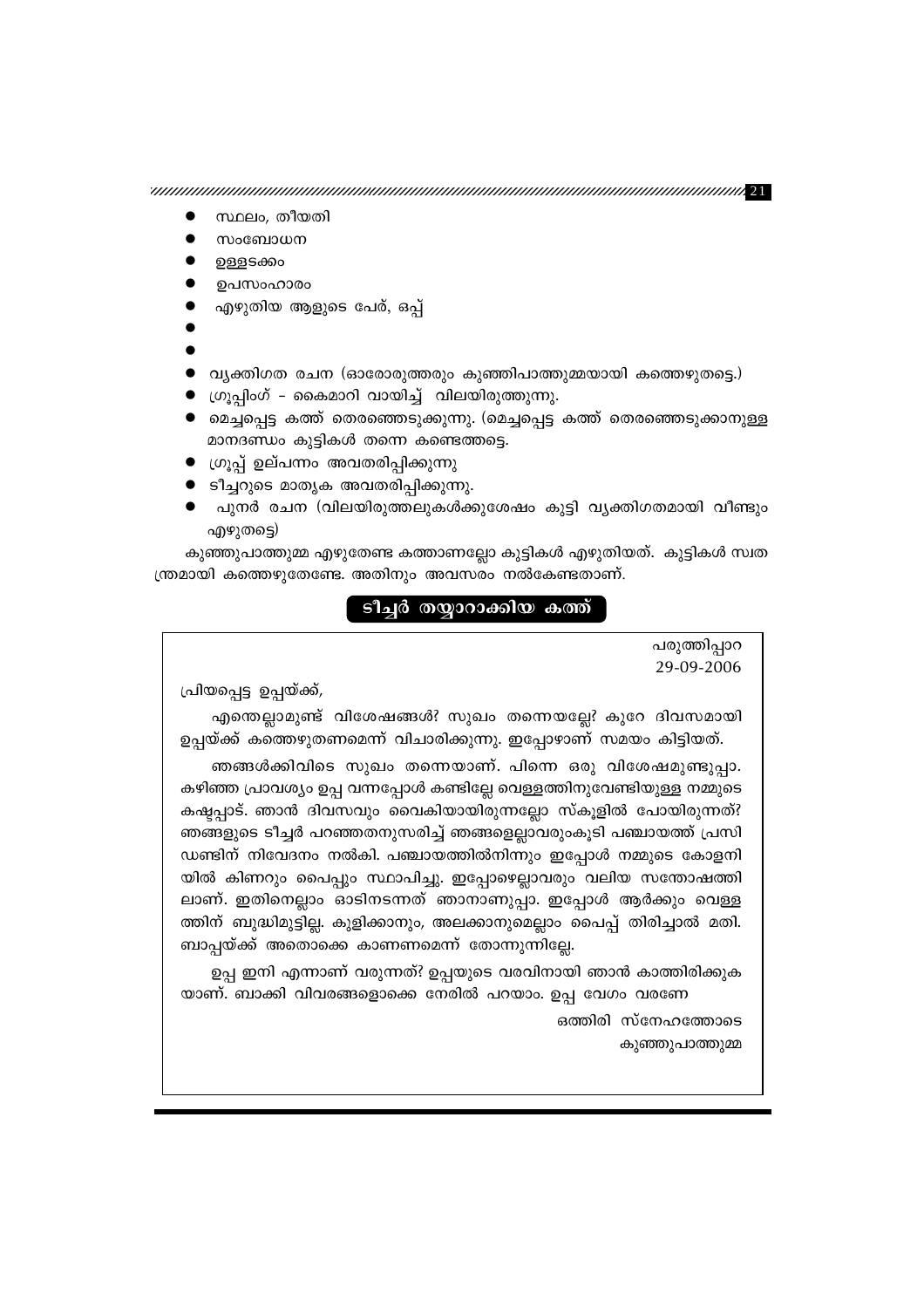- സ്ഥലം, തീയതി
- സംബോധന
- ഉള്ളടക്കം
- ഉപസംഹാരം
- എഴുതിയ ആളുടെ പേര്, ഒപ്പ്
- 
- 
- വ്യക്തിഗത രചന (ഓരോരുത്തരും കുഞ്ഞിപാത്തുമ്മയായി കത്തെഴുതട്ടെ.)
- ഗ്രൂപ്പിംഗ് – കൈമാറി വായിച്ച് വിലയിരുത്തുന്നു.
- മെച്ചപ്പെട്ട കത്ത് തെരഞ്ഞെടുക്കുന്നു. (മെച്ചപ്പെട്ട കത്ത് തെരഞ്ഞെടുക്കാനുള്ള മാനദണ്ഡം കുട്ടികൾ തന്നെ കണ്ടെത്തട്ടെ.
- ഗ്രൂപ്പ് ഉല്പന്നം അവതരിപ്പിക്കുന്നു
- ടീച്ചറുടെ മാതൃക അവതരിപ്പിക്കുന്നു.
- പുനർ രചന (വിലയിരുത്തലുകൾക്കുശേഷം കുട്ടി വ്യക്തിഗതമായി വീണ്ടും എഴുതട്ടെ)

കുഞ്ഞുപാത്തുമ്മ എഴുതേണ്ട കത്താണല്ലോ കുട്ടികൾ എഴുതിയത്. കുട്ടികൾ സ്വതന്ത്രമായി കത്തെഴുതേണ്ടേ. അതിനും അവസരം നൽകേണ്ടതാണ്.

## ടീച്ചർ തയ്യാറാക്കിയ കത്ത്

പരുത്തിപ്പാറ
29-09-2006

പ്രിയപ്പെട്ട ഉപ്പയ്ക്ക്,

എന്തെല്ലാമുണ്ട് വിശേഷങ്ങൾ? സുഖം തന്നെയല്ലേ? കുറേ ദിവസമായി ഉപ്പയ്ക്ക് കത്തെഴുതണമെന്ന് വിചാരിക്കുന്നു. ഇപ്പോഴാണ് സമയം കിട്ടിയത്.

ഞങ്ങൾക്കിവിടെ സുഖം തന്നെയാണ്. പിന്നെ ഒരു വിശേഷമുണ്ടുപ്പാ. കഴിഞ്ഞ പ്രാവശ്യം ഉപ്പ വന്നപ്പോൾ കണ്ടില്ലേ വെള്ളത്തിനുവേണ്ടിയുള്ള നമ്മുടെ കഷ്ടപ്പാട്. ഞാൻ ദിവസവും വൈകിയായിരുന്നല്ലോ സ്കൂളിൽ പോയിരുന്നത്? ഞങ്ങളുടെ ടീച്ചർ പറഞ്ഞതനുസരിച്ച് ഞങ്ങളെല്ലാവരുംകൂടി പഞ്ചായത്ത് പ്രസിഡണ്ടിന് നിവേദനം നൽകി. പഞ്ചായത്തിൽനിന്നും ഇപ്പോൾ നമ്മുടെ കോളനിയിൽ കിണറും പൈപ്പും സ്ഥാപിച്ചു. ഇപ്പോഴെല്ലാവരും വലിയ സന്തോഷത്തിലാണ്. ഇതിനെല്ലാം ഓടിനടന്നത് ഞാനാണുപ്പാ. ഇപ്പോൾ ആർക്കും വെള്ളത്തിന് ബുദ്ധിമുട്ടില്ല. കുളിക്കാനും, അലക്കാനുമെല്ലാം പൈപ്പ് തിരിച്ചാൽ മതി. ബാപ്പയ്ക്ക് അതൊക്കെ കാണണമെന്ന് തോന്നുന്നില്ലേ.

ഉപ്പ ഇനി എന്നാണ് വരുന്നത്? ഉപ്പയുടെ വരവിനായി ഞാൻ കാത്തിരിക്കുകയാണ്. ബാക്കി വിവരങ്ങളൊക്കെ നേരിൽ പറയാം. ഉപ്പ വേഗം വരണേ

ഒത്തിരി സ്നേഹത്തോടെ
കുഞ്ഞുപാത്തുമ്മ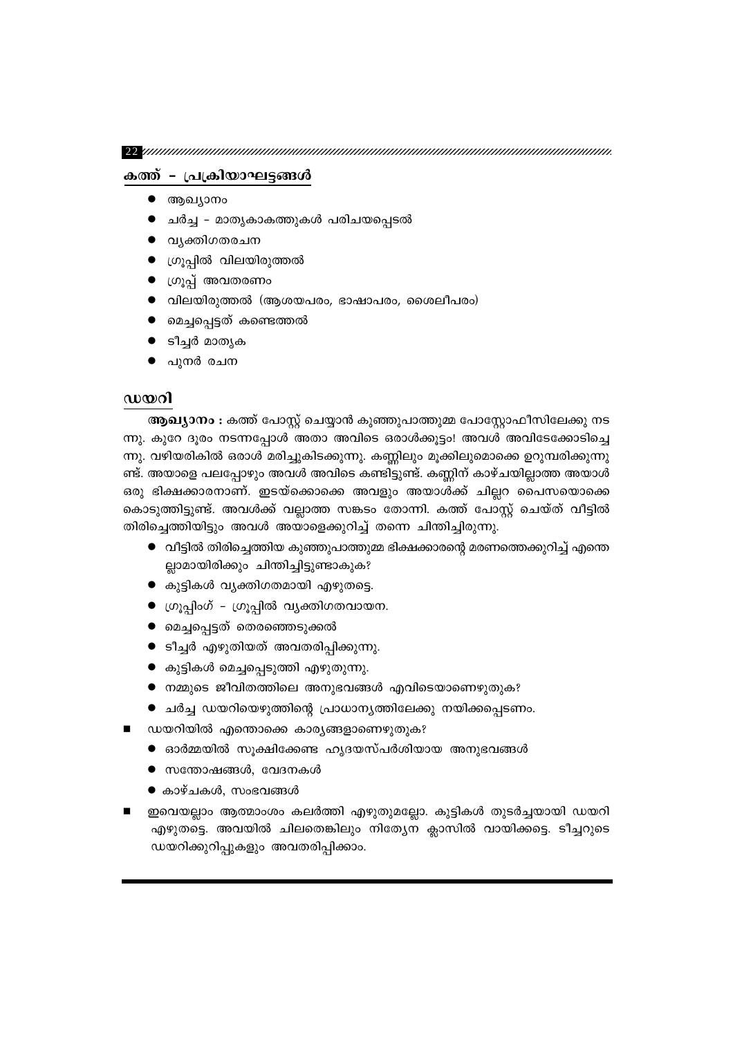## കത്ത് – പ്രക്രിയാഘട്ടങ്ങൾ

- ആഖ്യാനം
- ചർച്ച – മാതൃകാകത്തുകൾ പരിചയപ്പെടൽ
- വ്യക്തിഗതരചന
- ഗ്രൂപ്പിൽ വിലയിരുത്തൽ
- ഗ്രൂപ്പ് അവതരണം
- വിലയിരുത്തൽ (ആശയപരം, ഭാഷാപരം, ശൈലീപരം)
- മെച്ചപ്പെട്ടത് കണ്ടെത്തൽ
- ടീച്ചർ മാതൃക
- പുനർ രചന

## ഡയറി

**ആഖ്യാനം :** കത്ത് പോസ്റ്റ് ചെയ്യാൻ കുഞ്ഞുപാത്തുമ്മ പോസ്റ്റോഫീസിലേക്കു നടന്നു. കുറേ ദൂരം നടന്നപ്പോൾ അതാ അവിടെ ഒരാൾക്കൂട്ടം! അവൾ അവിടേക്കോടിച്ചെന്നു. വഴിയരികിൽ ഒരാൾ മരിച്ചുകിടക്കുന്നു. കണ്ണിലും മൂക്കിലുമൊക്കെ ഉറുമ്പരിക്കുന്നുണ്ട്. അയാളെ പലപ്പോഴും അവൾ അവിടെ കണ്ടിട്ടുണ്ട്. കണ്ണിന് കാഴ്ചയില്ലാത്ത അയാൾ ഒരു ഭിക്ഷക്കാരനാണ്. ഇടയ്ക്കൊക്കെ അവളും അയാൾക്ക് ചില്ലറ പൈസയൊക്കെ കൊടുത്തിട്ടുണ്ട്. അവൾക്ക് വല്ലാത്ത സങ്കടം തോന്നി. കത്ത് പോസ്റ്റ് ചെയ്ത് വീട്ടിൽ തിരിച്ചെത്തിയിട്ടും അവൾ അയാളെക്കുറിച്ച് തന്നെ ചിന്തിച്ചിരുന്നു.

- വീട്ടിൽ തിരിച്ചെത്തിയ കുഞ്ഞുപാത്തുമ്മ ഭിക്ഷക്കാരന്റെ മരണത്തെക്കുറിച്ച് എന്തെല്ലാമായിരിക്കും ചിന്തിച്ചിട്ടുണ്ടാകുക?
- കുട്ടികൾ വ്യക്തിഗതമായി എഴുതട്ടെ.
- ഗ്രൂപ്പിംഗ് – ഗ്രൂപ്പിൽ വ്യക്തിഗതവായന.
- മെച്ചപ്പെട്ടത് തെരഞ്ഞെടുക്കൽ
- ടീച്ചർ എഴുതിയത് അവതരിപ്പിക്കുന്നു.
- കുട്ടികൾ മെച്ചപ്പെടുത്തി എഴുതുന്നു.
- നമ്മുടെ ജീവിതത്തിലെ അനുഭവങ്ങൾ എവിടെയാണെഴുതുക?
- ചർച്ച ഡയറിയെഴുത്തിന്റെ പ്രാധാന്യത്തിലേക്കു നയിക്കപ്പെടണം.

■ ഡയറിയിൽ എന്തൊക്കെ കാര്യങ്ങളാണെഴുതുക?

- ഓർമ്മയിൽ സൂക്ഷിക്കേണ്ട ഹൃദയസ്പർശിയായ അനുഭവങ്ങൾ
- സന്തോഷങ്ങൾ, വേദനകൾ
- കാഴ്ചകൾ, സംഭവങ്ങൾ

■ ഇവയെല്ലാം ആത്മാംശം കലർത്തി എഴുതുമല്ലോ. കുട്ടികൾ തുടർച്ചയായി ഡയറി എഴുതട്ടെ. അവയിൽ ചിലതെങ്കിലും നിത്യേന ക്ലാസിൽ വായിക്കട്ടെ. ടീച്ചറുടെ ഡയറിക്കുറിപ്പുകളും അവതരിപ്പിക്കാം.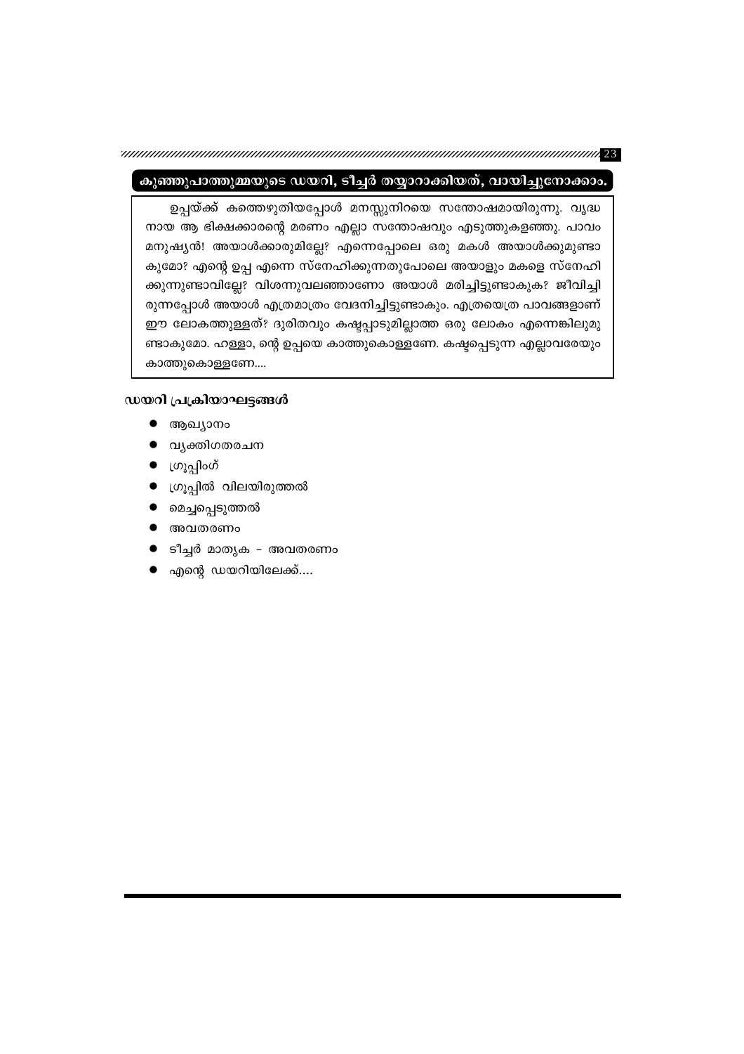## കുഞ്ഞുപാത്തുമ്മയുടെ ഡയറി, ടീച്ചർ തയ്യാറാക്കിയത്, വായിച്ചുനോക്കാം.

ഉപ്പയ്ക്ക് കത്തെഴുതിയപ്പോൾ മനസ്സുനിറയെ സന്തോഷമായിരുന്നു. വൃദ്ധനായ ആ ഭിക്ഷക്കാരന്റെ മരണം എല്ലാ സന്തോഷവും എടുത്തുകളഞ്ഞു. പാവം മനുഷ്യൻ! അയാൾക്കാരുമില്ലേ? എന്നെപ്പോലെ ഒരു മകൾ അയാൾക്കുമുണ്ടാകുമോ? എന്റെ ഉപ്പ എന്നെ സ്നേഹിക്കുന്നതുപോലെ അയാളും മകളെ സ്നേഹിക്കുന്നുണ്ടാവില്ലേ? വിശന്നുവലഞ്ഞാണോ അയാൾ മരിച്ചിട്ടുണ്ടാകുക? ജീവിച്ചിരുന്നപ്പോൾ അയാൾ എത്രമാത്രം വേദനിച്ചിട്ടുണ്ടാകും. എത്രയെത്ര പാവങ്ങളാണ് ഈ ലോകത്തുള്ളത്? ദുരിതവും കഷ്ടപ്പാടുമില്ലാത്ത ഒരു ലോകം എന്നെങ്കിലുമുണ്ടാകുമോ. ഹള്ളാ, ന്റെ ഉപ്പയെ കാത്തുകൊള്ളണേ. കഷ്ടപ്പെടുന്ന എല്ലാവരേയും കാത്തുകൊള്ളണേ....

### ഡയറി പ്രക്രിയാഘട്ടങ്ങൾ

- ആഖ്യാനം
- വ്യക്തിഗതരചന
- ഗ്രൂപ്പിംഗ്
- ഗ്രൂപ്പിൽ വിലയിരുത്തൽ
- മെച്ചപ്പെടുത്തൽ
- അവതരണം
- ടീച്ചർ മാതൃക - അവതരണം
- എന്റെ ഡയറിയിലേക്ക്....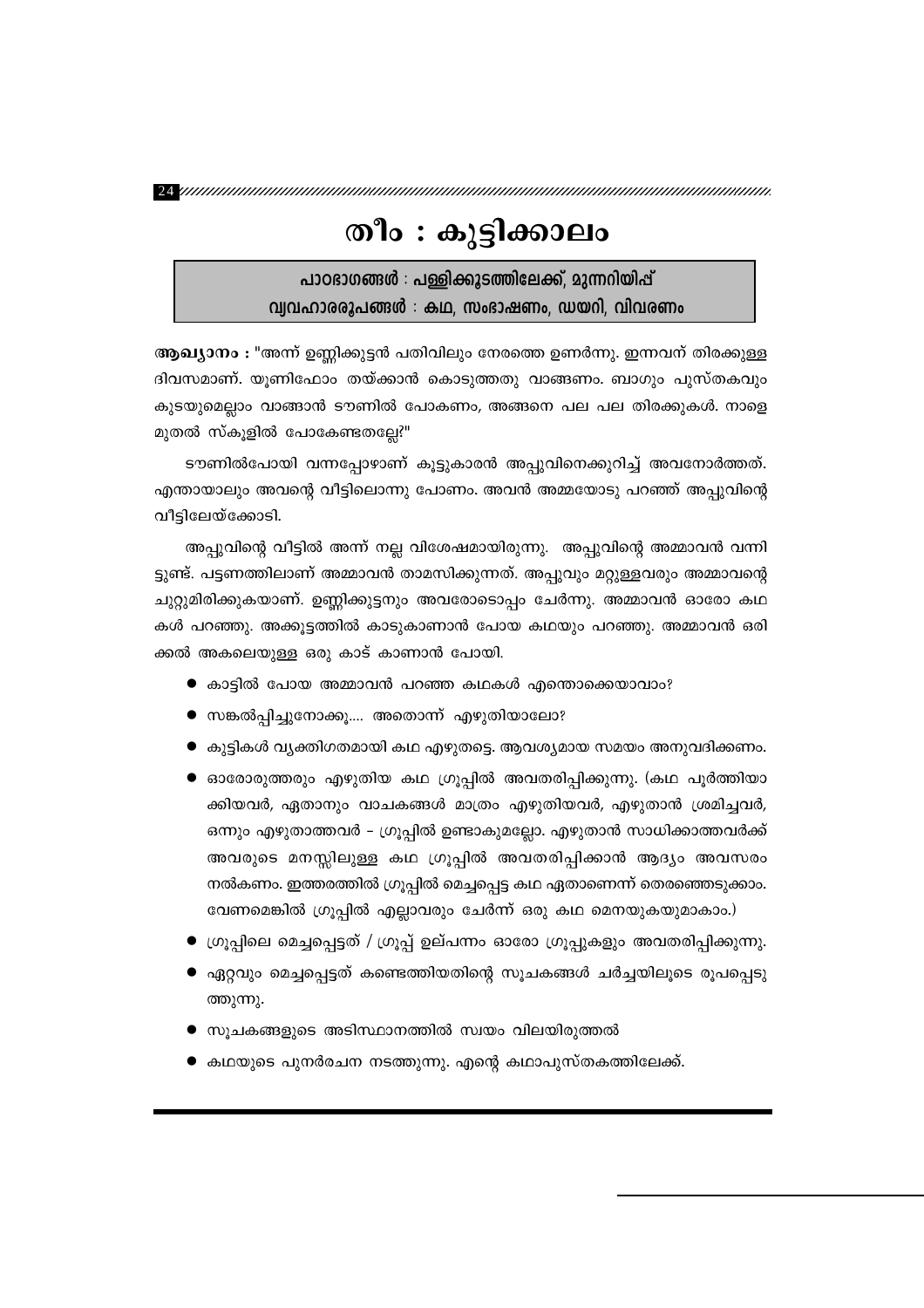# തീം : കുട്ടിക്കാലം

**പാഠഭാഗങ്ങൾ : പള്ളിക്കൂടത്തിലേക്ക്, മുന്നറിയിപ്പ്**
**വ്യവഹാരരൂപങ്ങൾ : കഥ, സംഭാഷണം, ഡയറി, വിവരണം**

**ആഖ്യാനം :** "അന്ന് ഉണ്ണിക്കുട്ടൻ പതിവിലും നേരത്തെ ഉണർന്നു. ഇന്നവന് തിരക്കുള്ള ദിവസമാണ്. യൂണിഫോം തയ്ക്കാൻ കൊടുത്തതു വാങ്ങണം. ബാഗും പുസ്തകവും കുടയുമെല്ലാം വാങ്ങാൻ ടൗണിൽ പോകണം, അങ്ങനെ പല പല തിരക്കുകൾ. നാളെ മുതൽ സ്കൂളിൽ പോകേണ്ടതല്ലേ?"

ടൗണിൽപോയി വന്നപ്പോഴാണ് കൂട്ടുകാരൻ അപ്പുവിനെക്കുറിച്ച് അവനോർത്തത്. എന്തായാലും അവന്റെ വീട്ടിലൊന്നു പോണം. അവൻ അമ്മയോടു പറഞ്ഞ് അപ്പുവിന്റെ വീട്ടിലേയ്ക്കോടി.

അപ്പുവിന്റെ വീട്ടിൽ അന്ന് നല്ല വിശേഷമായിരുന്നു. അപ്പുവിന്റെ അമ്മാവൻ വന്നിട്ടുണ്ട്. പട്ടണത്തിലാണ് അമ്മാവൻ താമസിക്കുന്നത്. അപ്പുവും മറ്റുള്ളവരും അമ്മാവന്റെ ചുറ്റുമിരിക്കുകയാണ്. ഉണ്ണിക്കുട്ടനും അവരോടൊപ്പം ചേർന്നു. അമ്മാവൻ ഓരോ കഥകൾ പറഞ്ഞു. അക്കൂട്ടത്തിൽ കാടുകാണാൻ പോയ കഥയും പറഞ്ഞു. അമ്മാവൻ ഒരിക്കൽ അകലെയുള്ള ഒരു കാട് കാണാൻ പോയി.

- കാട്ടിൽ പോയ അമ്മാവൻ പറഞ്ഞ കഥകൾ എന്തൊക്കെയാവാം?
- സങ്കൽപ്പിച്ചുനോക്കൂ.... അതൊന്ന് എഴുതിയാലോ?
- കുട്ടികൾ വ്യക്തിഗതമായി കഥ എഴുതട്ടെ. ആവശ്യമായ സമയം അനുവദിക്കണം.
- ഓരോരുത്തരും എഴുതിയ കഥ ഗ്രൂപ്പിൽ അവതരിപ്പിക്കുന്നു. (കഥ പൂർത്തിയാക്കിയവർ, ഏതാനും വാചകങ്ങൾ മാത്രം എഴുതിയവർ, എഴുതാൻ ശ്രമിച്ചവർ, ഒന്നും എഴുതാത്തവർ – ഗ്രൂപ്പിൽ ഉണ്ടാകുമല്ലോ. എഴുതാൻ സാധിക്കാത്തവർക്ക് അവരുടെ മനസ്സിലുള്ള കഥ ഗ്രൂപ്പിൽ അവതരിപ്പിക്കാൻ ആദ്യം അവസരം നൽകണം. ഇത്തരത്തിൽ ഗ്രൂപ്പിൽ മെച്ചപ്പെട്ട കഥ ഏതാണെന്ന് തെരഞ്ഞെടുക്കാം. വേണമെങ്കിൽ ഗ്രൂപ്പിൽ എല്ലാവരും ചേർന്ന് ഒരു കഥ മെനയുകയുമാകാം.)
- ഗ്രൂപ്പിലെ മെച്ചപ്പെട്ടത് / ഗ്രൂപ്പ് ഉല്പന്നം ഓരോ ഗ്രൂപ്പുകളും അവതരിപ്പിക്കുന്നു.
- ഏറ്റവും മെച്ചപ്പെട്ടത് കണ്ടെത്തിയതിന്റെ സൂചകങ്ങൾ ചർച്ചയിലൂടെ രൂപപ്പെടുത്തുന്നു.
- സൂചകങ്ങളുടെ അടിസ്ഥാനത്തിൽ സ്വയം വിലയിരുത്തൽ
- കഥയുടെ പുനർരചന നടത്തുന്നു. എന്റെ കഥാപുസ്തകത്തിലേക്ക്.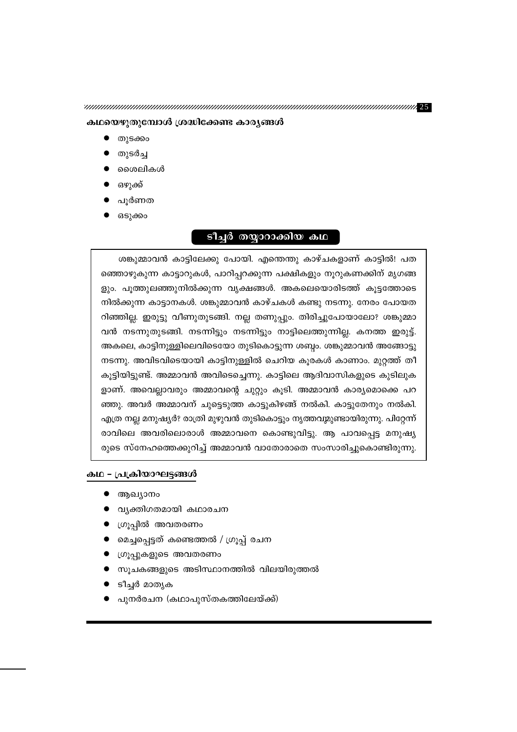**കഥയെഴുതുമ്പോൾ ശ്രദ്ധിക്കേണ്ട കാര്യങ്ങൾ**

- തുടക്കം
- തുടർച്ച
- ശൈലികൾ
- ഒഴുക്ക്
- പൂർണത
- ഒടുക്കം

## ടീച്ചർ തയ്യാറാക്കിയ കഥ

ശങ്കുമ്മാവൻ കാട്ടിലേക്കു പോയി. എന്തെന്തു കാഴ്ചകളാണ് കാട്ടിൽ! പതഞ്ഞൊഴുകുന്ന കാട്ടാറുകൾ, പാറിപ്പറക്കുന്ന പക്ഷികളും നൂറുകണക്കിന് മൃഗങ്ങളും. പൂത്തുലഞ്ഞുനിൽക്കുന്ന വൃക്ഷങ്ങൾ. അകലെയൊരിടത്ത് കൂട്ടത്തോടെ നിൽക്കുന്ന കാട്ടാനകൾ. ശങ്കുമ്മാവൻ കാഴ്ചകൾ കണ്ടു നടന്നു. നേരം പോയതറിഞ്ഞില്ല. ഇരുട്ടു വീണുതുടങ്ങി. നല്ല തണുപ്പും. തിരിച്ചുപോയാലോ? ശങ്കുമ്മാവൻ നടന്നുതുടങ്ങി. നടന്നിട്ടും നടന്നിട്ടും നാട്ടിലെത്തുന്നില്ല. കനത്ത ഇരുട്ട്. അകലെ, കാട്ടിനുള്ളിലെവിടെയോ തുടികൊട്ടുന്ന ശബ്ദം. ശങ്കുമ്മാവൻ അങ്ങോട്ടു നടന്നു. അവിടവിടെയായി കാട്ടിനുള്ളിൽ ചെറിയ കൂരകൾ കാണാം. മുറ്റത്ത് തീ കൂട്ടിയിട്ടുണ്ട്. അമ്മാവൻ അവിടെച്ചെന്നു. കാട്ടിലെ ആദിവാസികളുടെ കുടിലുകളാണ്. അവെല്ലാവരും അമ്മാവന്റെ ചുറ്റും കൂടി. അമ്മാവൻ കാര്യമൊക്കെ പറഞ്ഞു. അവർ അമ്മാവന് ചുട്ടെടുത്ത കാട്ടുകിഴങ്ങ് നൽകി. കാട്ടുതേനും നൽകി. എത്ര നല്ല മനുഷ്യർ? രാത്രി മുഴുവൻ തുടികൊട്ടും നൃത്തവുമുണ്ടായിരുന്നു. പിറ്റേന്ന് രാവിലെ അവരിലൊരാൾ അമ്മാവനെ കൊണ്ടുവിട്ടു. ആ പാവപ്പെട്ട മനുഷ്യരുടെ സ്നേഹത്തെക്കുറിച്ച് അമ്മാവൻ വാതോരാതെ സംസാരിച്ചുകൊണ്ടിരുന്നു.

**കഥ - പ്രക്രിയാഘട്ടങ്ങൾ**

- ആഖ്യാനം
- വ്യക്തിഗതമായി കഥാരചന
- ഗ്രൂപ്പിൽ അവതരണം
- മെച്ചപ്പെട്ടത് കണ്ടെത്തൽ / ഗ്രൂപ്പ് രചന
- ഗ്രൂപ്പുകളുടെ അവതരണം
- സൂചകങ്ങളുടെ അടിസ്ഥാനത്തിൽ വിലയിരുത്തൽ
- ടീച്ചർ മാതൃക
- പുനർരചന (കഥാപുസ്തകത്തിലേയ്ക്ക്)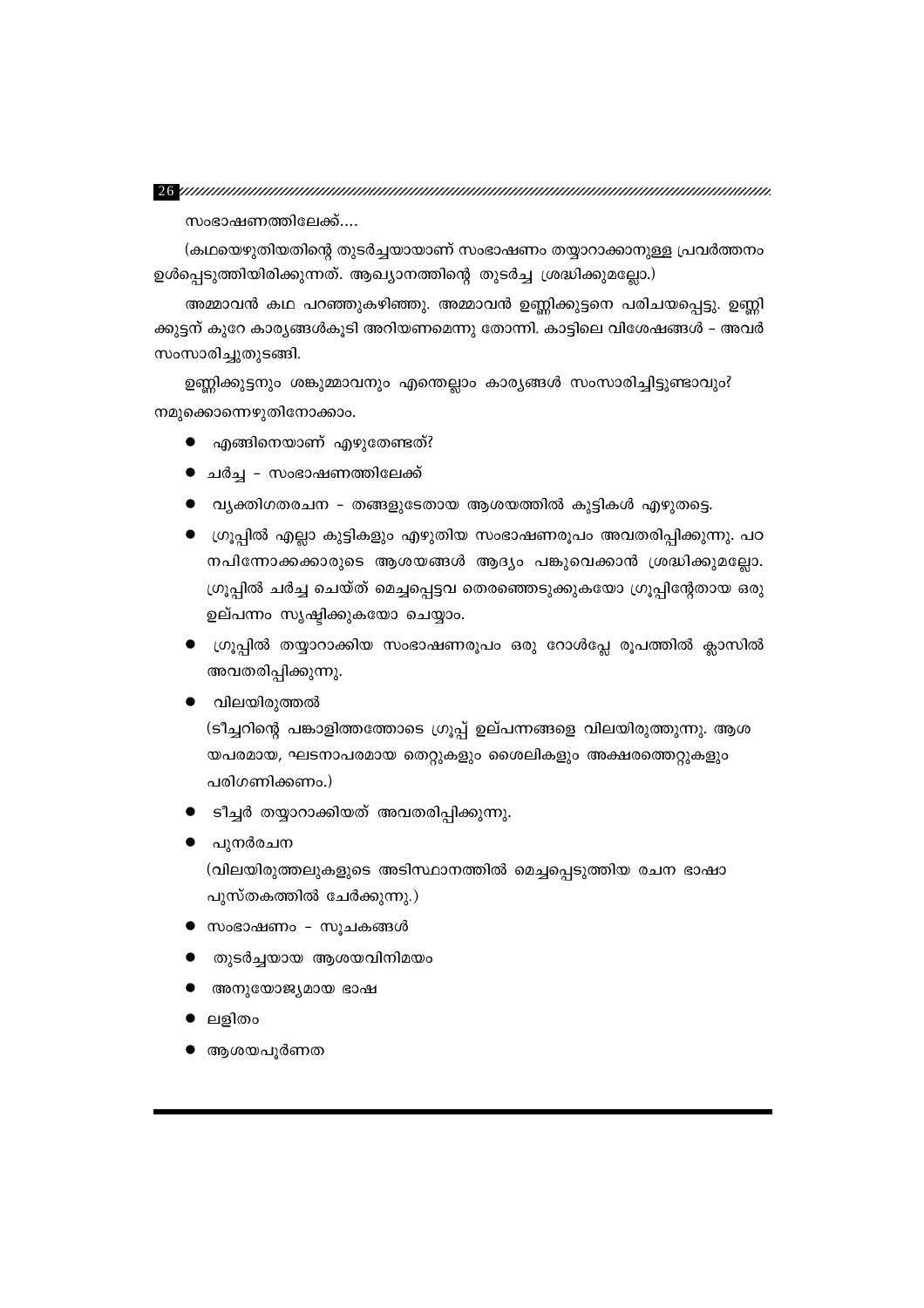സംഭാഷണത്തിലേക്ക്....

(കഥയെഴുതിയതിന്റെ തുടർച്ചയായാണ് സംഭാഷണം തയ്യാറാക്കാനുള്ള പ്രവർത്തനം ഉൾപ്പെടുത്തിയിരിക്കുന്നത്. ആഖ്യാനത്തിന്റെ തുടർച്ച ശ്രദ്ധിക്കുമല്ലോ.)

അമ്മാവൻ കഥ പറഞ്ഞുകഴിഞ്ഞു. അമ്മാവൻ ഉണ്ണിക്കുട്ടനെ പരിചയപ്പെട്ടു. ഉണ്ണിക്കുട്ടന് കുറേ കാര്യങ്ങൾകൂടി അറിയണമെന്നു തോന്നി. കാട്ടിലെ വിശേഷങ്ങൾ – അവർ സംസാരിച്ചുതുടങ്ങി.

ഉണ്ണിക്കുട്ടനും ശങ്കുമ്മാവനും എന്തെല്ലാം കാര്യങ്ങൾ സംസാരിച്ചിട്ടുണ്ടാവും? നമുക്കൊന്നെഴുതിനോക്കാം.

- എങ്ങിനെയാണ് എഴുതേണ്ടത്?
- ചർച്ച – സംഭാഷണത്തിലേക്ക്
- വ്യക്തിഗതരചന – തങ്ങളുടേതായ ആശയത്തിൽ കുട്ടികൾ എഴുതട്ടെ.
- ഗ്രൂപ്പിൽ എല്ലാ കുട്ടികളും എഴുതിയ സംഭാഷണരൂപം അവതരിപ്പിക്കുന്നു. പഠനപിന്നോക്കക്കാരുടെ ആശയങ്ങൾ ആദ്യം പങ്കുവെക്കാൻ ശ്രദ്ധിക്കുമല്ലോ. ഗ്രൂപ്പിൽ ചർച്ച ചെയ്ത് മെച്ചപ്പെട്ടവ തെരഞ്ഞെടുക്കുകയോ ഗ്രൂപ്പിന്റേതായ ഒരു ഉല്പന്നം സൃഷ്ടിക്കുകയോ ചെയ്യാം.
- ഗ്രൂപ്പിൽ തയ്യാറാക്കിയ സംഭാഷണരൂപം ഒരു റോൾപ്ലേ രൂപത്തിൽ ക്ലാസിൽ അവതരിപ്പിക്കുന്നു.
- വിലയിരുത്തൽ
  (ടീച്ചറിന്റെ പങ്കാളിത്തത്തോടെ ഗ്രൂപ്പ് ഉല്പന്നങ്ങളെ വിലയിരുത്തുന്നു. ആശയപരമായ, ഘടനാപരമായ തെറ്റുകളും ശൈലികളും അക്ഷരത്തെറ്റുകളും പരിഗണിക്കണം.)
- ടീച്ചർ തയ്യാറാക്കിയത് അവതരിപ്പിക്കുന്നു.
- പുനർരചന
  (വിലയിരുത്തലുകളുടെ അടിസ്ഥാനത്തിൽ മെച്ചപ്പെടുത്തിയ രചന ഭാഷാ പുസ്തകത്തിൽ ചേർക്കുന്നു.)
- സംഭാഷണം – സൂചകങ്ങൾ
- തുടർച്ചയായ ആശയവിനിമയം
- അനുയോജ്യമായ ഭാഷ
- ലളിതം
- ആശയപൂർണത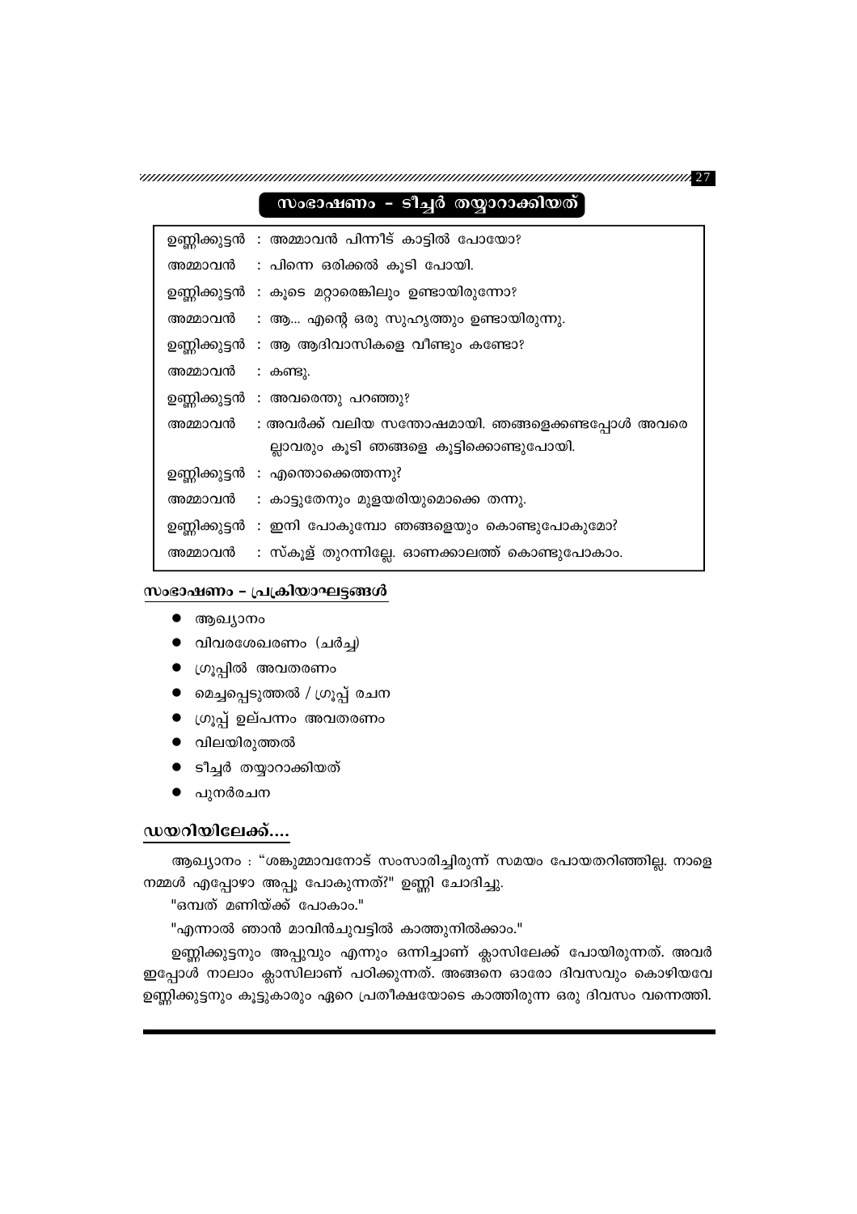## സംഭാഷണം - ടീച്ചർ തയ്യാറാക്കിയത്

| | |
|---|---|
| ഉണ്ണിക്കുട്ടൻ | : അമ്മാവൻ പിന്നീട് കാട്ടിൽ പോയോ? |
| അമ്മാവൻ | : പിന്നെ ഒരിക്കൽ കൂടി പോയി. |
| ഉണ്ണിക്കുട്ടൻ | : കൂടെ മറ്റാരെങ്കിലും ഉണ്ടായിരുന്നോ? |
| അമ്മാവൻ | : ആ... എന്റെ ഒരു സുഹൃത്തും ഉണ്ടായിരുന്നു. |
| ഉണ്ണിക്കുട്ടൻ | : ആ ആദിവാസികളെ വീണ്ടും കണ്ടോ? |
| അമ്മാവൻ | : കണ്ടു. |
| ഉണ്ണിക്കുട്ടൻ | : അവരെന്തു പറഞ്ഞു? |
| അമ്മാവൻ | : അവർക്ക് വലിയ സന്തോഷമായി. ഞങ്ങളെക്കണ്ടപ്പോൾ അവരെല്ലാവരും കൂടി ഞങ്ങളെ കൂട്ടിക്കൊണ്ടുപോയി. |
| ഉണ്ണിക്കുട്ടൻ | : എന്തൊക്കെത്തന്നു? |
| അമ്മാവൻ | : കാട്ടുതേനും മുളയരിയുമൊക്കെ തന്നു. |
| ഉണ്ണിക്കുട്ടൻ | : ഇനി പോകുമ്പോ ഞങ്ങളെയും കൊണ്ടുപോകുമോ? |
| അമ്മാവൻ | : സ്കൂള് തുറന്നില്ലേ. ഓണക്കാലത്ത് കൊണ്ടുപോകാം. |

### സംഭാഷണം - പ്രക്രിയാഘട്ടങ്ങൾ

- ആഖ്യാനം
- വിവരശേഖരണം (ചർച്ച)
- ഗ്രൂപ്പിൽ അവതരണം
- മെച്ചപ്പെടുത്തൽ / ഗ്രൂപ്പ് രചന
- ഗ്രൂപ്പ് ഉല്പന്നം അവതരണം
- വിലയിരുത്തൽ
- ടീച്ചർ തയ്യാറാക്കിയത്
- പുനർരചന

### ഡയറിയിലേക്ക്....

ആഖ്യാനം : "ശങ്കുമ്മാവനോട് സംസാരിച്ചിരുന്ന് സമയം പോയതറിഞ്ഞില്ല. നാളെ നമ്മൾ എപ്പോഴാ അപ്പൂ പോകുന്നത്?" ഉണ്ണി ചോദിച്ചു.

"ഒമ്പത് മണിയ്ക്ക് പോകാം."

"എന്നാൽ ഞാൻ മാവിൻചുവട്ടിൽ കാത്തുനിൽക്കാം."

ഉണ്ണിക്കുട്ടനും അപ്പുവും എന്നും ഒന്നിച്ചാണ് ക്ലാസിലേക്ക് പോയിരുന്നത്. അവർ ഇപ്പോൾ നാലാം ക്ലാസിലാണ് പഠിക്കുന്നത്. അങ്ങനെ ഓരോ ദിവസവും കൊഴിയവേ ഉണ്ണിക്കുട്ടനും കൂട്ടുകാരും ഏറെ പ്രതീക്ഷയോടെ കാത്തിരുന്ന ഒരു ദിവസം വന്നെത്തി.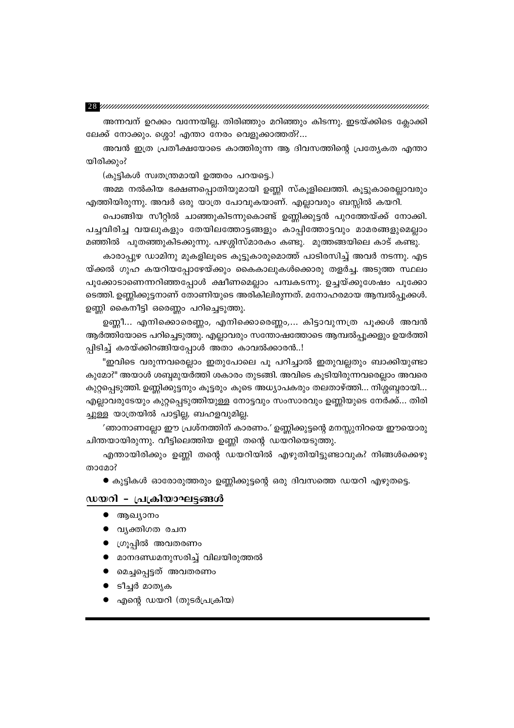അന്നവന് ഉറക്കം വന്നേയില്ല. തിരിഞ്ഞും മറിഞ്ഞും കിടന്നു. ഇടയ്ക്കിടെ ക്ലോക്കിലേക്ക് നോക്കും. ശ്ശൊ! എന്താ നേരം വെളുക്കാത്തത്?...

അവൻ ഇത്ര പ്രതീക്ഷയോടെ കാത്തിരുന്ന ആ ദിവസത്തിന്റെ പ്രത്യേകത എന്തായിരിക്കും?

(കുട്ടികൾ സ്വതന്ത്രമായി ഉത്തരം പറയട്ടെ.)

അമ്മ നൽകിയ ഭക്ഷണപ്പൊതിയുമായി ഉണ്ണി സ്കൂളിലെത്തി. കൂട്ടുകാരെല്ലാവരും എത്തിയിരുന്നു. അവർ ഒരു യാത്ര പോവുകയാണ്. എല്ലാവരും ബസ്സിൽ കയറി.

പൊങ്ങിയ സീറ്റിൽ ചാഞ്ഞുകിടന്നുകൊണ്ട് ഉണ്ണിക്കുട്ടൻ പുറത്തേയ്ക്ക് നോക്കി. പച്ചവിരിച്ച വയലുകളും തേയിലത്തോട്ടങ്ങളും കാപ്പിത്തോട്ടവും മാമരങ്ങളുമെല്ലാം മഞ്ഞിൽ പുതഞ്ഞുകിടക്കുന്നു. പഴശ്ശിസ്മാരകം കണ്ടു. മുത്തങ്ങയിലെ കാട് കണ്ടു.

കാരാപ്പുഴ ഡാമിനു മുകളിലൂടെ കൂട്ടുകാരുമൊത്ത് പാടിരസിച്ച് അവർ നടന്നു. എടയ്ക്കൽ ഗുഹ കയറിയപ്പോഴേയ്ക്കും കൈകാലുകൾക്കൊരു തളർച്ച. അടുത്ത സ്ഥലം പൂക്കോടാണെന്നറിഞ്ഞപ്പോൾ ക്ഷീണമെല്ലാം പമ്പകടന്നു. ഉച്ചയ്ക്കുശേഷം പൂക്കോടെത്തി. ഉണ്ണിക്കുട്ടനാണ് തോണിയുടെ അരികിലിരുന്നത്. മനോഹരമായ ആമ്പൽപ്പൂക്കൾ. ഉണ്ണി കൈനീട്ടി ഒരെണ്ണം പറിച്ചെടുത്തു.

ഉണ്ണീ... എനിക്കൊരെണ്ണം, എനിക്കൊരെണ്ണം,... കിട്ടാവുന്നത്ര പൂക്കൾ അവൻ ആർത്തിയോടെ പറിച്ചെടുത്തു. എല്ലാവരും സന്തോഷത്തോടെ ആമ്പൽപ്പൂക്കളും ഉയർത്തിപ്പിടിച്ച് കരയ്ക്കിറങ്ങിയപ്പോൾ അതാ കാവൽക്കാരൻ..!

"ഇവിടെ വരുന്നവരെല്ലാം ഇതുപോലെ പൂ പറിച്ചാൽ ഇതുവല്ലതും ബാക്കിയുണ്ടാകുമോ?" അയാൾ ശബ്ദമുയർത്തി ശകാരം തുടങ്ങി. അവിടെ കൂടിയിരുന്നവരെല്ലാം അവരെ കുറ്റപ്പെടുത്തി. ഉണ്ണിക്കുട്ടനും കൂട്ടരും കൂടെ അധ്യാപകരും തലതാഴ്ത്തി... നിശ്ശബ്ദരായി... എല്ലാവരുടേയും കുറ്റപ്പെടുത്തിയുള്ള നോട്ടവും സംസാരവും ഉണ്ണിയുടെ നേർക്ക്... തിരിച്ചുള്ള യാത്രയിൽ പാട്ടില്ല, ബഹളവുമില്ല.

'ഞാനാണല്ലോ ഈ പ്രശ്നത്തിന് കാരണം.' ഉണ്ണിക്കുട്ടന്റെ മനസ്സുനിറയെ ഈയൊരു ചിന്തയായിരുന്നു. വീട്ടിലെത്തിയ ഉണ്ണി തന്റെ ഡയറിയെടുത്തു.

എന്തായിരിക്കും ഉണ്ണി തന്റെ ഡയറിയിൽ എഴുതിയിട്ടുണ്ടാവുക? നിങ്ങൾക്കെഴുതാമോ?

- കുട്ടികൾ ഓരോരുത്തരും ഉണ്ണിക്കുട്ടന്റെ ഒരു ദിവസത്തെ ഡയറി എഴുതട്ടെ.

## ഡയറി – പ്രക്രിയാഘട്ടങ്ങൾ

- ആഖ്യാനം
- വ്യക്തിഗത രചന
- ഗ്രൂപ്പിൽ അവതരണം
- മാനദണ്ഡമനുസരിച്ച് വിലയിരുത്തൽ
- മെച്ചപ്പെട്ടത് അവതരണം
- ടീച്ചർ മാതൃക
- എന്റെ ഡയറി (തുടർപ്രക്രിയ)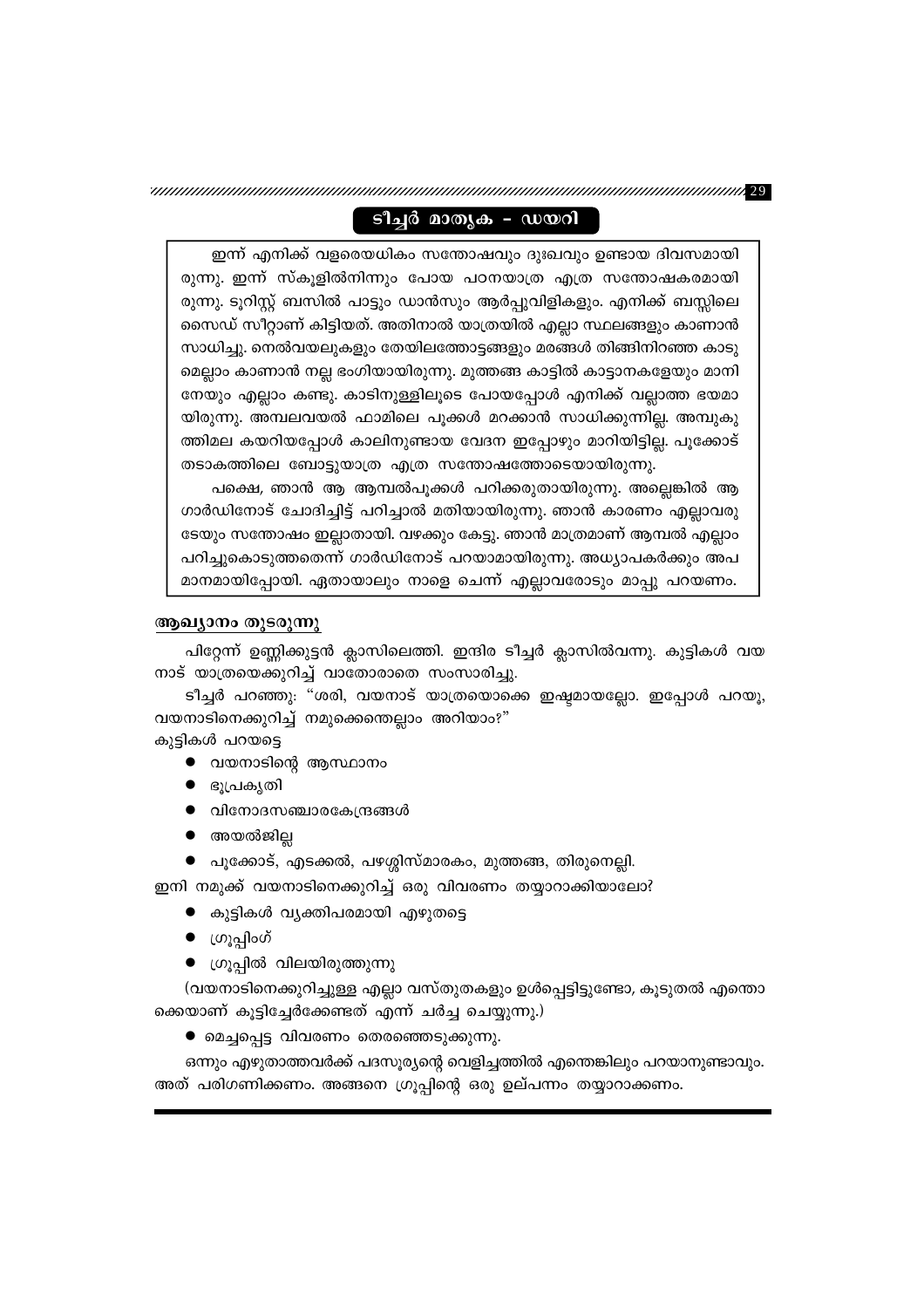## ടീച്ചർ മാതൃക - ഡയറി

ഇന്ന് എനിക്ക് വളരെയധികം സന്തോഷവും ദുഃഖവും ഉണ്ടായ ദിവസമായിരുന്നു. ഇന്ന് സ്കൂളിൽനിന്നും പോയ പഠനയാത്ര എത്ര സന്തോഷകരമായിരുന്നു. ടൂറിസ്റ്റ് ബസിൽ പാട്ടും ഡാൻസും ആർപ്പുവിളികളും. എനിക്ക് ബസ്സിലെ സൈഡ് സീറ്റാണ് കിട്ടിയത്. അതിനാൽ യാത്രയിൽ എല്ലാ സ്ഥലങ്ങളും കാണാൻ സാധിച്ചു. നെൽവയലുകളും തേയിലത്തോട്ടങ്ങളും മരങ്ങൾ തിങ്ങിനിറഞ്ഞ കാടുമെല്ലാം കാണാൻ നല്ല ഭംഗിയായിരുന്നു. മുത്തങ്ങ കാട്ടിൽ കാട്ടാനകളേയും മാനിനേയും എല്ലാം കണ്ടു. കാടിനുള്ളിലൂടെ പോയപ്പോൾ എനിക്ക് വല്ലാത്ത ഭയമായിരുന്നു. അമ്പലവയൽ ഫാമിലെ പൂക്കൾ മറക്കാൻ സാധിക്കുന്നില്ല. അമ്പുകുത്തിമല കയറിയപ്പോൾ കാലിനുണ്ടായ വേദന ഇപ്പോഴും മാറിയിട്ടില്ല. പൂക്കോട് തടാകത്തിലെ ബോട്ടുയാത്ര എത്ര സന്തോഷത്തോടെയായിരുന്നു.

പക്ഷെ, ഞാൻ ആ ആമ്പൽപൂക്കൾ പറിക്കരുതായിരുന്നു. അല്ലെങ്കിൽ ആ ഗാർഡിനോട് ചോദിച്ചിട്ട് പറിച്ചാൽ മതിയായിരുന്നു. ഞാൻ കാരണം എല്ലാവരുടേയും സന്തോഷം ഇല്ലാതായി. വഴക്കും കേട്ടു. ഞാൻ മാത്രമാണ് ആമ്പൽ എല്ലാം പറിച്ചുകൊടുത്തതെന്ന് ഗാർഡിനോട് പറയാമായിരുന്നു. അധ്യാപകർക്കും അപമാനമായിപ്പോയി. ഏതായാലും നാളെ ചെന്ന് എല്ലാവരോടും മാപ്പു പറയണം.

### ആഖ്യാനം തുടരുന്നു

പിറ്റേന്ന് ഉണ്ണിക്കുട്ടൻ ക്ലാസിലെത്തി. ഇന്ദിര ടീച്ചർ ക്ലാസിൽവന്നു. കുട്ടികൾ വയനാട് യാത്രയെക്കുറിച്ച് വാതോരാതെ സംസാരിച്ചു.

ടീച്ചർ പറഞ്ഞു: "ശരി, വയനാട് യാത്രയൊക്കെ ഇഷ്ടമായല്ലോ. ഇപ്പോൾ പറയൂ, വയനാടിനെക്കുറിച്ച് നമുക്കെന്തെല്ലാം അറിയാം?"

കുട്ടികൾ പറയട്ടെ

- വയനാടിന്റെ ആസ്ഥാനം
- ഭൂപ്രകൃതി
- വിനോദസഞ്ചാരകേന്ദ്രങ്ങൾ
- അയൽജില്ല
- പൂക്കോട്, എടക്കൽ, പഴശ്ശിസ്മാരകം, മുത്തങ്ങ, തിരുനെല്ലി.

ഇനി നമുക്ക് വയനാടിനെക്കുറിച്ച് ഒരു വിവരണം തയ്യാറാക്കിയാലോ?

- കുട്ടികൾ വ്യക്തിപരമായി എഴുതട്ടെ
- ഗ്രൂപ്പിംഗ്
- ഗ്രൂപ്പിൽ വിലയിരുത്തുന്നു

(വയനാടിനെക്കുറിച്ചുള്ള എല്ലാ വസ്തുതകളും ഉൾപ്പെട്ടിട്ടുണ്ടോ, കൂടുതൽ എന്തൊക്കെയാണ് കൂട്ടിച്ചേർക്കേണ്ടത് എന്ന് ചർച്ച ചെയ്യുന്നു.)

- മെച്ചപ്പെട്ട വിവരണം തെരഞ്ഞെടുക്കുന്നു.

ഒന്നും എഴുതാത്തവർക്ക് പദസൂര്യന്റെ വെളിച്ചത്തിൽ എന്തെങ്കിലും പറയാനുണ്ടാവും. അത് പരിഗണിക്കണം. അങ്ങനെ ഗ്രൂപ്പിന്റെ ഒരു ഉല്പന്നം തയ്യാറാക്കണം.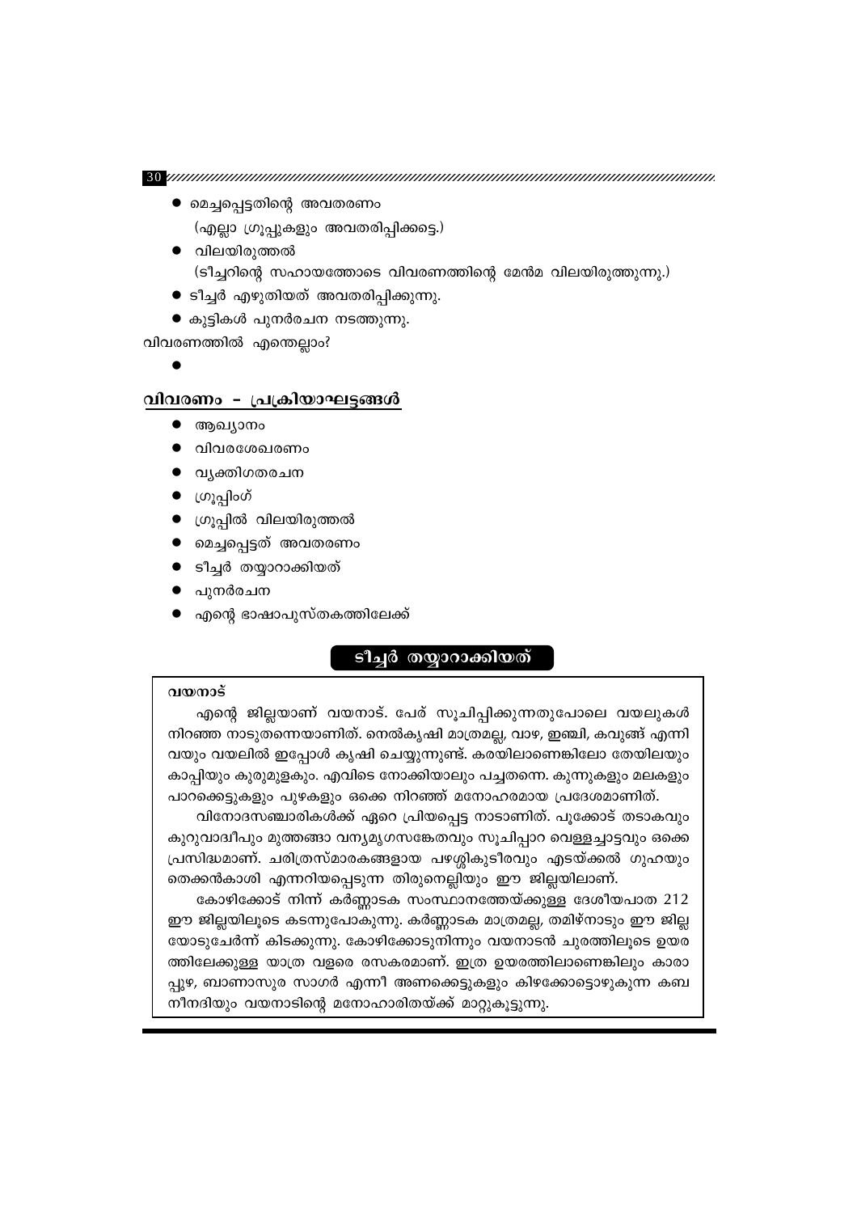- മെച്ചപ്പെട്ടതിന്റെ അവതരണം
  (എല്ലാ ഗ്രൂപ്പുകളും അവതരിപ്പിക്കട്ടെ.)
- വിലയിരുത്തൽ
  (ടീച്ചറിന്റെ സഹായത്തോടെ വിവരണത്തിന്റെ മേൻമ വിലയിരുത്തുന്നു.)
- ടീച്ചർ എഴുതിയത് അവതരിപ്പിക്കുന്നു.
- കുട്ടികൾ പുനർരചന നടത്തുന്നു.

വിവരണത്തിൽ എന്തെല്ലാം?

- 

## വിവരണം - പ്രക്രിയാഘട്ടങ്ങൾ

- ആഖ്യാനം
- വിവരശേഖരണം
- വ്യക്തിഗതരചന
- ഗ്രൂപ്പിംഗ്
- ഗ്രൂപ്പിൽ വിലയിരുത്തൽ
- മെച്ചപ്പെട്ടത് അവതരണം
- ടീച്ചർ തയ്യാറാക്കിയത്
- പുനർരചന
- എന്റെ ഭാഷാപുസ്തകത്തിലേക്ക്

## ടീച്ചർ തയ്യാറാക്കിയത്

**വയനാട്**

എന്റെ ജില്ലയാണ് വയനാട്. പേര് സൂചിപ്പിക്കുന്നതുപോലെ വയലുകൾ നിറഞ്ഞ നാടുതന്നെയാണിത്. നെൽകൃഷി മാത്രമല്ല, വാഴ, ഇഞ്ചി, കവുങ്ങ് എന്നിവയും വയലിൽ ഇപ്പോൾ കൃഷി ചെയ്യുന്നുണ്ട്. കരയിലാണെങ്കിലോ തേയിലയും കാപ്പിയും കുരുമുളകും. എവിടെ നോക്കിയാലും പച്ചതന്നെ. കുന്നുകളും മലകളും പാറക്കെട്ടുകളും പുഴകളും ഒക്കെ നിറഞ്ഞ് മനോഹരമായ പ്രദേശമാണിത്.

വിനോദസഞ്ചാരികൾക്ക് ഏറെ പ്രിയപ്പെട്ട നാടാണിത്. പൂക്കോട് തടാകവും കുറുവാദ്വീപും മുത്തങ്ങാ വന്യമൃഗസങ്കേതവും സൂചിപ്പാറ വെള്ളച്ചാട്ടവും ഒക്കെ പ്രസിദ്ധമാണ്. ചരിത്രസ്മാരകങ്ങളായ പഴശ്ശികുടീരവും എടയ്ക്കൽ ഗുഹയും തെക്കൻകാശി എന്നറിയപ്പെടുന്ന തിരുനെല്ലിയും ഈ ജില്ലയിലാണ്.

കോഴിക്കോട് നിന്ന് കർണ്ണാടക സംസ്ഥാനത്തേയ്ക്കുള്ള ദേശീയപാത 212 ഈ ജില്ലയിലൂടെ കടന്നുപോകുന്നു. കർണ്ണാടക മാത്രമല്ല, തമിഴ്നാടും ഈ ജില്ലയോടുചേർന്ന് കിടക്കുന്നു. കോഴിക്കോടുനിന്നും വയനാടൻ ചുരത്തിലൂടെ ഉയരത്തിലേക്കുള്ള യാത്ര വളരെ രസകരമാണ്. ഇത്ര ഉയരത്തിലാണെങ്കിലും കാരാപ്പുഴ, ബാണാസുര സാഗർ എന്നീ അണക്കെട്ടുകളും കിഴക്കോട്ടൊഴുകുന്ന കബനീനദിയും വയനാടിന്റെ മനോഹാരിതയ്ക്ക് മാറ്റുകൂട്ടുന്നു.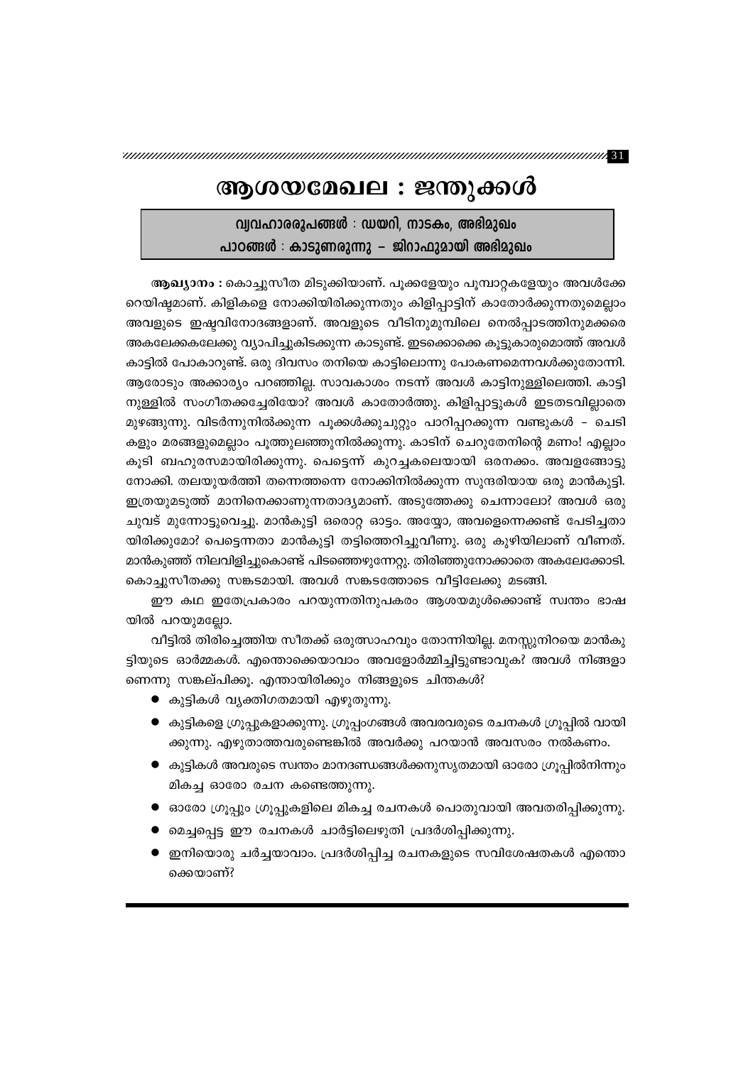# ആശയമേഖല : ജന്തുക്കൾ

**വ്യവഹാരരൂപങ്ങൾ : ഡയറി, നാടകം, അഭിമുഖം**
**പാഠങ്ങൾ : കാടുണരുന്നു – ജിറാഫുമായി അഭിമുഖം**

**ആഖ്യാനം :** കൊച്ചുസീത മിടുക്കിയാണ്. പൂക്കളേയും പൂമ്പാറ്റകളേയും അവൾക്കേറെയിഷ്ടമാണ്. കിളികളെ നോക്കിയിരിക്കുന്നതും കിളിപ്പാട്ടിന് കാതോർക്കുന്നതുമെല്ലാം അവളുടെ ഇഷ്ടവിനോദങ്ങളാണ്. അവളുടെ വീടിനുമുമ്പിലെ നെൽപ്പാടത്തിനുമക്കരെ അകലേക്കകലേക്കു വ്യാപിച്ചുകിടക്കുന്ന കാടുണ്ട്. ഇടക്കൊക്കെ കൂട്ടുകാരുമൊത്ത് അവൾ കാട്ടിൽ പോകാറുണ്ട്. ഒരു ദിവസം തനിയെ കാട്ടിലൊന്നു പോകണമെന്നവൾക്കുതോന്നി. ആരോടും അക്കാര്യം പറഞ്ഞില്ല. സാവകാശം നടന്ന് അവൾ കാട്ടിനുള്ളിലെത്തി. കാട്ടിനുള്ളിൽ സംഗീതക്കച്ചേരിയോ? അവൾ കാതോർത്തു. കിളിപ്പാട്ടുകൾ ഇടതടവില്ലാതെ മുഴങ്ങുന്നു. വിടർന്നുനിൽക്കുന്ന പൂക്കൾക്കുചുറ്റും പാറിപ്പറക്കുന്ന വണ്ടുകൾ – ചെടികളും മരങ്ങളുമെല്ലാം പൂത്തുലഞ്ഞുനിൽക്കുന്നു. കാടിന് ചെറുതേനിന്റെ മണം! എല്ലാം കൂടി ബഹുരസമായിരിക്കുന്നു. പെട്ടെന്ന് കുറച്ചകലെയായി ഒരനക്കം. അവളങ്ങോട്ടു നോക്കി. തലയുയർത്തി തന്നെത്തന്നെ നോക്കിനിൽക്കുന്ന സുന്ദരിയായ ഒരു മാൻകുട്ടി. ഇത്രയുമടുത്ത് മാനിനെക്കാണുന്നതാദ്യമാണ്. അടുത്തേക്കു ചെന്നാലോ? അവൾ ഒരു ചുവട് മുന്നോട്ടുവെച്ചു. മാൻകുട്ടി ഒരൊറ്റ ഓട്ടം. അയ്യോ, അവളെന്നെക്കണ്ട് പേടിച്ചതായിരിക്കുമോ? പെട്ടെന്നതാ മാൻകുട്ടി തട്ടിത്തെറിച്ചുവീണു. ഒരു കുഴിയിലാണ് വീണത്. മാൻകുഞ്ഞ് നിലവിളിച്ചുകൊണ്ട് പിടഞ്ഞെഴുന്നേറ്റു. തിരിഞ്ഞുനോക്കാതെ അകലേക്കോടി. കൊച്ചുസീതക്കു സങ്കടമായി. അവൾ സങ്കടത്തോടെ വീട്ടിലേക്കു മടങ്ങി.

ഈ കഥ ഇതേപ്രകാരം പറയുന്നതിനുപകരം ആശയമുൾക്കൊണ്ട് സ്വന്തം ഭാഷയിൽ പറയുമല്ലോ.

വീട്ടിൽ തിരിച്ചെത്തിയ സീതക്ക് ഒരുത്സാഹവും തോന്നിയില്ല. മനസ്സുനിറയെ മാൻകുട്ടിയുടെ ഓർമ്മകൾ. എന്തൊക്കെയാവാം അവളോർമ്മിച്ചിട്ടുണ്ടാവുക? അവൾ നിങ്ങളാണെന്നു സങ്കല്പിക്കൂ. എന്തായിരിക്കും നിങ്ങളുടെ ചിന്തകൾ?

- കുട്ടികൾ വ്യക്തിഗതമായി എഴുതുന്നു.
- കുട്ടികളെ ഗ്രൂപ്പുകളാക്കുന്നു. ഗ്രൂപ്പംഗങ്ങൾ അവരവരുടെ രചനകൾ ഗ്രൂപ്പിൽ വായിക്കുന്നു. എഴുതാത്തവരുണ്ടെങ്കിൽ അവർക്കു പറയാൻ അവസരം നൽകണം.
- കുട്ടികൾ അവരുടെ സ്വന്തം മാനദണ്ഡങ്ങൾക്കനുസൃതമായി ഓരോ ഗ്രൂപ്പിൽനിന്നും മികച്ച ഓരോ രചന കണ്ടെത്തുന്നു.
- ഓരോ ഗ്രൂപ്പും ഗ്രൂപ്പുകളിലെ മികച്ച രചനകൾ പൊതുവായി അവതരിപ്പിക്കുന്നു.
- മെച്ചപ്പെട്ട ഈ രചനകൾ ചാർട്ടിലെഴുതി പ്രദർശിപ്പിക്കുന്നു.
- ഇനിയൊരു ചർച്ചയാവാം. പ്രദർശിപ്പിച്ച രചനകളുടെ സവിശേഷതകൾ എന്തൊക്കെയാണ്?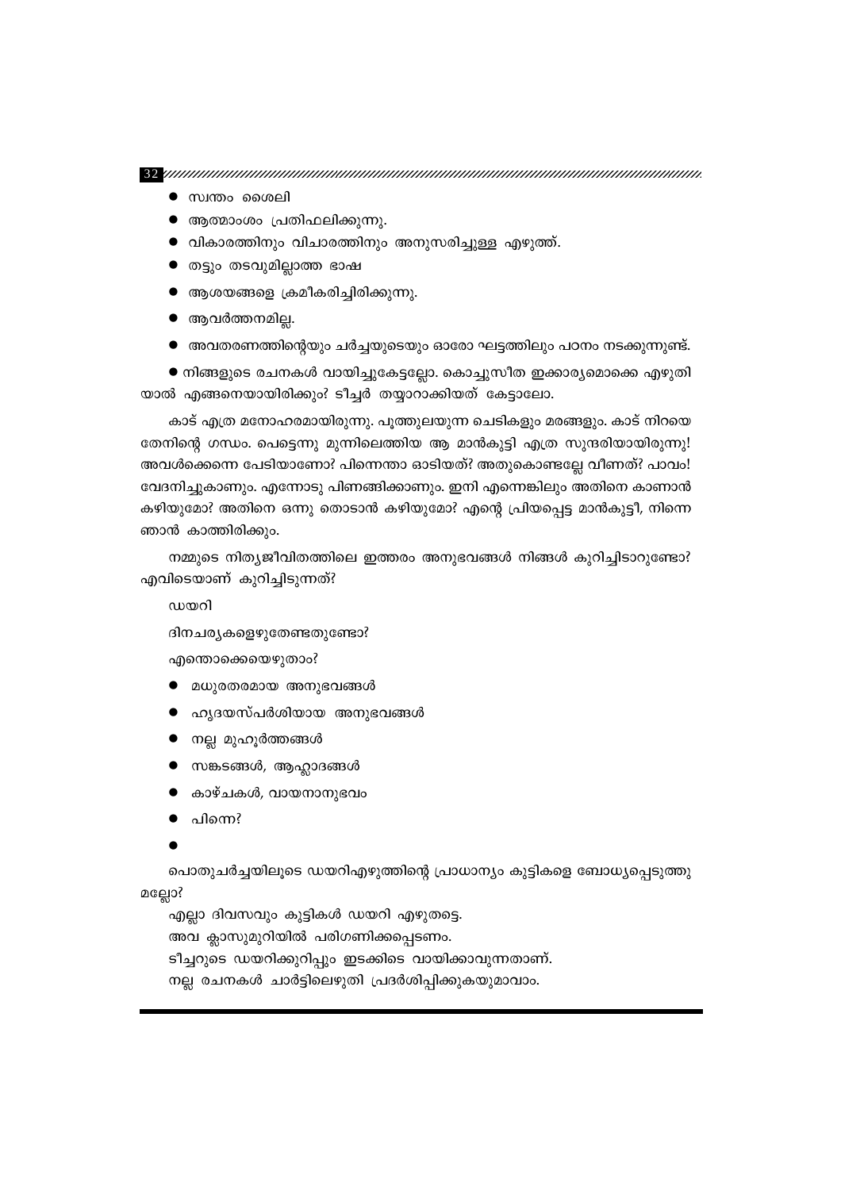- സ്വന്തം ശൈലി
- ആത്മാംശം പ്രതിഫലിക്കുന്നു.
- വികാരത്തിനും വിചാരത്തിനും അനുസരിച്ചുള്ള എഴുത്ത്.
- തട്ടും തടവുമില്ലാത്ത ഭാഷ
- ആശയങ്ങളെ ക്രമീകരിച്ചിരിക്കുന്നു.
- ആവർത്തനമില്ല.
- അവതരണത്തിന്റെയും ചർച്ചയുടെയും ഓരോ ഘട്ടത്തിലും പഠനം നടക്കുന്നുണ്ട്.

● നിങ്ങളുടെ രചനകൾ വായിച്ചുകേട്ടല്ലോ. കൊച്ചുസീത ഇക്കാര്യമൊക്കെ എഴുതിയാൽ എങ്ങനെയായിരിക്കും? ടീച്ചർ തയ്യാറാക്കിയത് കേട്ടാലോ.

കാട് എത്ര മനോഹരമായിരുന്നു. പൂത്തുലയുന്ന ചെടികളും മരങ്ങളും. കാട് നിറയെ തേനിന്റെ ഗന്ധം. പെട്ടെന്നു മുന്നിലെത്തിയ ആ മാൻകുട്ടി എത്ര സുന്ദരിയായിരുന്നു! അവൾക്കെന്നെ പേടിയാണോ? പിന്നെന്താ ഓടിയത്? അതുകൊണ്ടല്ലേ വീണത്? പാവം! വേദനിച്ചുകാണും. എന്നോടു പിണങ്ങിക്കാണും. ഇനി എന്നെങ്കിലും അതിനെ കാണാൻ കഴിയുമോ? അതിനെ ഒന്നു തൊടാൻ കഴിയുമോ? എന്റെ പ്രിയപ്പെട്ട മാൻകുട്ടീ, നിന്നെ ഞാൻ കാത്തിരിക്കും.

നമ്മുടെ നിത്യജീവിതത്തിലെ ഇത്തരം അനുഭവങ്ങൾ നിങ്ങൾ കുറിച്ചിടാറുണ്ടോ? എവിടെയാണ് കുറിച്ചിടുന്നത്?

ഡയറി

ദിനചര്യകളെഴുതേണ്ടതുണ്ടോ?

എന്തൊക്കെയെഴുതാം?

- മധുരതരമായ അനുഭവങ്ങൾ
- ഹൃദയസ്പർശിയായ അനുഭവങ്ങൾ
- നല്ല മുഹൂർത്തങ്ങൾ
- സങ്കടങ്ങൾ, ആഹ്ലാദങ്ങൾ
- കാഴ്ചകൾ, വായനാനുഭവം
- പിന്നെ?
- 

പൊതുചർച്ചയിലൂടെ ഡയറിഎഴുത്തിന്റെ പ്രാധാന്യം കുട്ടികളെ ബോധ്യപ്പെടുത്തുമല്ലോ?

എല്ലാ ദിവസവും കുട്ടികൾ ഡയറി എഴുതട്ടെ.
അവ ക്ലാസുമുറിയിൽ പരിഗണിക്കപ്പെടണം.
ടീച്ചറുടെ ഡയറിക്കുറിപ്പും ഇടക്കിടെ വായിക്കാവുന്നതാണ്.
നല്ല രചനകൾ ചാർട്ടിലെഴുതി പ്രദർശിപ്പിക്കുകയുമാവാം.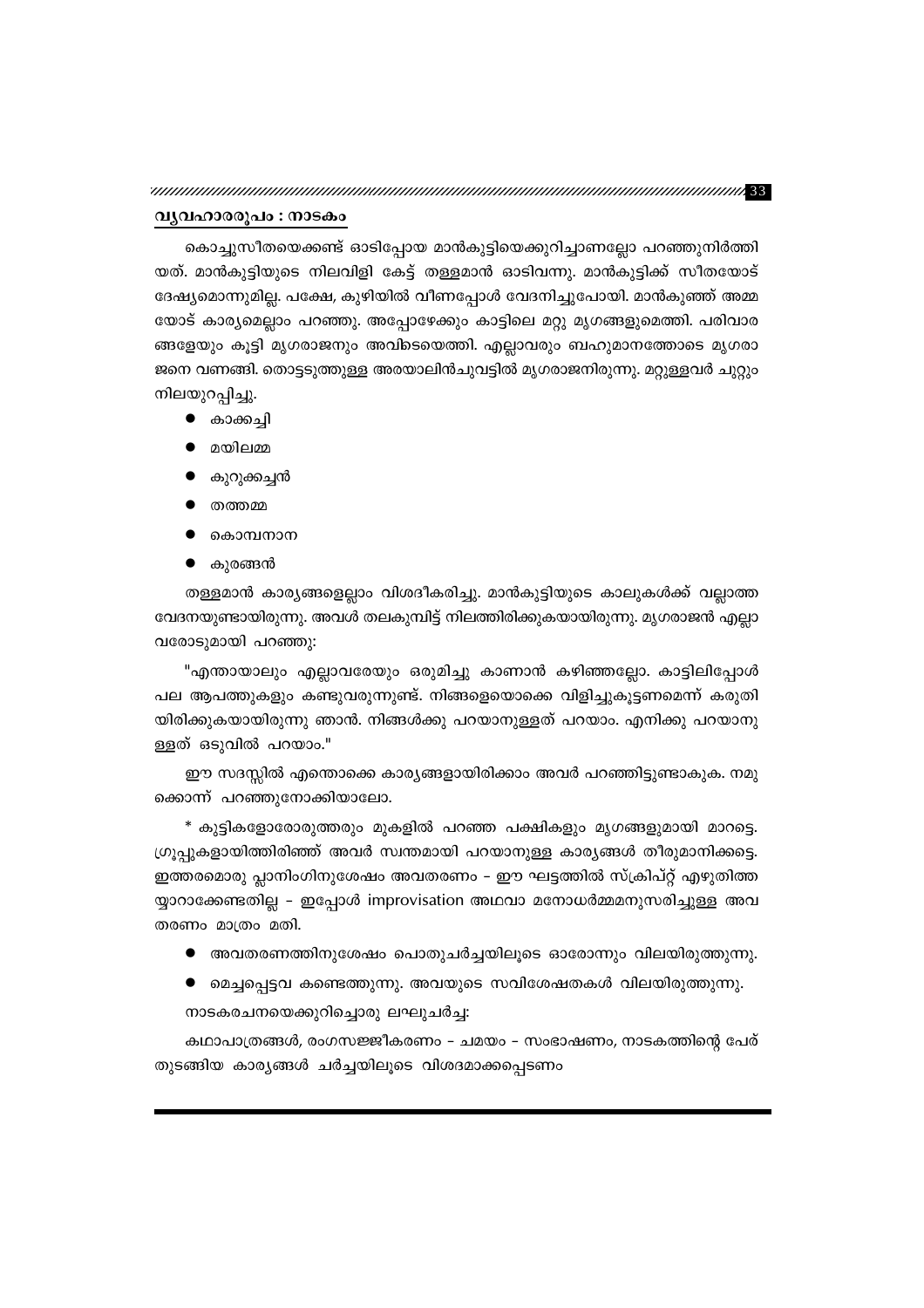## വ്യവഹാരരൂപം : നാടകം

കൊച്ചുസീതയെക്കണ്ട് ഓടിപ്പോയ മാൻകുട്ടിയെക്കുറിച്ചാണല്ലോ പറഞ്ഞുനിർത്തിയത്. മാൻകുട്ടിയുടെ നിലവിളി കേട്ട് തള്ളമാൻ ഓടിവന്നു. മാൻകുട്ടിക്ക് സീതയോട് ദേഷ്യമൊന്നുമില്ല. പക്ഷേ, കുഴിയിൽ വീണപ്പോൾ വേദനിച്ചുപോയി. മാൻകുഞ്ഞ് അമ്മയോട് കാര്യമെല്ലാം പറഞ്ഞു. അപ്പോഴേക്കും കാട്ടിലെ മറ്റു മൃഗങ്ങളുമെത്തി. പരിവാരങ്ങളേയും കൂട്ടി മൃഗരാജനും അവിടെയെത്തി. എല്ലാവരും ബഹുമാനത്തോടെ മൃഗരാജനെ വണങ്ങി. തൊട്ടടുത്തുള്ള അരയാലിൻചുവട്ടിൽ മൃഗരാജനിരുന്നു. മറ്റുള്ളവർ ചുറ്റും നിലയുറപ്പിച്ചു.

- കാക്കച്ചി
- മയിലമ്മ
- കുറുക്കച്ചൻ
- തത്തമ്മ
- കൊമ്പനാന
- കുരങ്ങൻ

തള്ളമാൻ കാര്യങ്ങളെല്ലാം വിശദീകരിച്ചു. മാൻകുട്ടിയുടെ കാലുകൾക്ക് വല്ലാത്ത വേദനയുണ്ടായിരുന്നു. അവൾ തലകുമ്പിട്ട് നിലത്തിരിക്കുകയായിരുന്നു. മൃഗരാജൻ എല്ലാവരോടുമായി പറഞ്ഞു:

"എന്തായാലും എല്ലാവരേയും ഒരുമിച്ചു കാണാൻ കഴിഞ്ഞല്ലോ. കാട്ടിലിപ്പോൾ പല ആപത്തുകളും കണ്ടുവരുന്നുണ്ട്. നിങ്ങളെയൊക്കെ വിളിച്ചുകൂട്ടണമെന്ന് കരുതിയിരിക്കുകയായിരുന്നു ഞാൻ. നിങ്ങൾക്കു പറയാനുള്ളത് പറയാം. എനിക്കു പറയാനുള്ളത് ഒടുവിൽ പറയാം."

ഈ സദസ്സിൽ എന്തൊക്കെ കാര്യങ്ങളായിരിക്കാം അവർ പറഞ്ഞിട്ടുണ്ടാകുക. നമുക്കൊന്ന് പറഞ്ഞുനോക്കിയാലോ.

\* കുട്ടികളോരോരുത്തരും മുകളിൽ പറഞ്ഞ പക്ഷികളും മൃഗങ്ങളുമായി മാറട്ടെ. ഗ്രൂപ്പുകളായിത്തിരിഞ്ഞ് അവർ സ്വന്തമായി പറയാനുള്ള കാര്യങ്ങൾ തീരുമാനിക്കട്ടെ. ഇത്തരമൊരു പ്ലാനിംഗിനുശേഷം അവതരണം – ഈ ഘട്ടത്തിൽ സ്ക്രിപ്റ്റ് എഴുതിത്തയ്യാറാക്കേണ്ടതില്ല – ഇപ്പോൾ improvisation അഥവാ മനോധർമ്മമനുസരിച്ചുള്ള അവതരണം മാത്രം മതി.

- അവതരണത്തിനുശേഷം പൊതുചർച്ചയിലൂടെ ഓരോന്നും വിലയിരുത്തുന്നു.
- മെച്ചപ്പെട്ടവ കണ്ടെത്തുന്നു. അവയുടെ സവിശേഷതകൾ വിലയിരുത്തുന്നു.

നാടകരചനയെക്കുറിച്ചൊരു ലഘുചർച്ച:

കഥാപാത്രങ്ങൾ, രംഗസജ്ജീകരണം – ചമയം – സംഭാഷണം, നാടകത്തിന്റെ പേര് തുടങ്ങിയ കാര്യങ്ങൾ ചർച്ചയിലൂടെ വിശദമാക്കപ്പെടണം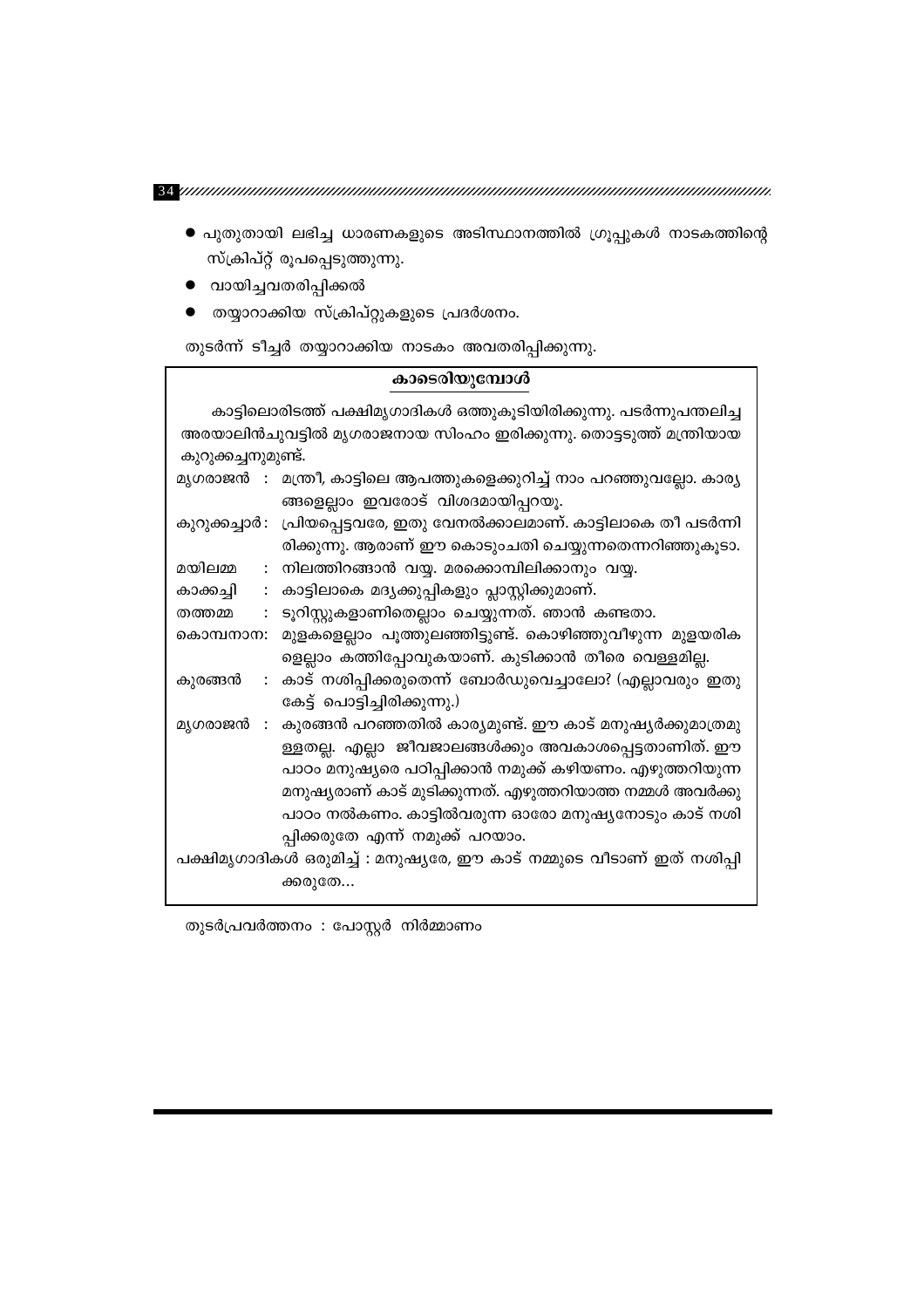- പുതുതായി ലഭിച്ച ധാരണകളുടെ അടിസ്ഥാനത്തിൽ ഗ്രൂപ്പുകൾ നാടകത്തിന്റെ സ്ക്രിപ്റ്റ് രൂപപ്പെടുത്തുന്നു.
- വായിച്ചവതരിപ്പിക്കൽ
- തയ്യാറാക്കിയ സ്ക്രിപ്റ്റുകളുടെ പ്രദർശനം.

തുടർന്ന് ടീച്ചർ തയ്യാറാക്കിയ നാടകം അവതരിപ്പിക്കുന്നു.

## കാടെരിയുമ്പോൾ

കാട്ടിലൊരിടത്ത് പക്ഷിമൃഗാദികൾ ഒത്തുകൂടിയിരിക്കുന്നു. പടർന്നുപന്തലിച്ച അരയാലിൻചുവട്ടിൽ മൃഗരാജനായ സിംഹം ഇരിക്കുന്നു. തൊട്ടടുത്ത് മന്ത്രിയായ കുറുക്കച്ചനുമുണ്ട്.

മൃഗരാജൻ : മന്ത്രീ, കാട്ടിലെ ആപത്തുകളെക്കുറിച്ച് നാം പറഞ്ഞുവല്ലോ. കാര്യങ്ങളെല്ലാം ഇവരോട് വിശദമായിപ്പറയൂ.

കുറുക്കച്ചാർ: പ്രിയപ്പെട്ടവരേ, ഇതു വേനൽക്കാലമാണ്. കാട്ടിലാകെ തീ പടർന്നിരിക്കുന്നു. ആരാണ് ഈ കൊടുംചതി ചെയ്യുന്നതെന്നറിഞ്ഞുകൂടാ.

മയിലമ്മ : നിലത്തിറങ്ങാൻ വയ്യ. മരക്കൊമ്പിലിരിക്കാനും വയ്യ.

കാക്കച്ചി : കാട്ടിലാകെ മദ്യക്കുപ്പികളും പ്ലാസ്റ്റിക്കുമാണ്.

തത്തമ്മ : ടൂറിസ്റ്റുകളാണിതെല്ലാം ചെയ്യുന്നത്. ഞാൻ കണ്ടതാ.

കൊമ്പനാന: മുളകളെല്ലാം പൂത്തുലഞ്ഞിട്ടുണ്ട്. കൊഴിഞ്ഞുവീഴുന്ന മുളയരികളെല്ലാം കത്തിപ്പോവുകയാണ്. കുടിക്കാൻ തീരെ വെള്ളമില്ല.

കുരങ്ങൻ : കാട് നശിപ്പിക്കരുതെന്ന് ബോർഡുവെച്ചാലോ? (എല്ലാവരും ഇതു കേട്ട് പൊട്ടിച്ചിരിക്കുന്നു.)

മൃഗരാജൻ : കുരങ്ങൻ പറഞ്ഞതിൽ കാര്യമുണ്ട്. ഈ കാട് മനുഷ്യർക്കുമാത്രമുള്ളതല്ല. എല്ലാ ജീവജാലങ്ങൾക്കും അവകാശപ്പെട്ടതാണിത്. ഈ പാഠം മനുഷ്യരെ പഠിപ്പിക്കാൻ നമുക്ക് കഴിയണം. എഴുത്തറിയുന്ന മനുഷ്യരാണ് കാട് മുടിക്കുന്നത്. എഴുത്തറിയാത്ത നമ്മൾ അവർക്കു പാഠം നൽകണം. കാട്ടിൽവരുന്ന ഓരോ മനുഷ്യനോടും കാട് നശിപ്പിക്കരുതേ എന്ന് നമുക്ക് പറയാം.

പക്ഷിമൃഗാദികൾ ഒരുമിച്ച് : മനുഷ്യരേ, ഈ കാട് നമ്മുടെ വീടാണ് ഇത് നശിപ്പിക്കരുതേ...

തുടർപ്രവർത്തനം : പോസ്റ്റർ നിർമ്മാണം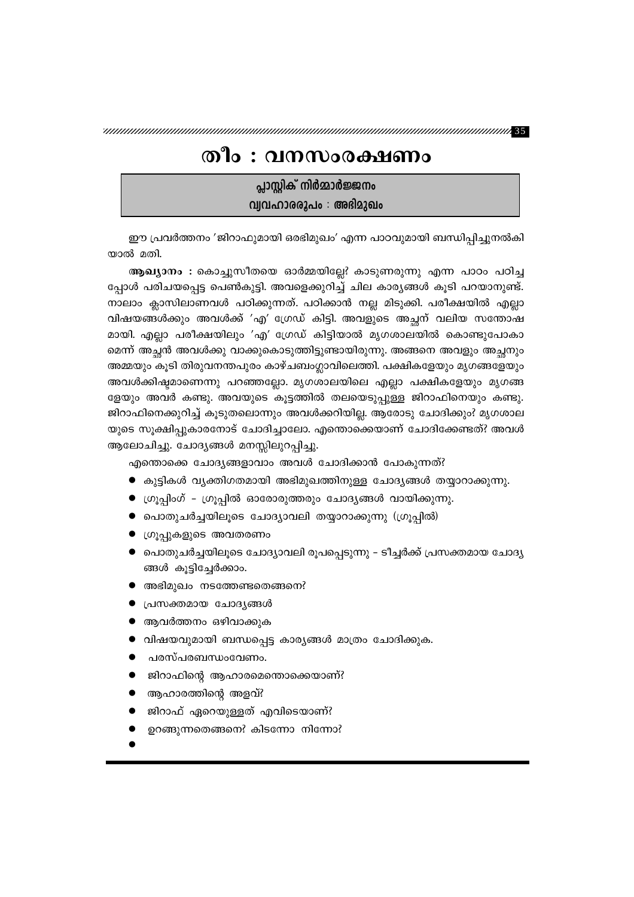# തീം : വനസംരക്ഷണം

**പ്ലാസ്റ്റിക് നിർമ്മാർജ്ജനം**
**വ്യവഹാരരൂപം : അഭിമുഖം**

ഈ പ്രവർത്തനം 'ജിറാഫുമായി ഒരഭിമുഖം' എന്ന പാഠവുമായി ബന്ധിപ്പിച്ചുനൽകിയാൽ മതി.

**ആഖ്യാനം :** കൊച്ചുസീതയെ ഓർമ്മയില്ലേ? കാടുണരുന്നു എന്ന പാഠം പഠിച്ചപ്പോൾ പരിചയപ്പെട്ട പെൺകുട്ടി. അവളെക്കുറിച്ച് ചില കാര്യങ്ങൾ കൂടി പറയാനുണ്ട്. നാലാം ക്ലാസിലാണവൾ പഠിക്കുന്നത്. പഠിക്കാൻ നല്ല മിടുക്കി. പരീക്ഷയിൽ എല്ലാ വിഷയങ്ങൾക്കും അവൾക്ക് 'എ' ഗ്രേഡ് കിട്ടി. അവളുടെ അച്ഛന് വലിയ സന്തോഷമായി. എല്ലാ പരീക്ഷയിലും 'എ' ഗ്രേഡ് കിട്ടിയാൽ മൃഗശാലയിൽ കൊണ്ടുപോകാമെന്ന് അച്ഛൻ അവൾക്കു വാക്കുകൊടുത്തിട്ടുണ്ടായിരുന്നു. അങ്ങനെ അവളും അച്ഛനും അമ്മയും കൂടി തിരുവനന്തപുരം കാഴ്ചബംഗ്ലാവിലെത്തി. പക്ഷികളേയും മൃഗങ്ങളേയും അവൾക്കിഷ്ടമാണെന്നു പറഞ്ഞല്ലോ. മൃഗശാലയിലെ എല്ലാ പക്ഷികളേയും മൃഗങ്ങളേയും അവൾ കണ്ടു. അവയുടെ കൂട്ടത്തിൽ തലയെടുപ്പുള്ള ജിറാഫിനെയും കണ്ടു. ജിറാഫിനെക്കുറിച്ച് കൂടുതലൊന്നും അവൾക്കറിയില്ല. ആരോടു ചോദിക്കും? മൃഗശാലയുടെ സൂക്ഷിപ്പുകാരനോട് ചോദിച്ചാലോ. എന്തൊക്കെയാണ് ചോദിക്കേണ്ടത്? അവൾ ആലോചിച്ചു. ചോദ്യങ്ങൾ മനസ്സിലുറപ്പിച്ചു.

എന്തൊക്കെ ചോദ്യങ്ങളാവാം അവൾ ചോദിക്കാൻ പോകുന്നത്?

- കുട്ടികൾ വ്യക്തിഗതമായി അഭിമുഖത്തിനുള്ള ചോദ്യങ്ങൾ തയ്യാറാക്കുന്നു.
- ഗ്രൂപ്പിംഗ് - ഗ്രൂപ്പിൽ ഓരോരുത്തരും ചോദ്യങ്ങൾ വായിക്കുന്നു.
- പൊതുചർച്ചയിലൂടെ ചോദ്യാവലി തയ്യാറാക്കുന്നു (ഗ്രൂപ്പിൽ)
- ഗ്രൂപ്പുകളുടെ അവതരണം
- പൊതുചർച്ചയിലൂടെ ചോദ്യാവലി രൂപപ്പെടുന്നു - ടീച്ചർക്ക് പ്രസക്തമായ ചോദ്യങ്ങൾ കൂട്ടിച്ചേർക്കാം.
- അഭിമുഖം നടത്തേണ്ടതെങ്ങനെ?
- പ്രസക്തമായ ചോദ്യങ്ങൾ
- ആവർത്തനം ഒഴിവാക്കുക
- വിഷയവുമായി ബന്ധപ്പെട്ട കാര്യങ്ങൾ മാത്രം ചോദിക്കുക.
- പരസ്പരബന്ധംവേണം.
- ജിറാഫിന്റെ ആഹാരമെന്തൊക്കെയാണ്?
- ആഹാരത്തിന്റെ അളവ്?
- ജിറാഫ് ഏറെയുള്ളത് എവിടെയാണ്?
- ഉറങ്ങുന്നതെങ്ങനെ? കിടന്നോ നിന്നോ?
-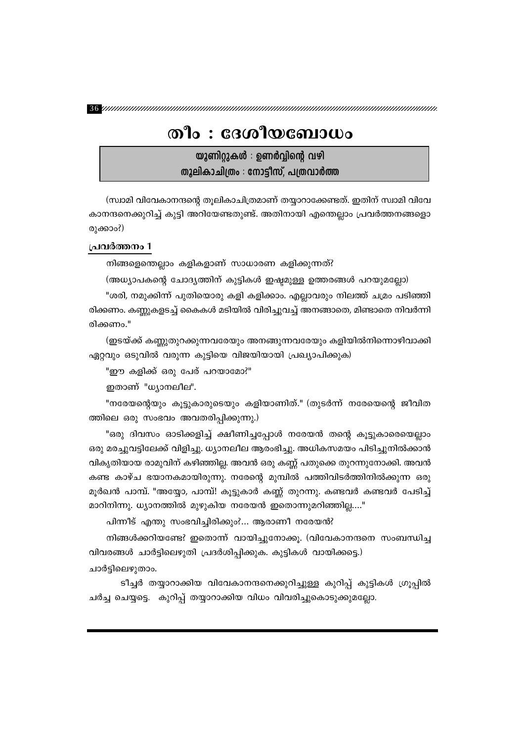# തീം : ദേശീയബോധം

**യൂണിറ്റുകൾ : ഉണർവ്വിന്റെ വഴി**
**തൂലികാചിത്രം : നോട്ടീസ്, പത്രവാർത്ത**

(സ്വാമി വിവേകാനന്ദന്റെ തൂലികാചിത്രമാണ് തയ്യാറാക്കേണ്ടത്. ഇതിന് സ്വാമി വിവേകാനന്ദനെക്കുറിച്ച് കുട്ടി അറിയേണ്ടതുണ്ട്. അതിനായി എന്തെല്ലാം പ്രവർത്തനങ്ങളൊരുക്കാം?)

## പ്രവർത്തനം 1

നിങ്ങളെന്തെല്ലാം കളികളാണ് സാധാരണ കളിക്കുന്നത്?

(അധ്യാപകന്റെ ചോദ്യത്തിന് കുട്ടികൾ ഇഷ്ടമുള്ള ഉത്തരങ്ങൾ പറയുമല്ലോ)

"ശരി, നമുക്കിന്ന് പുതിയൊരു കളി കളിക്കാം. എല്ലാവരും നിലത്ത് ചമ്രം പടിഞ്ഞിരിക്കണം. കണ്ണുകളടച്ച് കൈകൾ മടിയിൽ വിരിച്ചുവച്ച് അനങ്ങാതെ, മിണ്ടാതെ നിവർന്നിരിക്കണം."

(ഇടയ്ക്ക് കണ്ണുതുറക്കുന്നവരേയും അനങ്ങുന്നവരേയും കളിയിൽനിന്നൊഴിവാക്കി ഏറ്റവും ഒടുവിൽ വരുന്ന കുട്ടിയെ വിജയിയായി പ്രഖ്യാപിക്കുക)

"ഈ കളിക്ക് ഒരു പേര് പറയാമോ?"

ഇതാണ് "ധ്യാനലീല".

"നരേയന്റെയും കൂട്ടുകാരുടെയും കളിയാണിത്." (തുടർന്ന് നരേയന്റെ ജീവിതത്തിലെ ഒരു സംഭവം അവതരിപ്പിക്കുന്നു.)

"ഒരു ദിവസം ഓടിക്കളിച്ച് ക്ഷീണിച്ചപ്പോൾ നരേയൻ തന്റെ കൂട്ടുകാരെയെല്ലാം ഒരു മരച്ചുവട്ടിലേക്ക് വിളിച്ചു. ധ്യാനലീല ആരംഭിച്ചു. അധികസമയം പിടിച്ചുനിൽക്കാൻ വികൃതിയായ രാമുവിന് കഴിഞ്ഞില്ല. അവൻ ഒരു കണ്ണ് പതുക്കെ തുറന്നുനോക്കി. അവൻ കണ്ട കാഴ്ച ഭയാനകമായിരുന്നു. നരേന്റെ മുമ്പിൽ പത്തിവിടർത്തിനിൽക്കുന്ന ഒരു മൂർഖൻ പാമ്പ്. "അയ്യോ, പാമ്പ്! കൂട്ടുകാർ കണ്ണ് തുറന്നു. കണ്ടവർ കണ്ടവർ പേടിച്ച് മാറിനിന്നു. ധ്യാനത്തിൽ മുഴുകിയ നരേയൻ ഇതൊന്നുമറിഞ്ഞില്ല...."

പിന്നീട് എന്തു സംഭവിച്ചിരിക്കും?... ആരാണീ നരേയൻ?

നിങ്ങൾക്കറിയണ്ടേ? ഇതൊന്ന് വായിച്ചുനോക്കൂ. (വിവേകാനന്ദനെ സംബന്ധിച്ച വിവരങ്ങൾ ചാർട്ടിലെഴുതി പ്രദർശിപ്പിക്കുക. കുട്ടികൾ വായിക്കട്ടെ.)

ചാർട്ടിലെഴുതാം.

ടീച്ചർ തയ്യാറാക്കിയ വിവേകാനന്ദനെക്കുറിച്ചുള്ള കുറിപ്പ് കുട്ടികൾ ഗ്രൂപ്പിൽ ചർച്ച ചെയ്യട്ടെ. കുറിപ്പ് തയ്യാറാക്കിയ വിധം വിവരിച്ചുകൊടുക്കുമല്ലോ.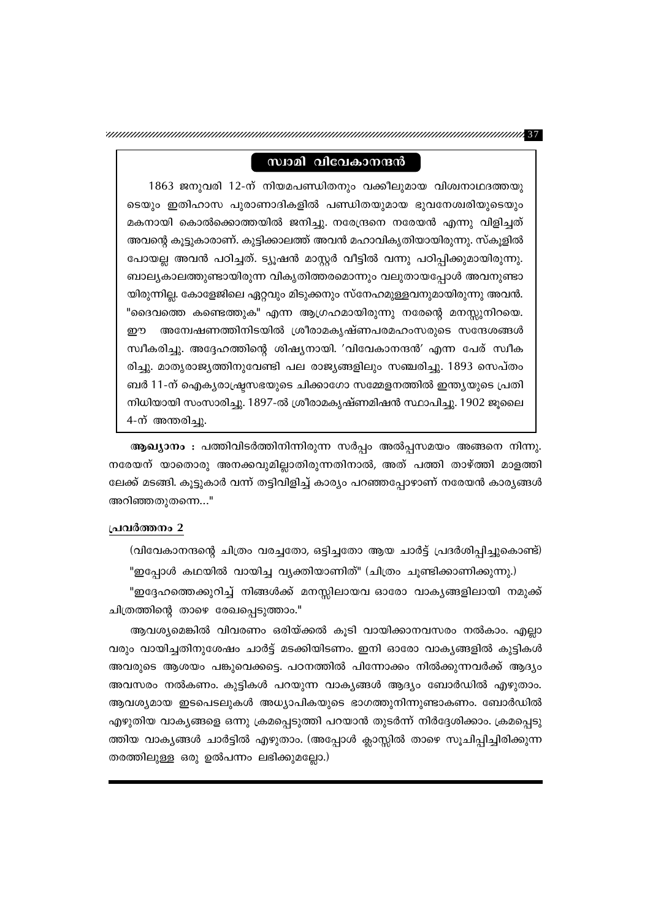## സ്വാമി വിവേകാനന്ദൻ

1863 ജനുവരി 12-ന് നിയമപണ്ഡിതനും വക്കീലുമായ വിശ്വനാഥദത്തയുടെയും ഇതിഹാസ പുരാണാദികളിൽ പണ്ഡിതയുമായ ഭുവനേശ്വരിയുടെയും മകനായി കൊൽക്കൊത്തയിൽ ജനിച്ചു. നരേന്ദ്രനെ നരേയൻ എന്നു വിളിച്ചത് അവന്റെ കൂട്ടുകാരാണ്. കുട്ടിക്കാലത്ത് അവൻ മഹാവികൃതിയായിരുന്നു. സ്കൂളിൽ പോയല്ല അവൻ പഠിച്ചത്. ട്യൂഷൻ മാസ്റ്റർ വീട്ടിൽ വന്നു പഠിപ്പിക്കുമായിരുന്നു. ബാല്യകാലത്തുണ്ടായിരുന്ന വികൃതിത്തരമൊന്നും വലുതായപ്പോൾ അവനുണ്ടായിരുന്നില്ല. കോളേജിലെ ഏറ്റവും മിടുക്കനും സ്നേഹമുള്ളവനുമായിരുന്നു അവൻ. "ദൈവത്തെ കണ്ടെത്തുക" എന്ന ആഗ്രഹമായിരുന്നു നരേന്റെ മനസ്സുനിറയെ. ഈ അന്വേഷണത്തിനിടയിൽ ശ്രീരാമകൃഷ്ണപരമഹംസരുടെ സന്ദേശങ്ങൾ സ്വീകരിച്ചു. അദ്ദേഹത്തിന്റെ ശിഷ്യനായി. 'വിവേകാനന്ദൻ' എന്ന പേര് സ്വീകരിച്ചു. മാതൃരാജ്യത്തിനുവേണ്ടി പല രാജ്യങ്ങളിലും സഞ്ചരിച്ചു. 1893 സെപ്തംബർ 11-ന് ഐക്യരാഷ്ട്രസഭയുടെ ചിക്കാഗോ സമ്മേളനത്തിൽ ഇന്ത്യയുടെ പ്രതിനിധിയായി സംസാരിച്ചു. 1897-ൽ ശ്രീരാമകൃഷ്ണമിഷൻ സ്ഥാപിച്ചു. 1902 ജൂലൈ 4-ന് അന്തരിച്ചു.

**ആഖ്യാനം :** പത്തിവിടർത്തിനിന്നിരുന്ന സർപ്പം അൽപ്പസമയം അങ്ങനെ നിന്നു. നരേയന് യാതൊരു അനക്കവുമില്ലാതിരുന്നതിനാൽ, അത് പത്തി താഴ്ത്തി മാളത്തിലേക്ക് മടങ്ങി. കൂട്ടുകാർ വന്ന് തട്ടിവിളിച്ച് കാര്യം പറഞ്ഞപ്പോഴാണ് നരേയൻ കാര്യങ്ങൾ അറിഞ്ഞതുതന്നെ..."

### പ്രവർത്തനം 2

(വിവേകാനന്ദന്റെ ചിത്രം വരച്ചതോ, ഒട്ടിച്ചതോ ആയ ചാർട്ട് പ്രദർശിപ്പിച്ചുകൊണ്ട്)

"ഇപ്പോൾ കഥയിൽ വായിച്ച വ്യക്തിയാണിത്" (ചിത്രം ചൂണ്ടിക്കാണിക്കുന്നു.)

"ഇദ്ദേഹത്തെക്കുറിച്ച് നിങ്ങൾക്ക് മനസ്സിലായവ ഓരോ വാക്യങ്ങളിലായി നമുക്ക് ചിത്രത്തിന്റെ താഴെ രേഖപ്പെടുത്താം."

ആവശ്യമെങ്കിൽ വിവരണം ഒരിയ്ക്കൽ കൂടി വായിക്കാനവസരം നൽകാം. എല്ലാവരും വായിച്ചതിനുശേഷം ചാർട്ട് മടക്കിയിടണം. ഇനി ഓരോ വാക്യങ്ങളിൽ കുട്ടികൾ അവരുടെ ആശയം പങ്കുവെക്കട്ടെ. പഠനത്തിൽ പിന്നോക്കം നിൽക്കുന്നവർക്ക് ആദ്യം അവസരം നൽകണം. കുട്ടികൾ പറയുന്ന വാക്യങ്ങൾ ആദ്യം ബോർഡിൽ എഴുതാം. ആവശ്യമായ ഇടപെടലുകൾ അധ്യാപികയുടെ ഭാഗത്തുനിന്നുണ്ടാകണം. ബോർഡിൽ എഴുതിയ വാക്യങ്ങളെ ഒന്നു ക്രമപ്പെടുത്തി പറയാൻ തുടർന്ന് നിർദ്ദേശിക്കാം. ക്രമപ്പെടുത്തിയ വാക്യങ്ങൾ ചാർട്ടിൽ എഴുതാം. (അപ്പോൾ ക്ലാസ്സിൽ താഴെ സൂചിപ്പിച്ചിരിക്കുന്ന തരത്തിലുള്ള ഒരു ഉൽപന്നം ലഭിക്കുമല്ലോ.)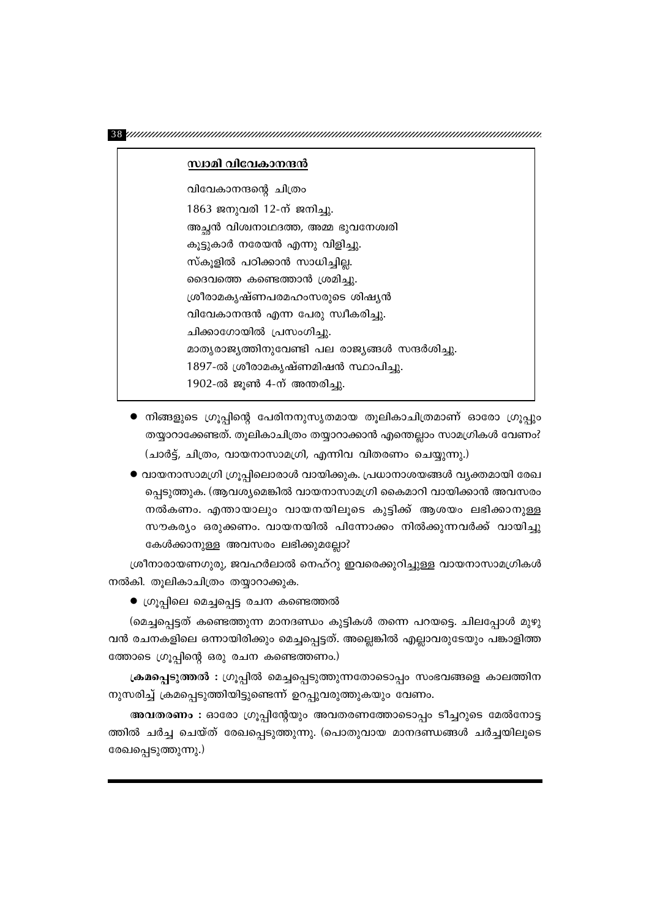**സ്വാമി വിവേകാനന്ദൻ**

വിവേകാനന്ദന്റെ ചിത്രം

1863 ജനുവരി 12-ന് ജനിച്ചു.

അച്ഛൻ വിശ്വനാഥദത്ത, അമ്മ ഭുവനേശ്വരി

കൂട്ടുകാർ നരേയൻ എന്നു വിളിച്ചു.

സ്കൂളിൽ പഠിക്കാൻ സാധിച്ചില്ല.

ദൈവത്തെ കണ്ടെത്താൻ ശ്രമിച്ചു.

ശ്രീരാമകൃഷ്ണപരമഹംസരുടെ ശിഷ്യൻ

വിവേകാനന്ദൻ എന്ന പേരു സ്വീകരിച്ചു.

ചിക്കാഗോയിൽ പ്രസംഗിച്ചു.

മാതൃരാജ്യത്തിനുവേണ്ടി പല രാജ്യങ്ങൾ സന്ദർശിച്ചു.

1897-ൽ ശ്രീരാമകൃഷ്ണമിഷൻ സ്ഥാപിച്ചു.

1902-ൽ ജൂൺ 4-ന് അന്തരിച്ചു.

- നിങ്ങളുടെ ഗ്രൂപ്പിന്റെ പേരിനനുസൃതമായ തൂലികാചിത്രമാണ് ഓരോ ഗ്രൂപ്പും തയ്യാറാക്കേണ്ടത്. തൂലികാചിത്രം തയ്യാറാക്കാൻ എന്തെല്ലാം സാമഗ്രികൾ വേണം? (ചാർട്ട്, ചിത്രം, വായനാസാമഗ്രി, എന്നിവ വിതരണം ചെയ്യുന്നു.)
- വായനാസാമഗ്രി ഗ്രൂപ്പിലൊരാൾ വായിക്കുക. പ്രധാനാശയങ്ങൾ വ്യക്തമായി രേഖപ്പെടുത്തുക. (ആവശ്യമെങ്കിൽ വായനാസാമഗ്രി കൈമാറി വായിക്കാൻ അവസരം നൽകണം. എന്തായാലും വായനയിലൂടെ കുട്ടിക്ക് ആശയം ലഭിക്കാനുള്ള സൗകര്യം ഒരുക്കണം. വായനയിൽ പിന്നോക്കം നിൽക്കുന്നവർക്ക് വായിച്ചു കേൾക്കാനുള്ള അവസരം ലഭിക്കുമല്ലോ?

ശ്രീനാരായണഗുരു, ജവഹർലാൽ നെഹ്റു ഇവരെക്കുറിച്ചുള്ള വായനാസാമഗ്രികൾ നൽകി. തൂലികാചിത്രം തയ്യാറാക്കുക.

- ഗ്രൂപ്പിലെ മെച്ചപ്പെട്ട രചന കണ്ടെത്തൽ

(മെച്ചപ്പെട്ടത് കണ്ടെത്തുന്ന മാനദണ്ഡം കുട്ടികൾ തന്നെ പറയട്ടെ. ചിലപ്പോൾ മുഴുവൻ രചനകളിലെ ഒന്നായിരിക്കും മെച്ചപ്പെട്ടത്. അല്ലെങ്കിൽ എല്ലാവരുടേയും പങ്കാളിത്തത്തോടെ ഗ്രൂപ്പിന്റെ ഒരു രചന കണ്ടെത്തണം.)

**ക്രമപ്പെടുത്തൽ :** ഗ്രൂപ്പിൽ മെച്ചപ്പെടുത്തുന്നതോടൊപ്പം സംഭവങ്ങളെ കാലത്തിനനുസരിച്ച് ക്രമപ്പെടുത്തിയിട്ടുണ്ടെന്ന് ഉറപ്പുവരുത്തുകയും വേണം.

**അവതരണം :** ഓരോ ഗ്രൂപ്പിന്റേയും അവതരണത്തോടൊപ്പം ടീച്ചറുടെ മേൽനോട്ടത്തിൽ ചർച്ച ചെയ്ത് രേഖപ്പെടുത്തുന്നു. (പൊതുവായ മാനദണ്ഡങ്ങൾ ചർച്ചയിലൂടെ രേഖപ്പെടുത്തുന്നു.)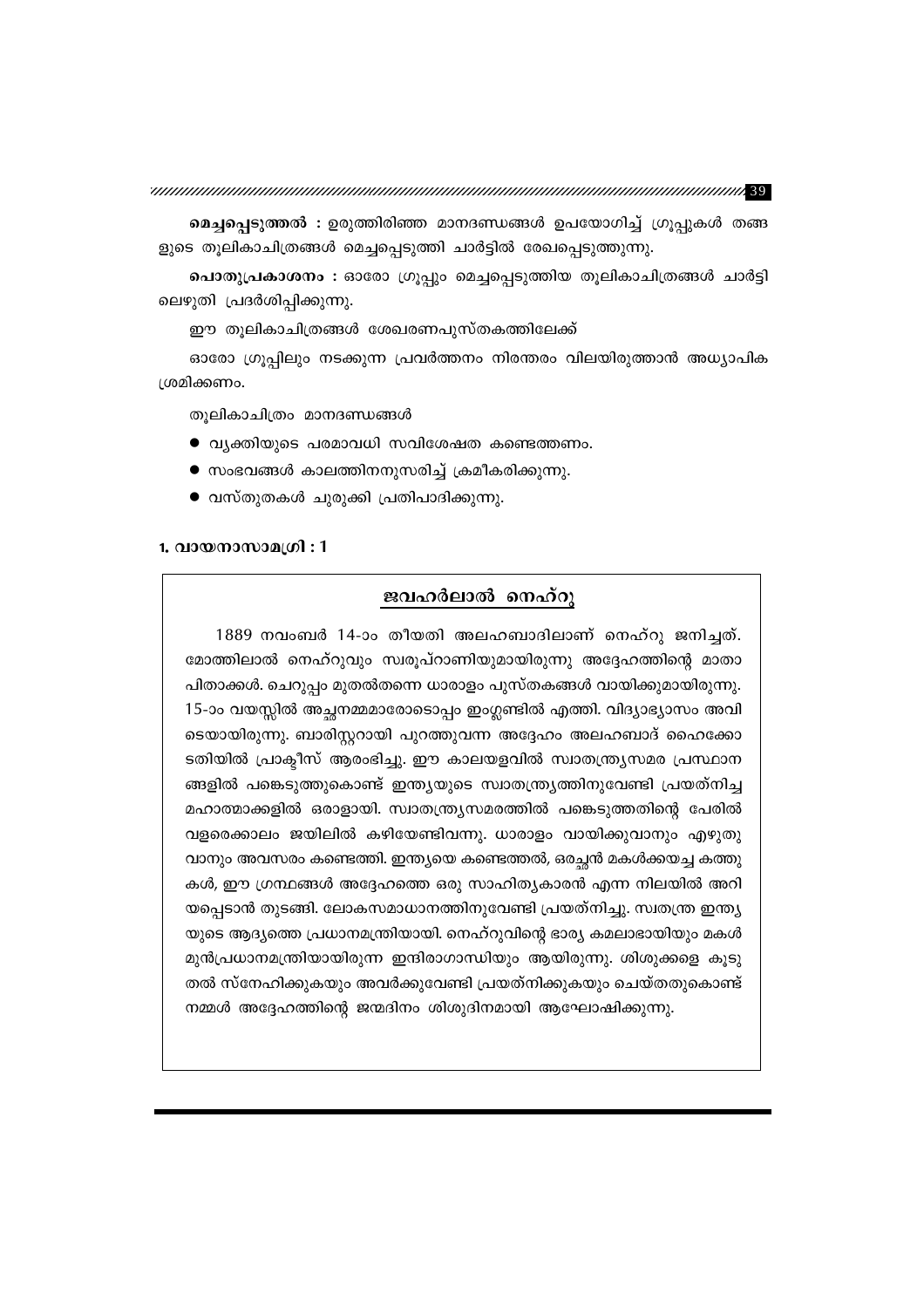**മെച്ചപ്പെടുത്തൽ :** ഉരുത്തിരിഞ്ഞ മാനദണ്ഡങ്ങൾ ഉപയോഗിച്ച് ഗ്രൂപ്പുകൾ തങ്ങളുടെ തൂലികാചിത്രങ്ങൾ മെച്ചപ്പെടുത്തി ചാർട്ടിൽ രേഖപ്പെടുത്തുന്നു.

**പൊതുപ്രകാശനം :** ഓരോ ഗ്രൂപ്പും മെച്ചപ്പെടുത്തിയ തൂലികാചിത്രങ്ങൾ ചാർട്ടിലെഴുതി പ്രദർശിപ്പിക്കുന്നു.

ഈ തൂലികാചിത്രങ്ങൾ ശേഖരണപുസ്തകത്തിലേക്ക്

ഓരോ ഗ്രൂപ്പിലും നടക്കുന്ന പ്രവർത്തനം നിരന്തരം വിലയിരുത്താൻ അധ്യാപിക ശ്രമിക്കണം.

തൂലികാചിത്രം മാനദണ്ഡങ്ങൾ

- വ്യക്തിയുടെ പരമാവധി സവിശേഷത കണ്ടെത്തണം.
- സംഭവങ്ങൾ കാലത്തിനനുസരിച്ച് ക്രമീകരിക്കുന്നു.
- വസ്തുതകൾ ചുരുക്കി പ്രതിപാദിക്കുന്നു.

**1. വായനാസാമഗ്രി : 1**

## ജവഹർലാൽ നെഹ്റു

1889 നവംബർ 14-ാം തീയതി അലഹബാദിലാണ് നെഹ്റു ജനിച്ചത്. മോത്തിലാൽ നെഹ്റുവും സ്വരൂപ്റാണിയുമായിരുന്നു അദ്ദേഹത്തിന്റെ മാതാപിതാക്കൾ. ചെറുപ്പം മുതൽതന്നെ ധാരാളം പുസ്തകങ്ങൾ വായിക്കുമായിരുന്നു. 15-ാം വയസ്സിൽ അച്ഛനമ്മമാരോടൊപ്പം ഇംഗ്ലണ്ടിൽ എത്തി. വിദ്യാഭ്യാസം അവിടെയായിരുന്നു. ബാരിസ്റ്ററായി പുറത്തുവന്ന അദ്ദേഹം അലഹബാദ് ഹൈക്കോടതിയിൽ പ്രാക്ടീസ് ആരംഭിച്ചു. ഈ കാലയളവിൽ സ്വാതന്ത്ര്യസമര പ്രസ്ഥാനങ്ങളിൽ പങ്കെടുത്തുകൊണ്ട് ഇന്ത്യയുടെ സ്വാതന്ത്ര്യത്തിനുവേണ്ടി പ്രയത്നിച്ച മഹാത്മാക്കളിൽ ഒരാളായി. സ്വാതന്ത്ര്യസമരത്തിൽ പങ്കെടുത്തതിന്റെ പേരിൽ വളരെക്കാലം ജയിലിൽ കഴിയേണ്ടിവന്നു. ധാരാളം വായിക്കുവാനും എഴുതുവാനും അവസരം കണ്ടെത്തി. ഇന്ത്യയെ കണ്ടെത്തൽ, ഒരച്ഛൻ മകൾക്കയച്ച കത്തുകൾ, ഈ ഗ്രന്ഥങ്ങൾ അദ്ദേഹത്തെ ഒരു സാഹിത്യകാരൻ എന്ന നിലയിൽ അറിയപ്പെടാൻ തുടങ്ങി. ലോകസമാധാനത്തിനുവേണ്ടി പ്രയത്നിച്ചു. സ്വതന്ത്ര ഇന്ത്യയുടെ ആദ്യത്തെ പ്രധാനമന്ത്രിയായി. നെഹ്റുവിന്റെ ഭാര്യ കമലാഭായിയും മകൾ മുൻപ്രധാനമന്ത്രിയായിരുന്ന ഇന്ദിരാഗാന്ധിയും ആയിരുന്നു. ശിശുക്കളെ കൂടുതൽ സ്നേഹിക്കുകയും അവർക്കുവേണ്ടി പ്രയത്നിക്കുകയും ചെയ്തതുകൊണ്ട് നമ്മൾ അദ്ദേഹത്തിന്റെ ജന്മദിനം ശിശുദിനമായി ആഘോഷിക്കുന്നു.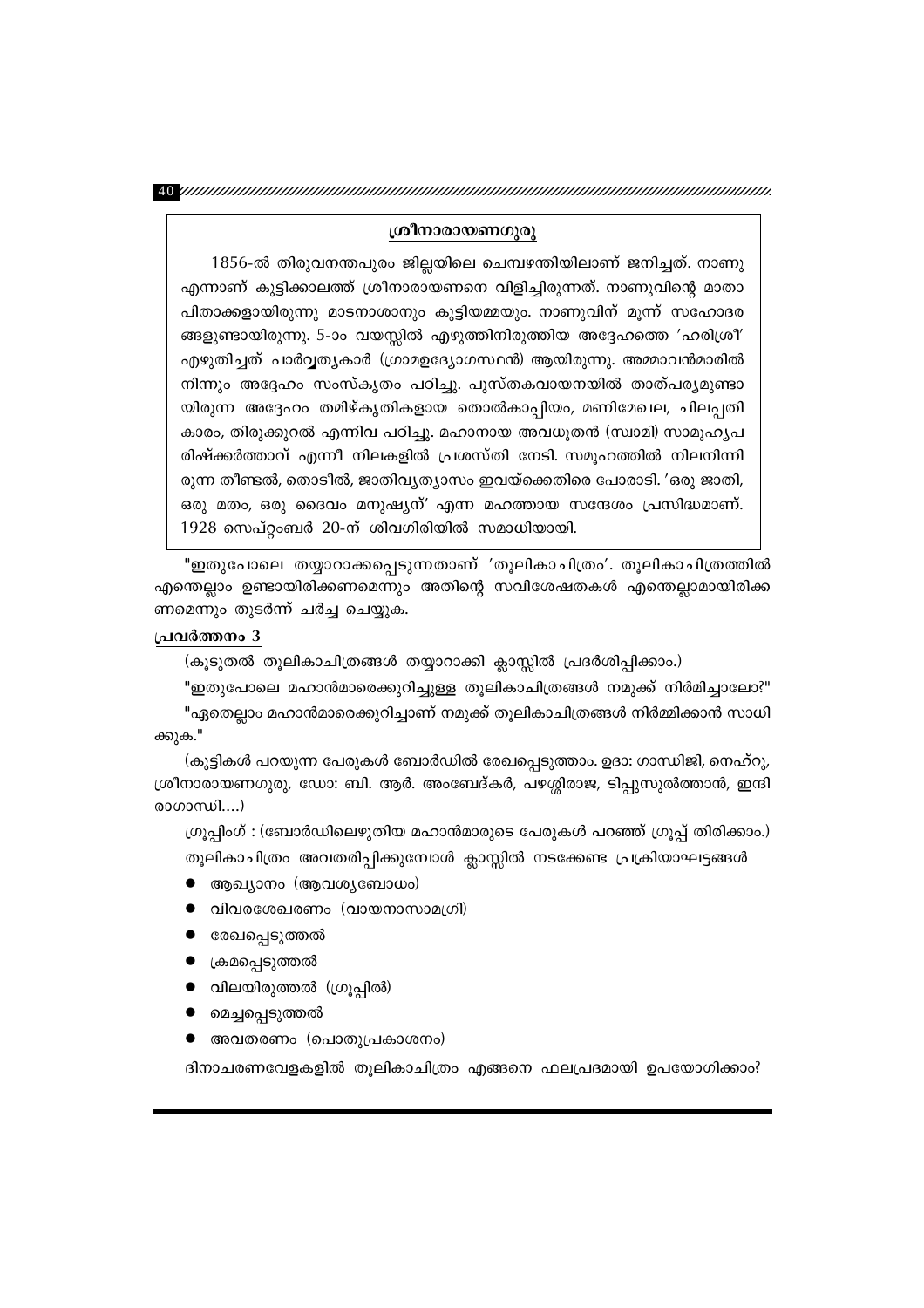## ശ്രീനാരായണഗുരു

1856-ൽ തിരുവനന്തപുരം ജില്ലയിലെ ചെമ്പഴന്തിയിലാണ് ജനിച്ചത്. നാണു എന്നാണ് കുട്ടിക്കാലത്ത് ശ്രീനാരായണനെ വിളിച്ചിരുന്നത്. നാണുവിന്റെ മാതാപിതാക്കളായിരുന്നു മാടനാശാനും കുട്ടിയമ്മയും. നാണുവിന് മൂന്ന് സഹോദരങ്ങളുണ്ടായിരുന്നു. 5-ാം വയസ്സിൽ എഴുത്തിനിരുത്തിയ അദ്ദേഹത്തെ 'ഹരിശ്രീ' എഴുതിച്ചത് പാർവ്വത്യകാർ (ഗ്രാമഉദ്യോഗസ്ഥൻ) ആയിരുന്നു. അമ്മാവൻമാരിൽ നിന്നും അദ്ദേഹം സംസ്കൃതം പഠിച്ചു. പുസ്തകവായനയിൽ താത്പര്യമുണ്ടായിരുന്ന അദ്ദേഹം തമിഴ്കൃതികളായ തൊൽകാപ്പിയം, മണിമേഖല, ചിലപ്പതികാരം, തിരുക്കുറൽ എന്നിവ പഠിച്ചു. മഹാനായ അവധൂതൻ (സ്വാമി) സാമൂഹ്യപരിഷ്ക്കർത്താവ് എന്നീ നിലകളിൽ പ്രശസ്തി നേടി. സമൂഹത്തിൽ നിലനിന്നിരുന്ന തീണ്ടൽ, തൊടീൽ, ജാതിവ്യത്യാസം ഇവയ്ക്കെതിരെ പോരാടി. 'ഒരു ജാതി, ഒരു മതം, ഒരു ദൈവം മനുഷ്യന്' എന്ന മഹത്തായ സന്ദേശം പ്രസിദ്ധമാണ്. 1928 സെപ്റ്റംബർ 20-ന് ശിവഗിരിയിൽ സമാധിയായി.

"ഇതുപോലെ തയ്യാറാക്കപ്പെടുന്നതാണ് 'തൂലികാചിത്രം'. തൂലികാചിത്രത്തിൽ എന്തെല്ലാം ഉണ്ടായിരിക്കണമെന്നും അതിന്റെ സവിശേഷതകൾ എന്തെല്ലാമായിരിക്കണമെന്നും തുടർന്ന് ചർച്ച ചെയ്യുക.

**പ്രവർത്തനം 3**

(കൂടുതൽ തൂലികാചിത്രങ്ങൾ തയ്യാറാക്കി ക്ലാസ്സിൽ പ്രദർശിപ്പിക്കാം.)

"ഇതുപോലെ മഹാൻമാരെക്കുറിച്ചുള്ള തൂലികാചിത്രങ്ങൾ നമുക്ക് നിർമിച്ചാലോ?"

"ഏതെല്ലാം മഹാൻമാരെക്കുറിച്ചാണ് നമുക്ക് തൂലികാചിത്രങ്ങൾ നിർമ്മിക്കാൻ സാധിക്കുക."

(കുട്ടികൾ പറയുന്ന പേരുകൾ ബോർഡിൽ രേഖപ്പെടുത്താം. ഉദാ: ഗാന്ധിജി, നെഹ്റു, ശ്രീനാരായണഗുരു, ഡോ: ബി. ആർ. അംബേദ്കർ, പഴശ്ശിരാജ, ടിപ്പുസുൽത്താൻ, ഇന്ദിരാഗാന്ധി....)

ഗ്രൂപ്പിംഗ് : (ബോർഡിലെഴുതിയ മഹാൻമാരുടെ പേരുകൾ പറഞ്ഞ് ഗ്രൂപ്പ് തിരിക്കാം.)

തൂലികാചിത്രം അവതരിപ്പിക്കുമ്പോൾ ക്ലാസ്സിൽ നടക്കേണ്ട പ്രക്രിയാഘട്ടങ്ങൾ

- ആഖ്യാനം (ആവശ്യബോധം)
- വിവരശേഖരണം (വായനാസാമഗ്രി)
- രേഖപ്പെടുത്തൽ
- ക്രമപ്പെടുത്തൽ
- വിലയിരുത്തൽ (ഗ്രൂപ്പിൽ)
- മെച്ചപ്പെടുത്തൽ
- അവതരണം (പൊതുപ്രകാശനം)

ദിനാചരണവേളകളിൽ തൂലികാചിത്രം എങ്ങനെ ഫലപ്രദമായി ഉപയോഗിക്കാം?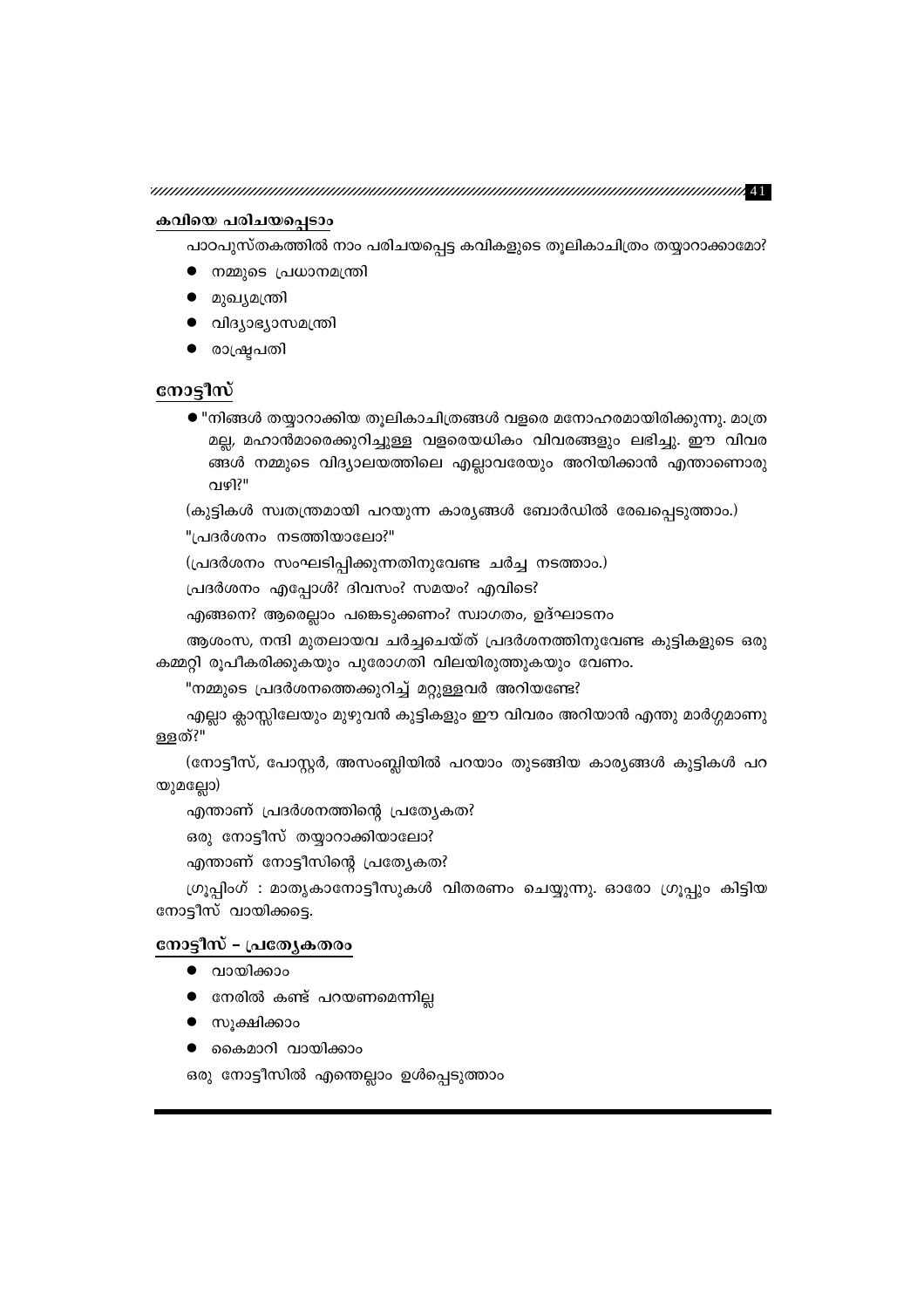## കവിയെ പരിചയപ്പെടാം

പാഠപുസ്തകത്തിൽ നാം പരിചയപ്പെട്ട കവികളുടെ തൂലികാചിത്രം തയ്യാറാക്കാമോ?

- നമ്മുടെ പ്രധാനമന്ത്രി
- മുഖ്യമന്ത്രി
- വിദ്യാഭ്യാസമന്ത്രി
- രാഷ്ട്രപതി

## നോട്ടീസ്

- "നിങ്ങൾ തയ്യാറാക്കിയ തൂലികാചിത്രങ്ങൾ വളരെ മനോഹരമായിരിക്കുന്നു. മാത്ര മല്ല, മഹാൻമാരെക്കുറിച്ചുള്ള വളരെയധികം വിവരങ്ങളും ലഭിച്ചു. ഈ വിവര ങ്ങൾ നമ്മുടെ വിദ്യാലയത്തിലെ എല്ലാവരേയും അറിയിക്കാൻ എന്താണൊരു വഴി?"

(കുട്ടികൾ സ്വതന്ത്രമായി പറയുന്ന കാര്യങ്ങൾ ബോർഡിൽ രേഖപ്പെടുത്താം.)

"പ്രദർശനം നടത്തിയാലോ?"

(പ്രദർശനം സംഘടിപ്പിക്കുന്നതിനുവേണ്ട ചർച്ച നടത്താം.)

പ്രദർശനം എപ്പോൾ? ദിവസം? സമയം? എവിടെ?

എങ്ങനെ? ആരെല്ലാം പങ്കെടുക്കണം? സ്വാഗതം, ഉദ്ഘാടനം

ആശംസ, നന്ദി മുതലായവ ചർച്ചചെയ്ത് പ്രദർശനത്തിനുവേണ്ട കുട്ടികളുടെ ഒരു കമ്മറ്റി രൂപീകരിക്കുകയും പുരോഗതി വിലയിരുത്തുകയും വേണം.

"നമ്മുടെ പ്രദർശനത്തെക്കുറിച്ച് മറ്റുള്ളവർ അറിയണ്ടേ?

എല്ലാ ക്ലാസ്സിലേയും മുഴുവൻ കുട്ടികളും ഈ വിവരം അറിയാൻ എന്തു മാർഗ്ഗമാണു ള്ളത്?"

(നോട്ടീസ്, പോസ്റ്റർ, അസംബ്ലിയിൽ പറയാം തുടങ്ങിയ കാര്യങ്ങൾ കുട്ടികൾ പറ യുമല്ലോ)

എന്താണ് പ്രദർശനത്തിന്റെ പ്രത്യേകത?

ഒരു നോട്ടീസ് തയ്യാറാക്കിയാലോ?

എന്താണ് നോട്ടീസിന്റെ പ്രത്യേകത?

ഗ്രൂപ്പിംഗ് : മാതൃകാനോട്ടീസുകൾ വിതരണം ചെയ്യുന്നു. ഓരോ ഗ്രൂപ്പും കിട്ടിയ നോട്ടീസ് വായിക്കട്ടെ.

## നോട്ടീസ് – പ്രത്യേകതരം

- വായിക്കാം
- നേരിൽ കണ്ട് പറയണമെന്നില്ല
- സൂക്ഷിക്കാം
- കൈമാറി വായിക്കാം

ഒരു നോട്ടീസിൽ എന്തെല്ലാം ഉൾപ്പെടുത്താം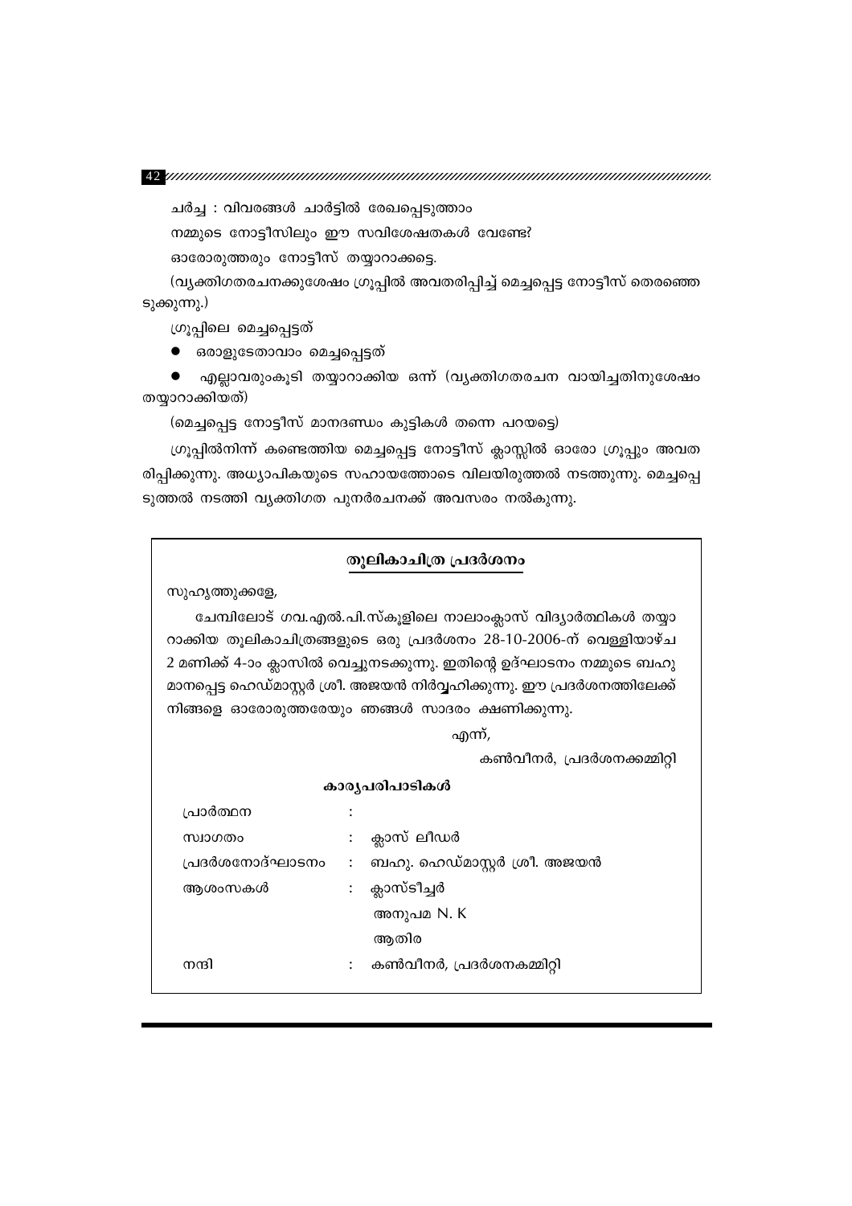ചർച്ച : വിവരങ്ങൾ ചാർട്ടിൽ രേഖപ്പെടുത്താം

നമ്മുടെ നോട്ടീസിലും ഈ സവിശേഷതകൾ വേണ്ടേ?

ഓരോരുത്തരും നോട്ടീസ് തയ്യാറാക്കട്ടെ.

(വ്യക്തിഗതരചനക്കുശേഷം ഗ്രൂപ്പിൽ അവതരിപ്പിച്ച് മെച്ചപ്പെട്ട നോട്ടീസ് തെരഞ്ഞെടുക്കുന്നു.)

ഗ്രൂപ്പിലെ മെച്ചപ്പെട്ടത്

- ഒരാളുടേതാവാം മെച്ചപ്പെട്ടത്
- എല്ലാവരുംകൂടി തയ്യാറാക്കിയ ഒന്ന് (വ്യക്തിഗതരചന വായിച്ചതിനുശേഷം തയ്യാറാക്കിയത്)

(മെച്ചപ്പെട്ട നോട്ടീസ് മാനദണ്ഡം കുട്ടികൾ തന്നെ പറയട്ടെ)

ഗ്രൂപ്പിൽനിന്ന് കണ്ടെത്തിയ മെച്ചപ്പെട്ട നോട്ടീസ് ക്ലാസ്സിൽ ഓരോ ഗ്രൂപ്പും അവതരിപ്പിക്കുന്നു. അധ്യാപികയുടെ സഹായത്തോടെ വിലയിരുത്തൽ നടത്തുന്നു. മെച്ചപ്പെടുത്തൽ നടത്തി വ്യക്തിഗത പുനർരചനക്ക് അവസരം നൽകുന്നു.

---

## തൂലികാചിത്ര പ്രദർശനം

സുഹൃത്തുക്കളേ,

ചേമ്പിലോട് ഗവ.എൽ.പി.സ്കൂളിലെ നാലാംക്ലാസ് വിദ്യാർത്ഥികൾ തയ്യാറാക്കിയ തൂലികാചിത്രങ്ങളുടെ ഒരു പ്രദർശനം 28-10-2006-ന് വെള്ളിയാഴ്ച 2 മണിക്ക് 4-ാം ക്ലാസിൽ വെച്ചുനടക്കുന്നു. ഇതിന്റെ ഉദ്ഘാടനം നമ്മുടെ ബഹുമാനപ്പെട്ട ഹെഡ്മാസ്റ്റർ ശ്രീ. അജയൻ നിർവ്വഹിക്കുന്നു. ഈ പ്രദർശനത്തിലേക്ക് നിങ്ങളെ ഓരോരുത്തരേയും ഞങ്ങൾ സാദരം ക്ഷണിക്കുന്നു.

എന്ന്,

കൺവീനർ, പ്രദർശനക്കമ്മിറ്റി

### കാര്യപരിപാടികൾ

| | | |
|---|---|---|
| പ്രാർത്ഥന | : | |
| സ്വാഗതം | : | ക്ലാസ് ലീഡർ |
| പ്രദർശനോദ്ഘാടനം | : | ബഹു. ഹെഡ്മാസ്റ്റർ ശ്രീ. അജയൻ |
| ആശംസകൾ | : | ക്ലാസ്ടീച്ചർ |
| | | അനുപമ N. K |
| | | ആതിര |
| നന്ദി | : | കൺവീനർ, പ്രദർശനകമ്മിറ്റി |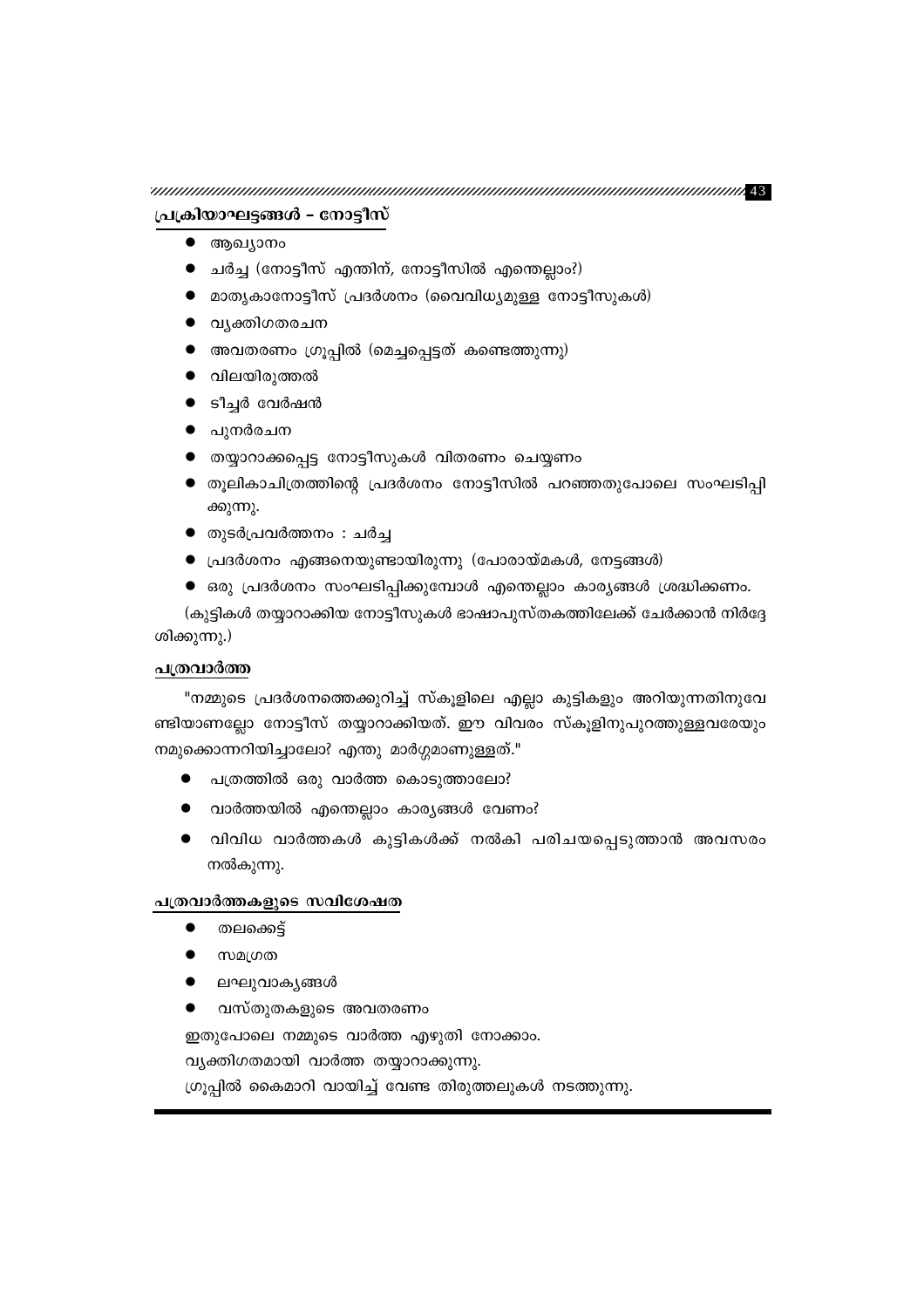## പ്രക്രിയാഘട്ടങ്ങൾ – നോട്ടീസ്

- ആഖ്യാനം
- ചർച്ച (നോട്ടീസ് എന്തിന്, നോട്ടീസിൽ എന്തെല്ലാം?)
- മാതൃകാനോട്ടീസ് പ്രദർശനം (വൈവിധ്യമുള്ള നോട്ടീസുകൾ)
- വ്യക്തിഗതരചന
- അവതരണം ഗ്രൂപ്പിൽ (മെച്ചപ്പെട്ടത് കണ്ടെത്തുന്നു)
- വിലയിരുത്തൽ
- ടീച്ചർ വേർഷൻ
- പുനർരചന
- തയ്യാറാക്കപ്പെട്ട നോട്ടീസുകൾ വിതരണം ചെയ്യണം
- തൂലികാചിത്രത്തിന്റെ പ്രദർശനം നോട്ടീസിൽ പറഞ്ഞതുപോലെ സംഘടിപ്പിക്കുന്നു.
- തുടർപ്രവർത്തനം : ചർച്ച
- പ്രദർശനം എങ്ങനെയുണ്ടായിരുന്നു (പോരായ്മകൾ, നേട്ടങ്ങൾ)
- ഒരു പ്രദർശനം സംഘടിപ്പിക്കുമ്പോൾ എന്തെല്ലാം കാര്യങ്ങൾ ശ്രദ്ധിക്കണം.

(കുട്ടികൾ തയ്യാറാക്കിയ നോട്ടീസുകൾ ഭാഷാപുസ്തകത്തിലേക്ക് ചേർക്കാൻ നിർദ്ദേശിക്കുന്നു.)

## പത്രവാർത്ത

"നമ്മുടെ പ്രദർശനത്തെക്കുറിച്ച് സ്കൂളിലെ എല്ലാ കുട്ടികളും അറിയുന്നതിനുവേണ്ടിയാണല്ലോ നോട്ടീസ് തയ്യാറാക്കിയത്. ഈ വിവരം സ്കൂളിനുപുറത്തുള്ളവരേയും നമുക്കൊന്നറിയിച്ചാലോ? എന്തു മാർഗ്ഗമാണുള്ളത്."

- പത്രത്തിൽ ഒരു വാർത്ത കൊടുത്താലോ?
- വാർത്തയിൽ എന്തെല്ലാം കാര്യങ്ങൾ വേണം?
- വിവിധ വാർത്തകൾ കുട്ടികൾക്ക് നൽകി പരിചയപ്പെടുത്താൻ അവസരം നൽകുന്നു.

## പത്രവാർത്തകളുടെ സവിശേഷത

- തലക്കെട്ട്
- സമഗ്രത
- ലഘുവാക്യങ്ങൾ
- വസ്തുതകളുടെ അവതരണം

ഇതുപോലെ നമ്മുടെ വാർത്ത എഴുതി നോക്കാം.

വ്യക്തിഗതമായി വാർത്ത തയ്യാറാക്കുന്നു.

ഗ്രൂപ്പിൽ കൈമാറി വായിച്ച് വേണ്ട തിരുത്തലുകൾ നടത്തുന്നു.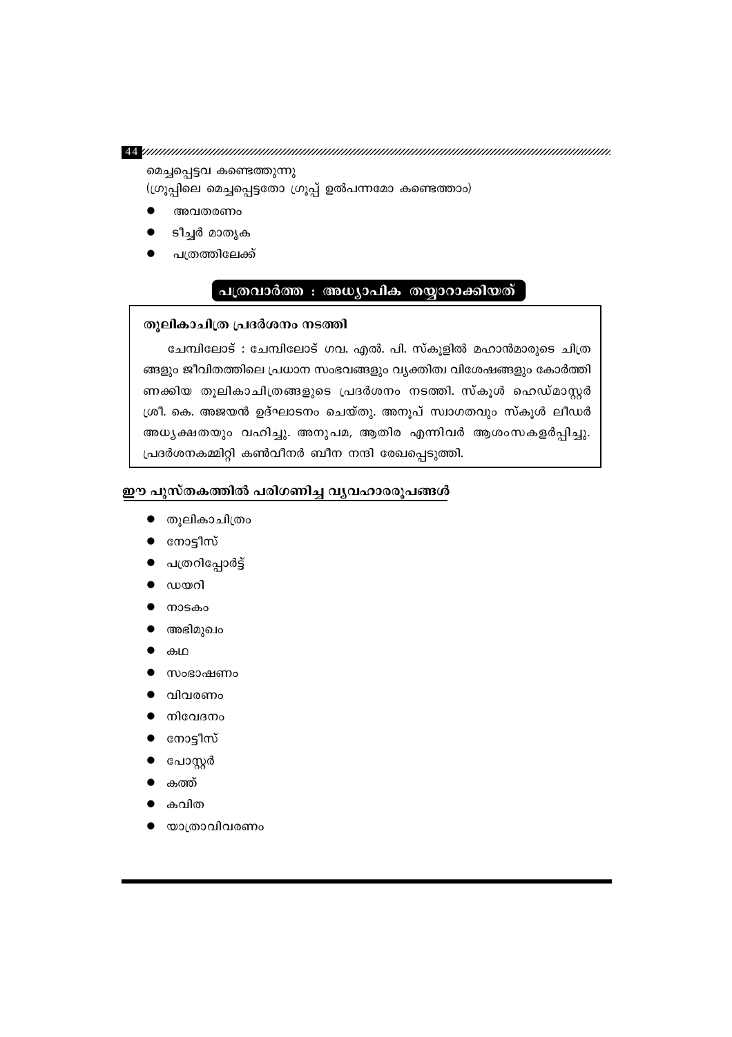മെച്ചപ്പെട്ടവ കണ്ടെത്തുന്നു
(ഗ്രൂപ്പിലെ മെച്ചപ്പെട്ടതോ ഗ്രൂപ്പ് ഉൽപന്നമോ കണ്ടെത്താം)

- അവതരണം
- ടീച്ചർ മാതൃക
- പത്രത്തിലേക്ക്

## പത്രവാർത്ത : അധ്യാപിക തയ്യാറാക്കിയത്

**തൂലികാചിത്ര പ്രദർശനം നടത്തി**

ചേമ്പിലോട് : ചേമ്പിലോട് ഗവ. എൽ. പി. സ്കൂളിൽ മഹാൻമാരുടെ ചിത്രങ്ങളും ജീവിതത്തിലെ പ്രധാന സംഭവങ്ങളും വ്യക്തിത്വ വിശേഷങ്ങളും കോർത്തിണക്കിയ തൂലികാചിത്രങ്ങളുടെ പ്രദർശനം നടത്തി. സ്കൂൾ ഹെഡ്മാസ്റ്റർ ശ്രീ. കെ. അജയൻ ഉദ്ഘാടനം ചെയ്തു. അനൂപ് സ്വാഗതവും സ്കൂൾ ലീഡർ അധ്യക്ഷതയും വഹിച്ചു. അനുപമ, ആതിര എന്നിവർ ആശംസകളർപ്പിച്ചു. പ്രദർശനകമ്മിറ്റി കൺവീനർ ബീന നന്ദി രേഖപ്പെടുത്തി.

## ഈ പുസ്തകത്തിൽ പരിഗണിച്ച വ്യവഹാരരൂപങ്ങൾ

- തൂലികാചിത്രം
- നോട്ടീസ്
- പത്രറിപ്പോർട്ട്
- ഡയറി
- നാടകം
- അഭിമുഖം
- കഥ
- സംഭാഷണം
- വിവരണം
- നിവേദനം
- നോട്ടീസ്
- പോസ്റ്റർ
- കത്ത്
- കവിത
- യാത്രാവിവരണം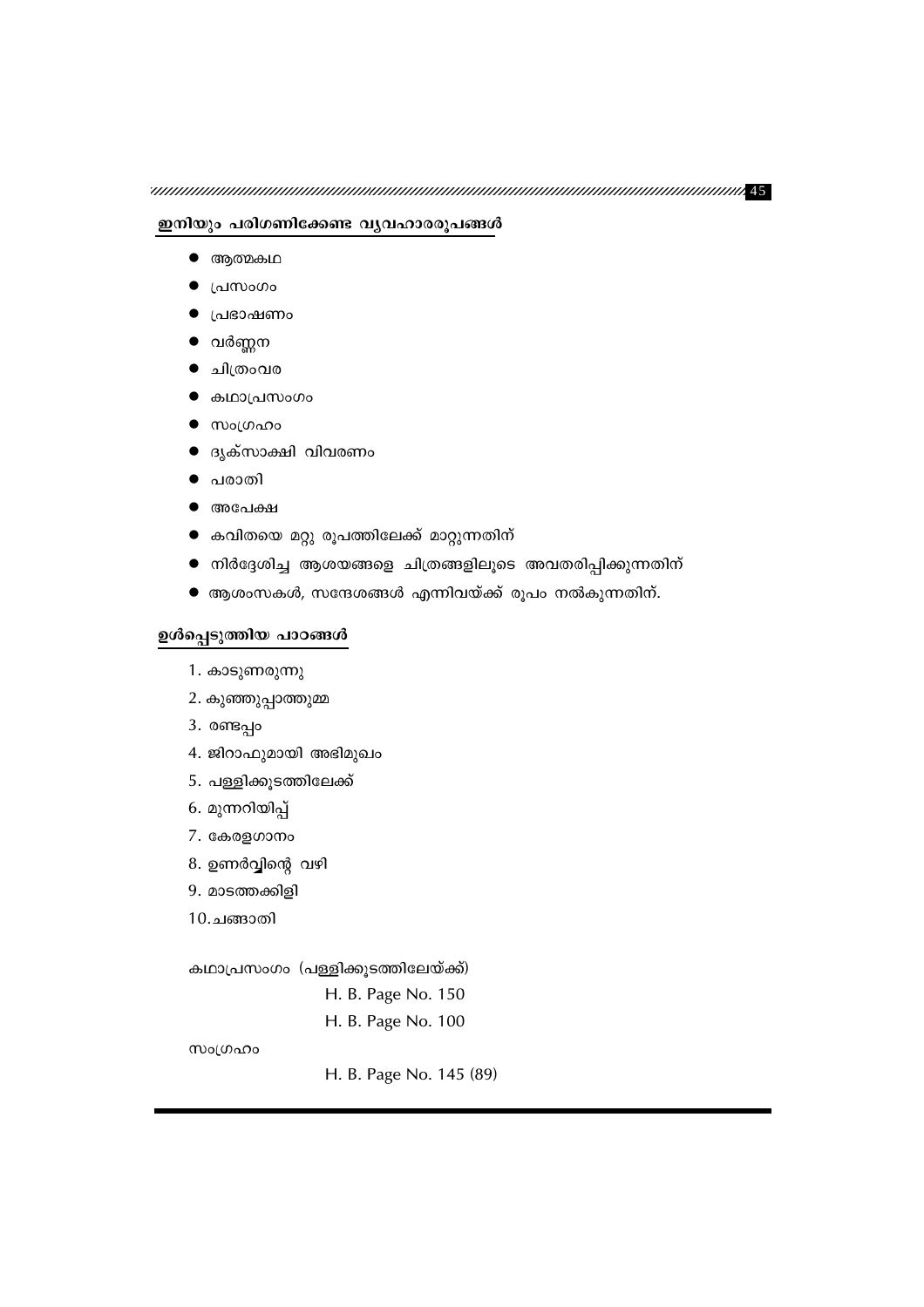## ഇനിയും പരിഗണിക്കേണ്ട വ്യവഹാരരൂപങ്ങൾ

- ആത്മകഥ
- പ്രസംഗം
- പ്രഭാഷണം
- വർണ്ണന
- ചിത്രംവര
- കഥാപ്രസംഗം
- സംഗ്രഹം
- ദൃക്സാക്ഷി വിവരണം
- പരാതി
- അപേക്ഷ
- കവിതയെ മറ്റു രൂപത്തിലേക്ക് മാറ്റുന്നതിന്
- നിർദ്ദേശിച്ച ആശയങ്ങളെ ചിത്രങ്ങളിലൂടെ അവതരിപ്പിക്കുന്നതിന്
- ആശംസകൾ, സന്ദേശങ്ങൾ എന്നിവയ്ക്ക് രൂപം നൽകുന്നതിന്.

## ഉൾപ്പെടുത്തിയ പാഠങ്ങൾ

1. കാടുണരുന്നു
2. കുഞ്ഞുപ്പാത്തുമ്മ
3. രണ്ടപ്പം
4. ജിറാഫുമായി അഭിമുഖം
5. പള്ളിക്കൂടത്തിലേക്ക്
6. മുന്നറിയിപ്പ്
7. കേരളഗാനം
8. ഉണർവ്വിന്റെ വഴി
9. മാടത്തക്കിളി
10. ചങ്ങാതി

കഥാപ്രസംഗം (പള്ളിക്കൂടത്തിലേയ്ക്ക്)

H. B. Page No. 150

H. B. Page No. 100

സംഗ്രഹം

H. B. Page No. 145 (89)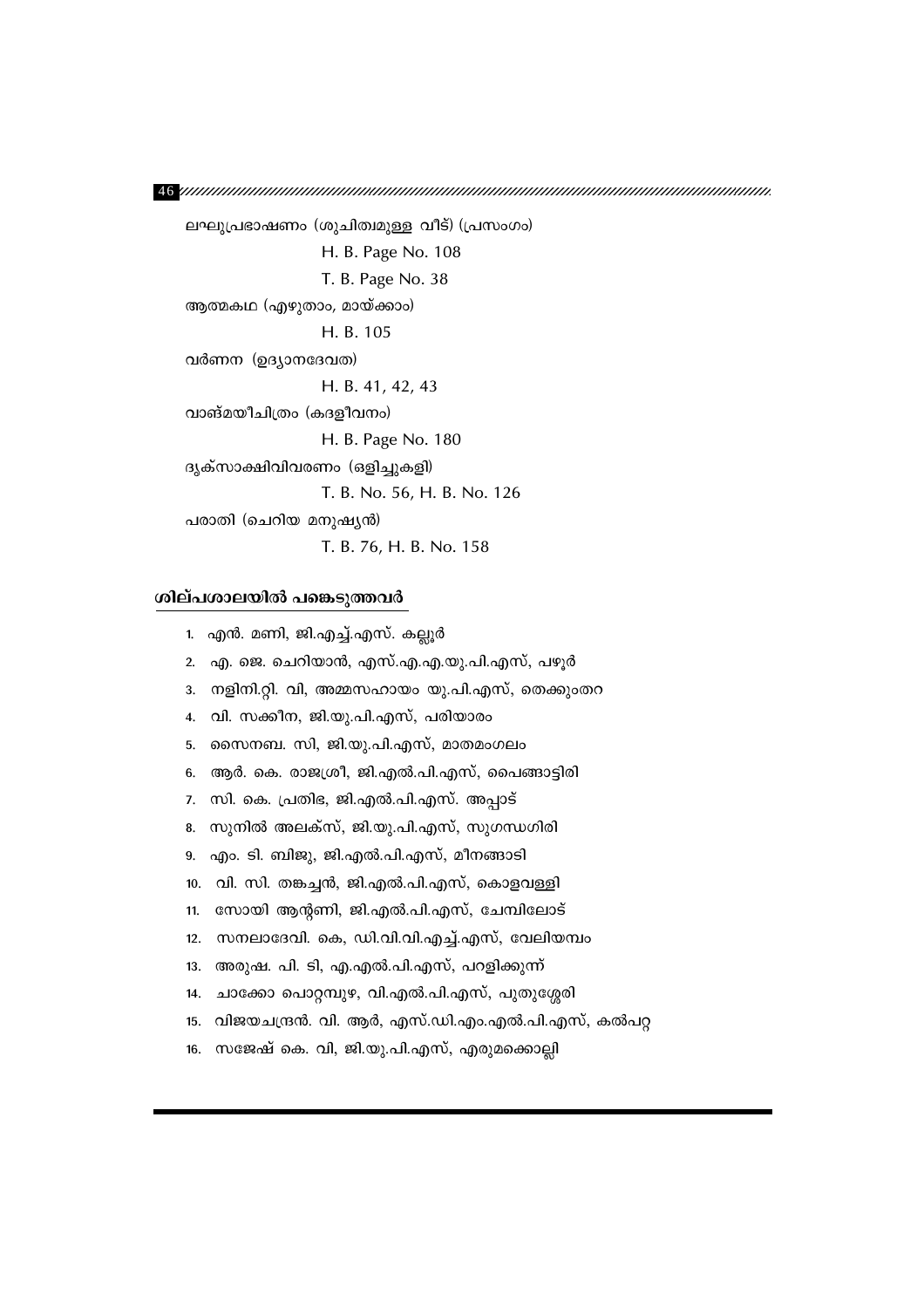ലഘുപ്രഭാഷണം (ശുചിത്വമുള്ള വീട്) (പ്രസംഗം)

H. B. Page No. 108

T. B. Page No. 38

ആത്മകഥ (എഴുതാം, മായ്ക്കാം)

H. B. 105

വർണന (ഉദ്യാനദേവത)

H. B. 41, 42, 43

വാങ്മയീചിത്രം (കദളീവനം)

H. B. Page No. 180

ദൃക്സാക്ഷിവിവരണം (ഒളിച്ചുകളി)

T. B. No. 56, H. B. No. 126

പരാതി (ചെറിയ മനുഷ്യൻ)

T. B. 76, H. B. No. 158

## ശില്പശാലയിൽ പങ്കെടുത്തവർ

1. എൻ. മണി, ജി.എച്ച്.എസ്. കല്ലൂർ
2. എ. ജെ. ചെറിയാൻ, എസ്.എ.എ.യു.പി.എസ്, പഴൂർ
3. നളിനി.റ്റി. വി, അമ്മസഹായം യു.പി.എസ്, തെക്കുംതറ
4. വി. സക്കീന, ജി.യു.പി.എസ്, പരിയാരം
5. സൈനബ. സി, ജി.യു.പി.എസ്, മാതമംഗലം
6. ആർ. കെ. രാജശ്രീ, ജി.എൽ.പി.എസ്, പൈങ്ങാട്ടിരി
7. സി. കെ. പ്രതിഭ, ജി.എൽ.പി.എസ്. അപ്പാട്
8. സുനിൽ അലക്സ്, ജി.യു.പി.എസ്, സുഗന്ധഗിരി
9. എം. ടി. ബിജു, ജി.എൽ.പി.എസ്, മീനങ്ങാടി
10. വി. സി. തങ്കച്ചൻ, ജി.എൽ.പി.എസ്, കൊളവള്ളി
11. സോയി ആന്റണി, ജി.എൽ.പി.എസ്, ചേമ്പിലോട്
12. സനലാദേവി. കെ, ഡി.വി.വി.എച്ച്.എസ്, വേലിയമ്പം
13. അരുഷ. പി. ടി, എ.എൽ.പി.എസ്, പറളിക്കുന്ന്
14. ചാക്കോ പൊറ്റമ്പുഴ, വി.എൽ.പി.എസ്, പുതുശ്ശേരി
15. വിജയചന്ദ്രൻ. വി. ആർ, എസ്.ഡി.എം.എൽ.പി.എസ്, കൽപറ്റ
16. സജേഷ് കെ. വി, ജി.യു.പി.എസ്, എരുമക്കൊല്ലി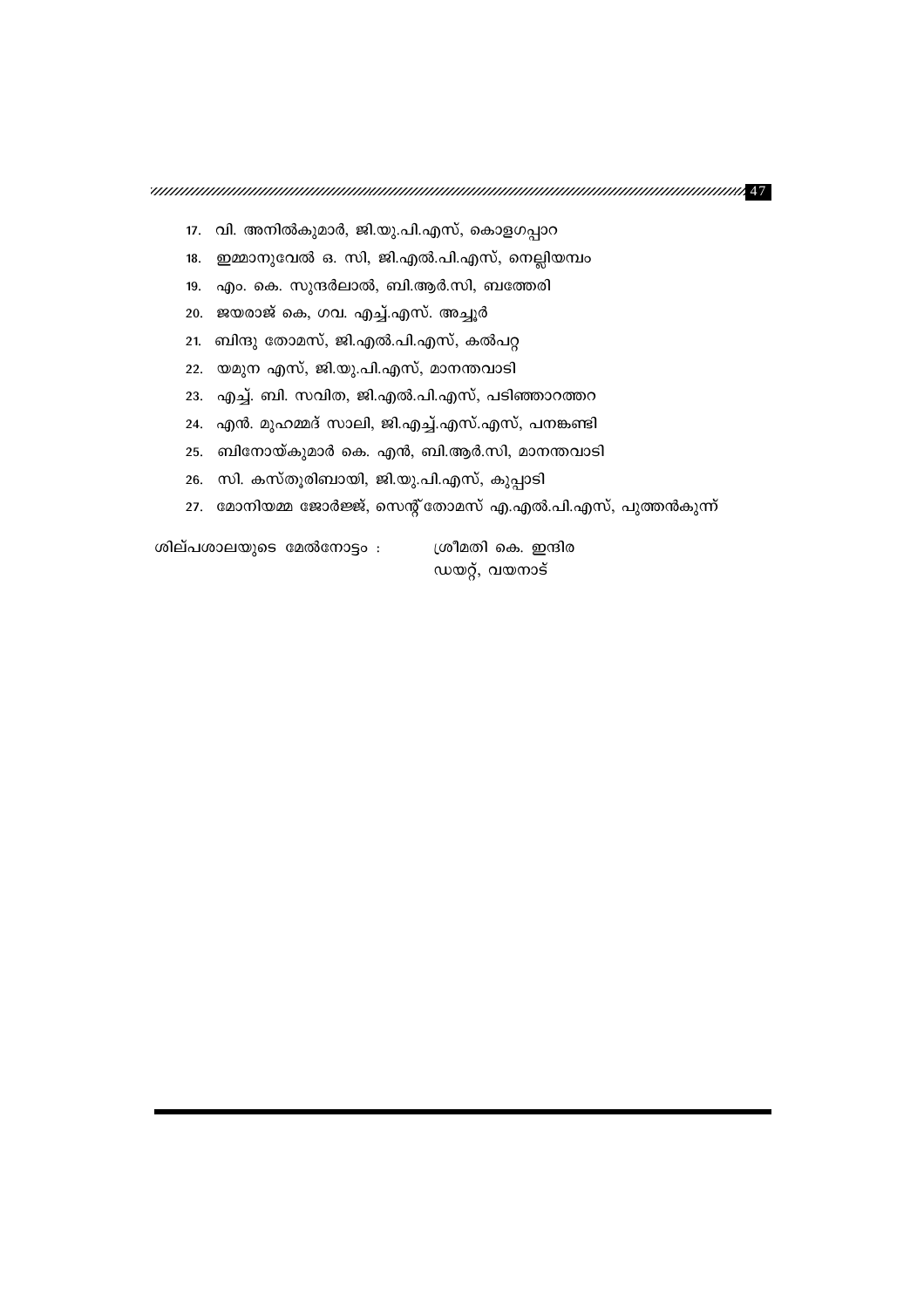17. വി. അനിൽകുമാർ, ജി.യു.പി.എസ്, കൊളഗപ്പാറ
18. ഇമ്മാനുവേൽ ഒ. സി, ജി.എൽ.പി.എസ്, നെല്ലിയമ്പം
19. എം. കെ. സുന്ദർലാൽ, ബി.ആർ.സി, ബത്തേരി
20. ജയരാജ് കെ, ഗവ. എച്ച്.എസ്. അച്ചൂർ
21. ബിന്ദു തോമസ്, ജി.എൽ.പി.എസ്, കൽപറ്റ
22. യമുന എസ്, ജി.യു.പി.എസ്, മാനന്തവാടി
23. എച്ച്. ബി. സവിത, ജി.എൽ.പി.എസ്, പടിഞ്ഞാറത്തറ
24. എൻ. മുഹമ്മദ് സാലി, ജി.എച്ച്.എസ്.എസ്, പനങ്കണ്ടി
25. ബിനോയ്കുമാർ കെ. എൻ, ബി.ആർ.സി, മാനന്തവാടി
26. സി. കസ്തൂരിബായി, ജി.യു.പി.എസ്, കുപ്പാടി
27. മോനിയമ്മ ജോർജ്ജ്, സെന്റ് തോമസ് എ.എൽ.പി.എസ്, പുത്തൻകുന്ന്

ശില്പശാലയുടെ മേൽനോട്ടം : ശ്രീമതി കെ. ഇന്ദിര
ഡയറ്റ്, വയനാട്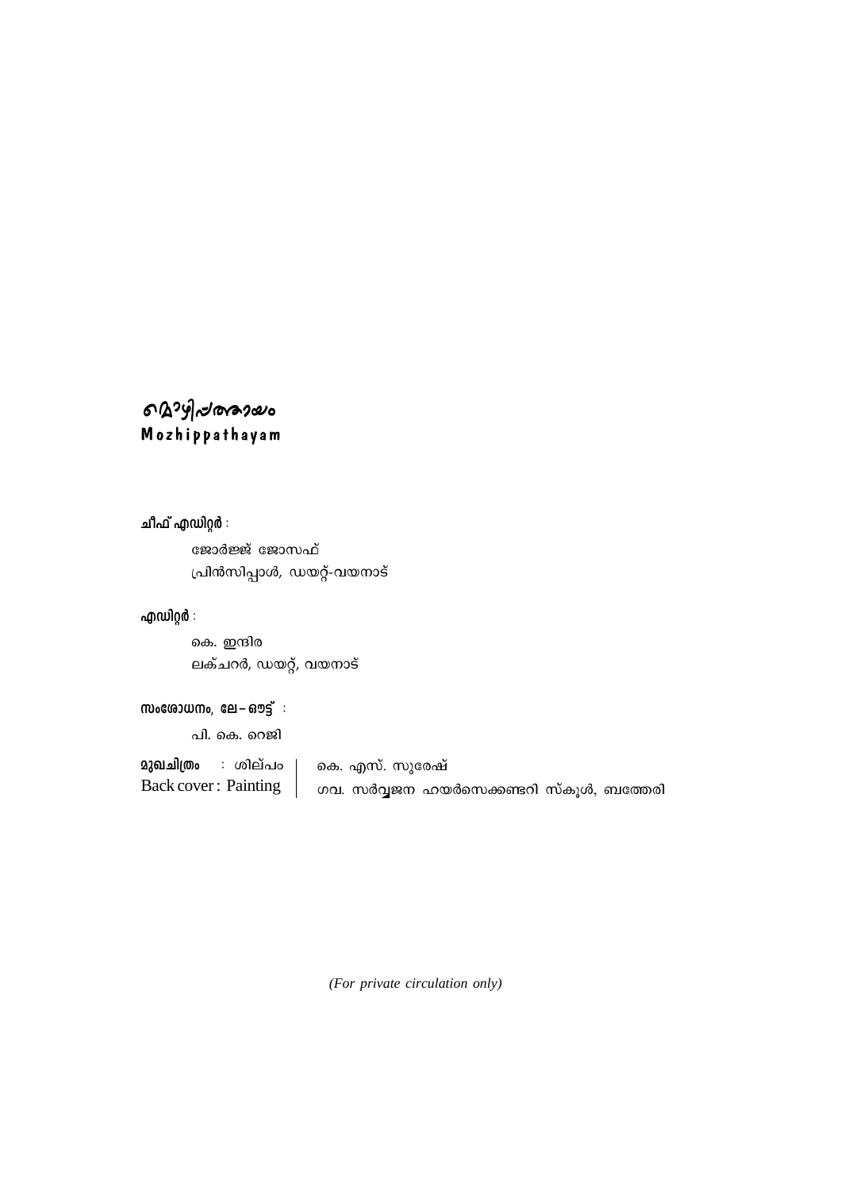# മൊഴിപ്പത്തായം
**Mozhippathayam**

**ചീഫ് എഡിറ്റർ** :

ജോർജ്ജ് ജോസഫ്
പ്രിൻസിപ്പാൾ, ഡയറ്റ്-വയനാട്

**എഡിറ്റർ** :

കെ. ഇന്ദിര
ലക്ചറർ, ഡയറ്റ്, വയനാട്

**സംശോധനം, ലേ – ഔട്ട്** :

പി. കെ. റെജി

**മുഖചിത്രം** : ശില്പം | കെ. എസ്. സുരേഷ്
Back cover : Painting | ഗവ. സർവ്വജന ഹയർസെക്കണ്ടറി സ്കൂൾ, ബത്തേരി

*(For private circulation only)*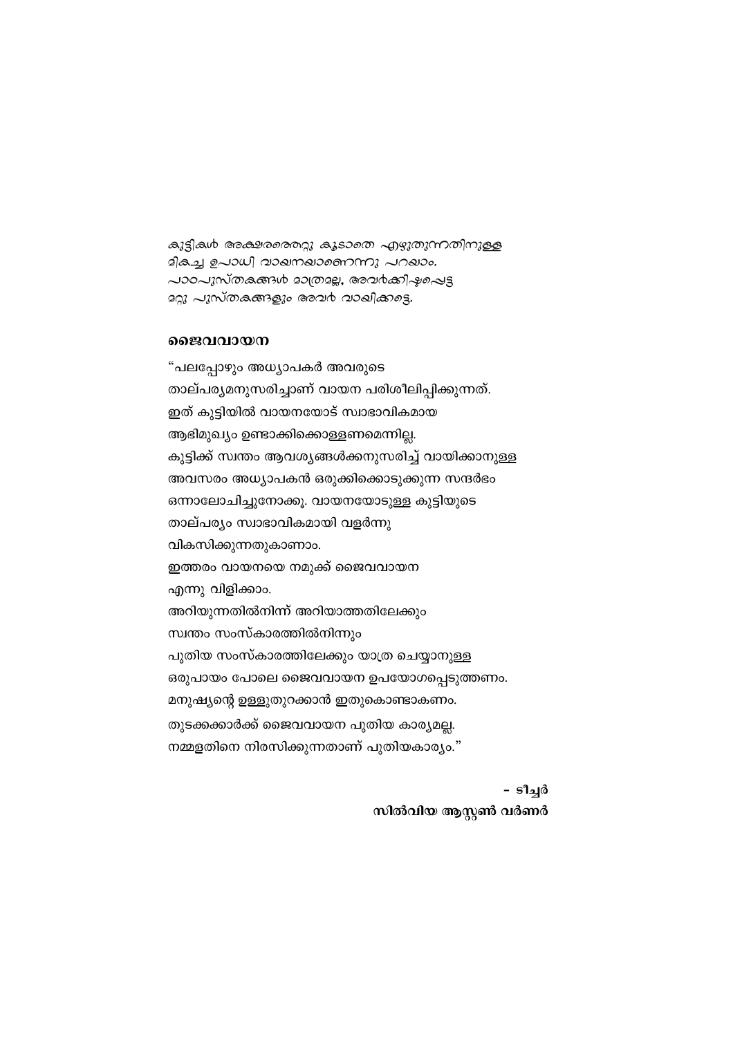കുട്ടികൾ അക്ഷരത്തെറ്റു കൂടാതെ എഴുതുന്നതിനുള്ള മികച്ച ഉപാധി വായനയാണെന്നു പറയാം. പാഠപുസ്തകങ്ങൾ മാത്രമല്ല, അവർക്കിഷ്ടപ്പെട്ട മറ്റു പുസ്തകങ്ങളും അവർ വായിക്കട്ടെ.

### ജൈവവായന

"പലപ്പോഴും അധ്യാപകർ അവരുടെ
താല്പര്യമനുസരിച്ചാണ് വായന പരിശീലിപ്പിക്കുന്നത്.
ഇത് കുട്ടിയിൽ വായനയോട് സ്വാഭാവികമായ
ആഭിമുഖ്യം ഉണ്ടാക്കിക്കൊള്ളണമെന്നില്ല.
കുട്ടിക്ക് സ്വന്തം ആവശ്യങ്ങൾക്കനുസരിച്ച് വായിക്കാനുള്ള
അവസരം അധ്യാപകൻ ഒരുക്കിക്കൊടുക്കുന്ന സന്ദർഭം
ഒന്നാലോചിച്ചുനോക്കൂ. വായനയോടുള്ള കുട്ടിയുടെ
താല്പര്യം സ്വാഭാവികമായി വളർന്നു
വികസിക്കുന്നതുകാണാം.
ഇത്തരം വായനയെ നമുക്ക് ജൈവവായന
എന്നു വിളിക്കാം.
അറിയുന്നതിൽനിന്ന് അറിയാത്തതിലേക്കും
സ്വന്തം സംസ്കാരത്തിൽനിന്നും
പുതിയ സംസ്കാരത്തിലേക്കും യാത്ര ചെയ്യാനുള്ള
ഒരുപായം പോലെ ജൈവവായന ഉപയോഗപ്പെടുത്തണം.
മനുഷ്യന്റെ ഉള്ളുതുറക്കാൻ ഇതുകൊണ്ടാകണം.
തുടക്കക്കാർക്ക് ജൈവവായന പുതിയ കാര്യമല്ല.
നമ്മളതിനെ നിരസിക്കുന്നതാണ് പുതിയകാര്യം."

**- ടീച്ചർ**
**സിൽവിയ ആസ്റ്റൺ വർണർ**